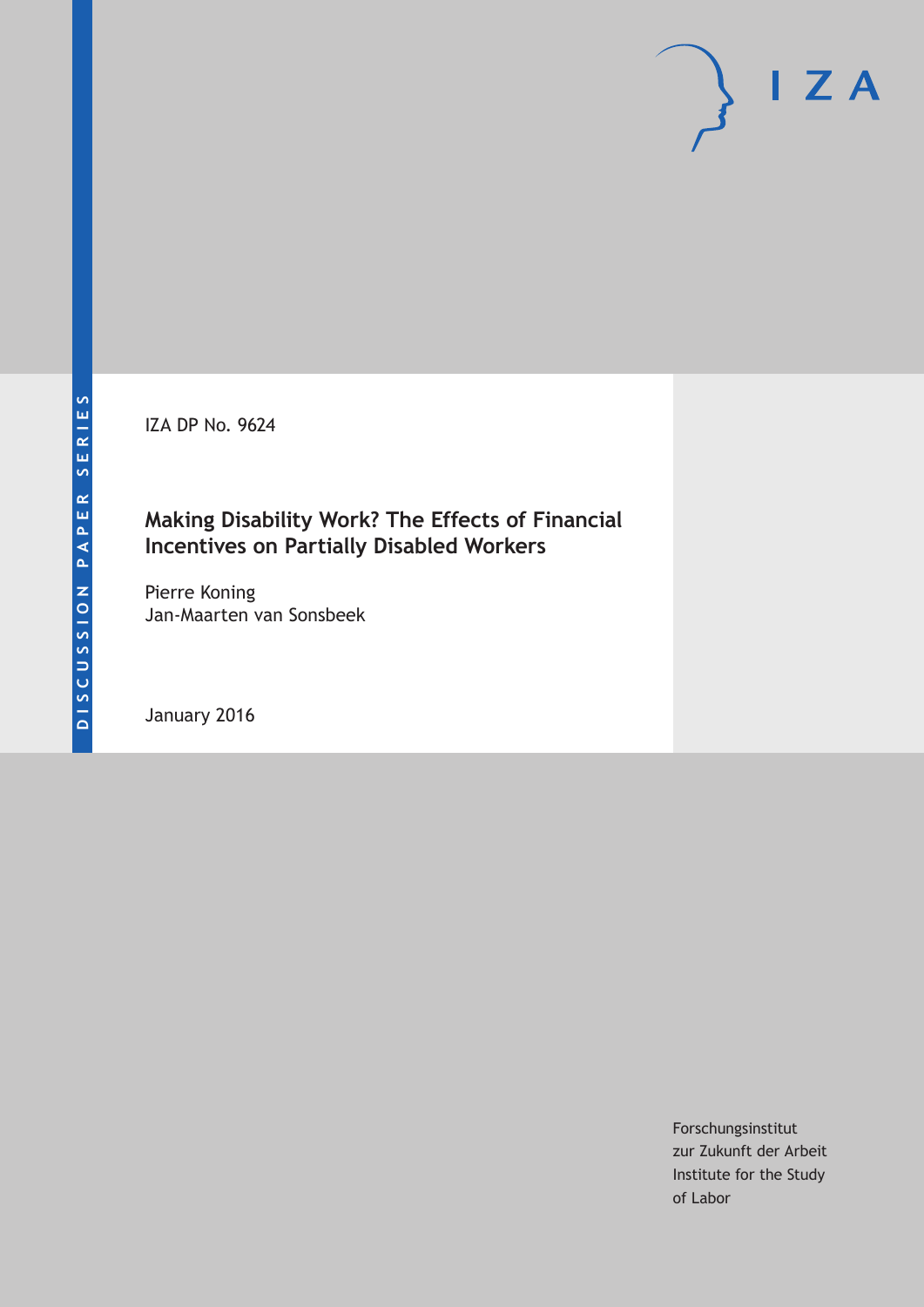DISCUSSION PAPER SERIES

IZA DP No. 9624

# Making Disability Work? The Effects of Financial Incentives on Partially Disabled Workers

Pierre Koning
Jan-Maarten van Sonsbeek

January 2016

Forschungsinstitut
zur Zukunft der Arbeit
Institute for the Study
of Labor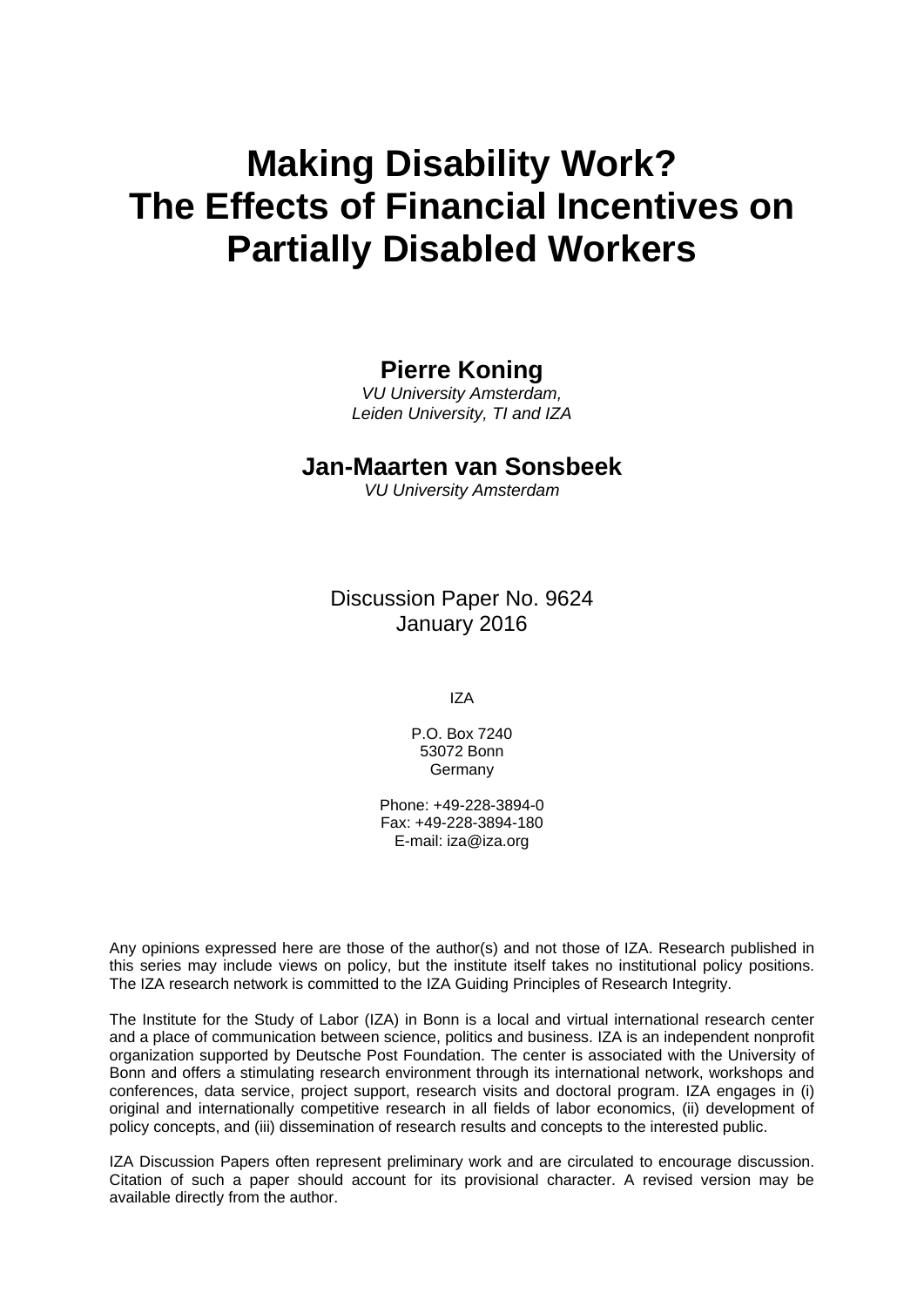# Making Disability Work? The Effects of Financial Incentives on Partially Disabled Workers

**Pierre Koning**

*VU University Amsterdam, Leiden University, TI and IZA*

**Jan-Maarten van Sonsbeek**

*VU University Amsterdam*

Discussion Paper No. 9624
January 2016

IZA

P.O. Box 7240
53072 Bonn
Germany

Phone: +49-228-3894-0
Fax: +49-228-3894-180
E-mail: iza@iza.org

Any opinions expressed here are those of the author(s) and not those of IZA. Research published in this series may include views on policy, but the institute itself takes no institutional policy positions. The IZA research network is committed to the IZA Guiding Principles of Research Integrity.

The Institute for the Study of Labor (IZA) in Bonn is a local and virtual international research center and a place of communication between science, politics and business. IZA is an independent nonprofit organization supported by Deutsche Post Foundation. The center is associated with the University of Bonn and offers a stimulating research environment through its international network, workshops and conferences, data service, project support, research visits and doctoral program. IZA engages in (i) original and internationally competitive research in all fields of labor economics, (ii) development of policy concepts, and (iii) dissemination of research results and concepts to the interested public.

IZA Discussion Papers often represent preliminary work and are circulated to encourage discussion. Citation of such a paper should account for its provisional character. A revised version may be available directly from the author.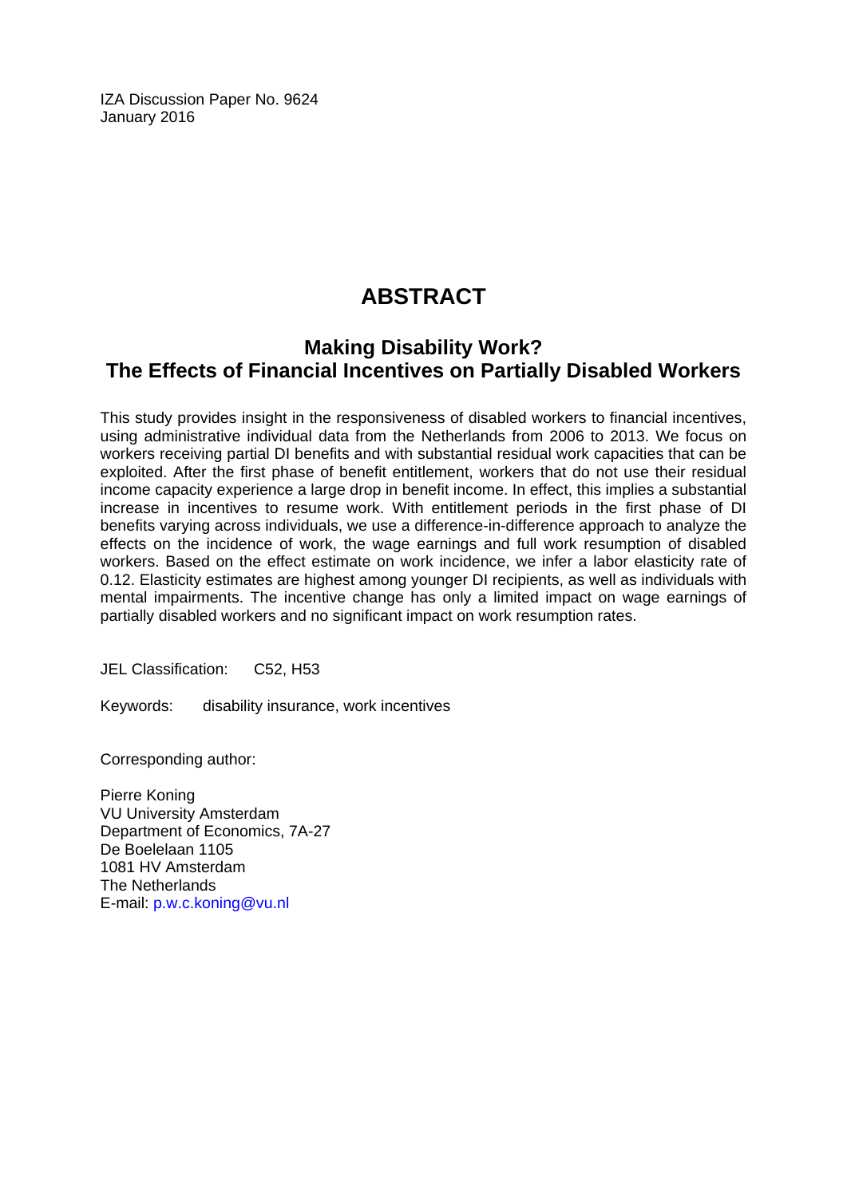IZA Discussion Paper No. 9624
January 2016

# ABSTRACT

## Making Disability Work? The Effects of Financial Incentives on Partially Disabled Workers

This study provides insight in the responsiveness of disabled workers to financial incentives, using administrative individual data from the Netherlands from 2006 to 2013. We focus on workers receiving partial DI benefits and with substantial residual work capacities that can be exploited. After the first phase of benefit entitlement, workers that do not use their residual income capacity experience a large drop in benefit income. In effect, this implies a substantial increase in incentives to resume work. With entitlement periods in the first phase of DI benefits varying across individuals, we use a difference-in-difference approach to analyze the effects on the incidence of work, the wage earnings and full work resumption of disabled workers. Based on the effect estimate on work incidence, we infer a labor elasticity rate of 0.12. Elasticity estimates are highest among younger DI recipients, as well as individuals with mental impairments. The incentive change has only a limited impact on wage earnings of partially disabled workers and no significant impact on work resumption rates.

JEL Classification: C52, H53

Keywords: disability insurance, work incentives

Corresponding author:

Pierre Koning
VU University Amsterdam
Department of Economics, 7A-27
De Boelelaan 1105
1081 HV Amsterdam
The Netherlands
E-mail: p.w.c.koning@vu.nl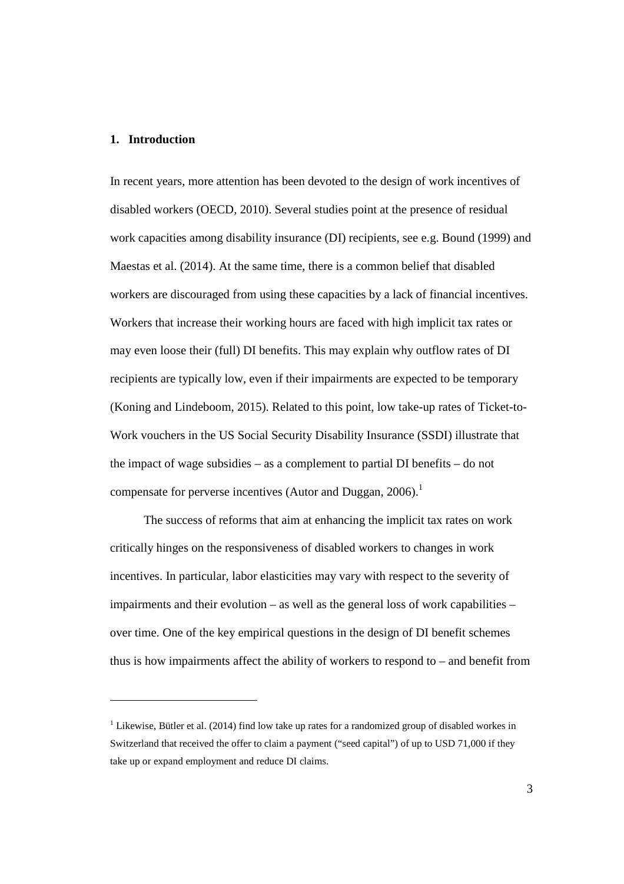## 1. Introduction

In recent years, more attention has been devoted to the design of work incentives of disabled workers (OECD, 2010). Several studies point at the presence of residual work capacities among disability insurance (DI) recipients, see e.g. Bound (1999) and Maestas et al. (2014). At the same time, there is a common belief that disabled workers are discouraged from using these capacities by a lack of financial incentives. Workers that increase their working hours are faced with high implicit tax rates or may even loose their (full) DI benefits. This may explain why outflow rates of DI recipients are typically low, even if their impairments are expected to be temporary (Koning and Lindeboom, 2015). Related to this point, low take-up rates of Ticket-to-Work vouchers in the US Social Security Disability Insurance (SSDI) illustrate that the impact of wage subsidies – as a complement to partial DI benefits – do not compensate for perverse incentives (Autor and Duggan, 2006).[1]

The success of reforms that aim at enhancing the implicit tax rates on work critically hinges on the responsiveness of disabled workers to changes in work incentives. In particular, labor elasticities may vary with respect to the severity of impairments and their evolution – as well as the general loss of work capabilities – over time. One of the key empirical questions in the design of DI benefit schemes thus is how impairments affect the ability of workers to respond to – and benefit from

[1] Likewise, Bütler et al. (2014) find low take up rates for a randomized group of disabled workes in Switzerland that received the offer to claim a payment ("seed capital") of up to USD 71,000 if they take up or expand employment and reduce DI claims.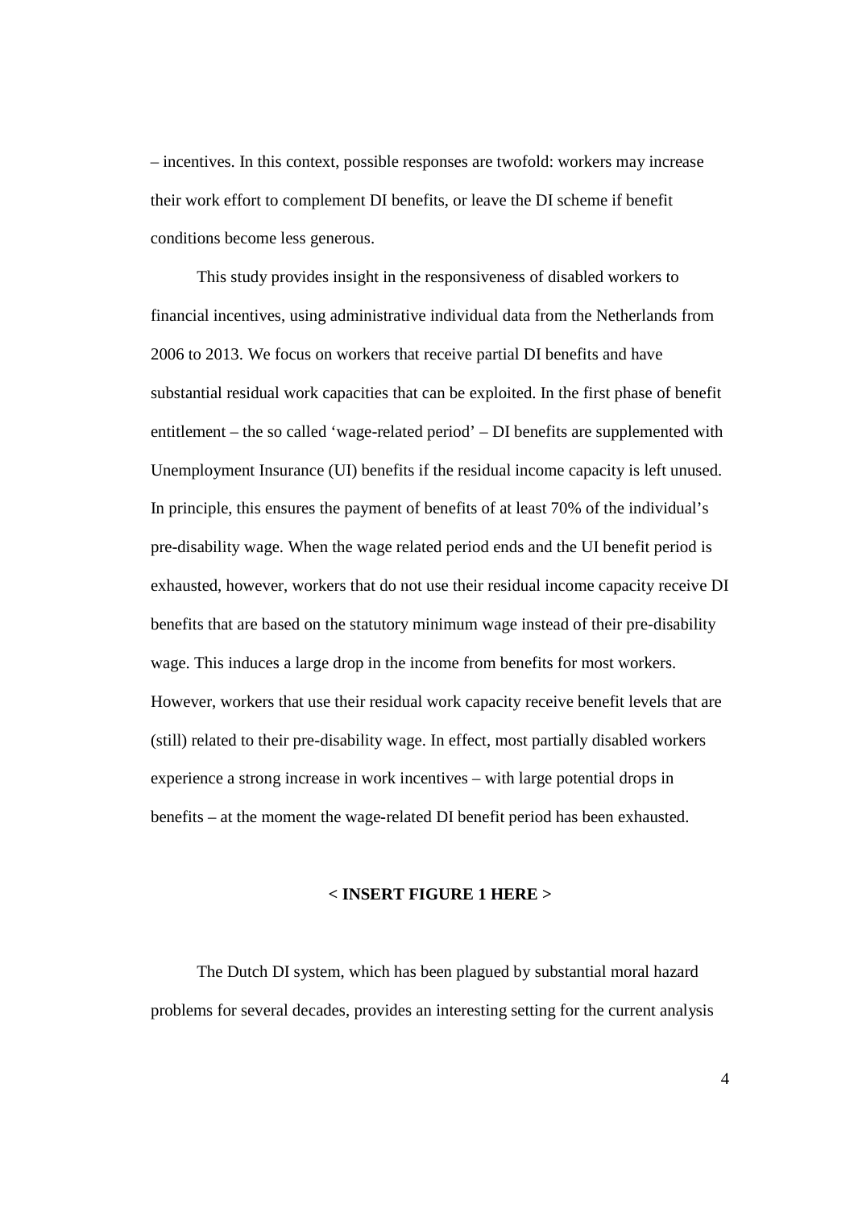– incentives. In this context, possible responses are twofold: workers may increase their work effort to complement DI benefits, or leave the DI scheme if benefit conditions become less generous.

This study provides insight in the responsiveness of disabled workers to financial incentives, using administrative individual data from the Netherlands from 2006 to 2013. We focus on workers that receive partial DI benefits and have substantial residual work capacities that can be exploited. In the first phase of benefit entitlement – the so called 'wage-related period' – DI benefits are supplemented with Unemployment Insurance (UI) benefits if the residual income capacity is left unused. In principle, this ensures the payment of benefits of at least 70% of the individual's pre-disability wage. When the wage related period ends and the UI benefit period is exhausted, however, workers that do not use their residual income capacity receive DI benefits that are based on the statutory minimum wage instead of their pre-disability wage. This induces a large drop in the income from benefits for most workers. However, workers that use their residual work capacity receive benefit levels that are (still) related to their pre-disability wage. In effect, most partially disabled workers experience a strong increase in work incentives – with large potential drops in benefits – at the moment the wage-related DI benefit period has been exhausted.

**< INSERT FIGURE 1 HERE >**

The Dutch DI system, which has been plagued by substantial moral hazard problems for several decades, provides an interesting setting for the current analysis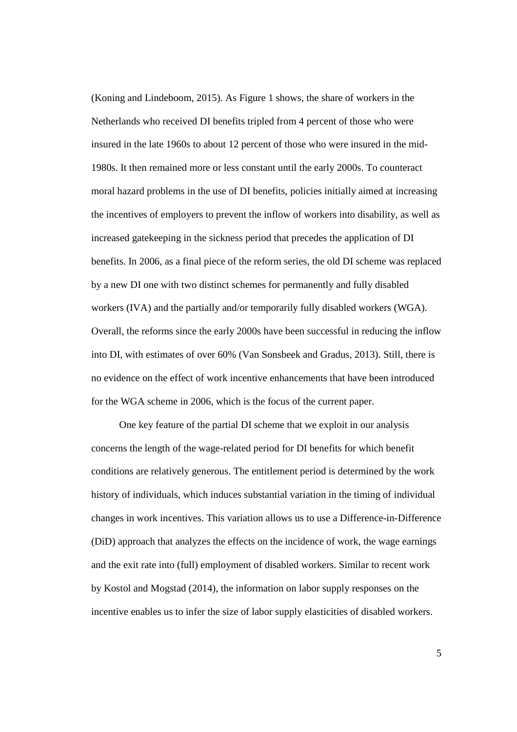(Koning and Lindeboom, 2015). As Figure 1 shows, the share of workers in the Netherlands who received DI benefits tripled from 4 percent of those who were insured in the late 1960s to about 12 percent of those who were insured in the mid-1980s. It then remained more or less constant until the early 2000s. To counteract moral hazard problems in the use of DI benefits, policies initially aimed at increasing the incentives of employers to prevent the inflow of workers into disability, as well as increased gatekeeping in the sickness period that precedes the application of DI benefits. In 2006, as a final piece of the reform series, the old DI scheme was replaced by a new DI one with two distinct schemes for permanently and fully disabled workers (IVA) and the partially and/or temporarily fully disabled workers (WGA). Overall, the reforms since the early 2000s have been successful in reducing the inflow into DI, with estimates of over 60% (Van Sonsbeek and Gradus, 2013). Still, there is no evidence on the effect of work incentive enhancements that have been introduced for the WGA scheme in 2006, which is the focus of the current paper.

One key feature of the partial DI scheme that we exploit in our analysis concerns the length of the wage-related period for DI benefits for which benefit conditions are relatively generous. The entitlement period is determined by the work history of individuals, which induces substantial variation in the timing of individual changes in work incentives. This variation allows us to use a Difference-in-Difference (DiD) approach that analyzes the effects on the incidence of work, the wage earnings and the exit rate into (full) employment of disabled workers. Similar to recent work by Kostol and Mogstad (2014), the information on labor supply responses on the incentive enables us to infer the size of labor supply elasticities of disabled workers.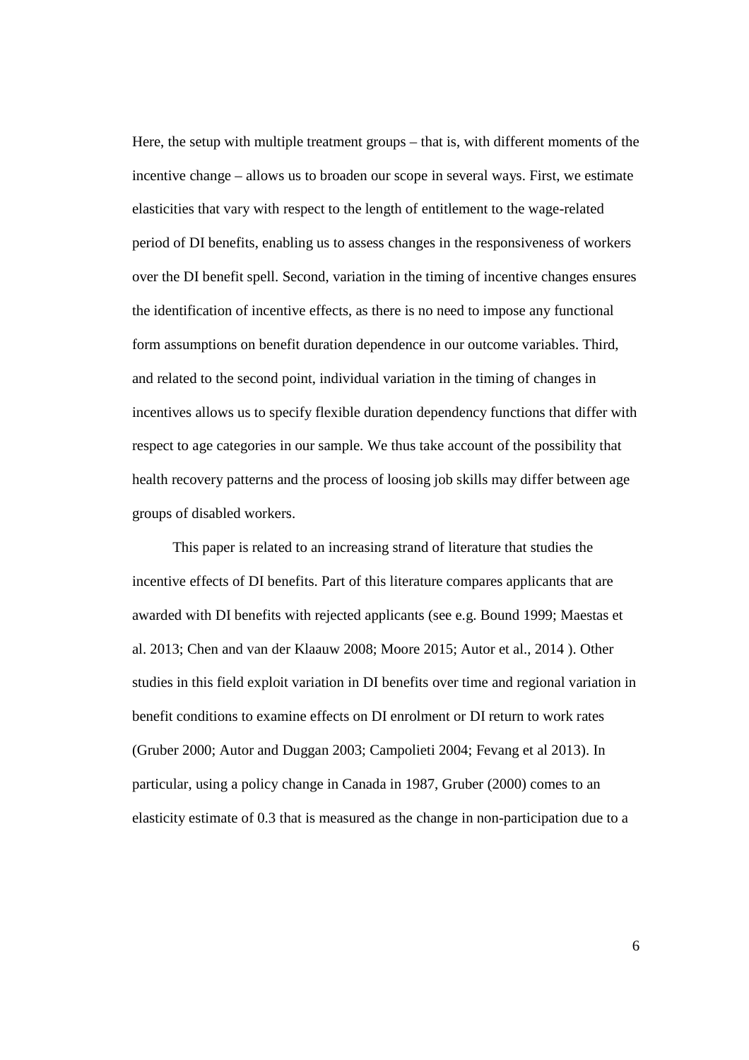Here, the setup with multiple treatment groups – that is, with different moments of the incentive change – allows us to broaden our scope in several ways. First, we estimate elasticities that vary with respect to the length of entitlement to the wage-related period of DI benefits, enabling us to assess changes in the responsiveness of workers over the DI benefit spell. Second, variation in the timing of incentive changes ensures the identification of incentive effects, as there is no need to impose any functional form assumptions on benefit duration dependence in our outcome variables. Third, and related to the second point, individual variation in the timing of changes in incentives allows us to specify flexible duration dependency functions that differ with respect to age categories in our sample. We thus take account of the possibility that health recovery patterns and the process of loosing job skills may differ between age groups of disabled workers.

This paper is related to an increasing strand of literature that studies the incentive effects of DI benefits. Part of this literature compares applicants that are awarded with DI benefits with rejected applicants (see e.g. Bound 1999; Maestas et al. 2013; Chen and van der Klaauw 2008; Moore 2015; Autor et al., 2014 ). Other studies in this field exploit variation in DI benefits over time and regional variation in benefit conditions to examine effects on DI enrolment or DI return to work rates (Gruber 2000; Autor and Duggan 2003; Campolieti 2004; Fevang et al 2013). In particular, using a policy change in Canada in 1987, Gruber (2000) comes to an elasticity estimate of 0.3 that is measured as the change in non-participation due to a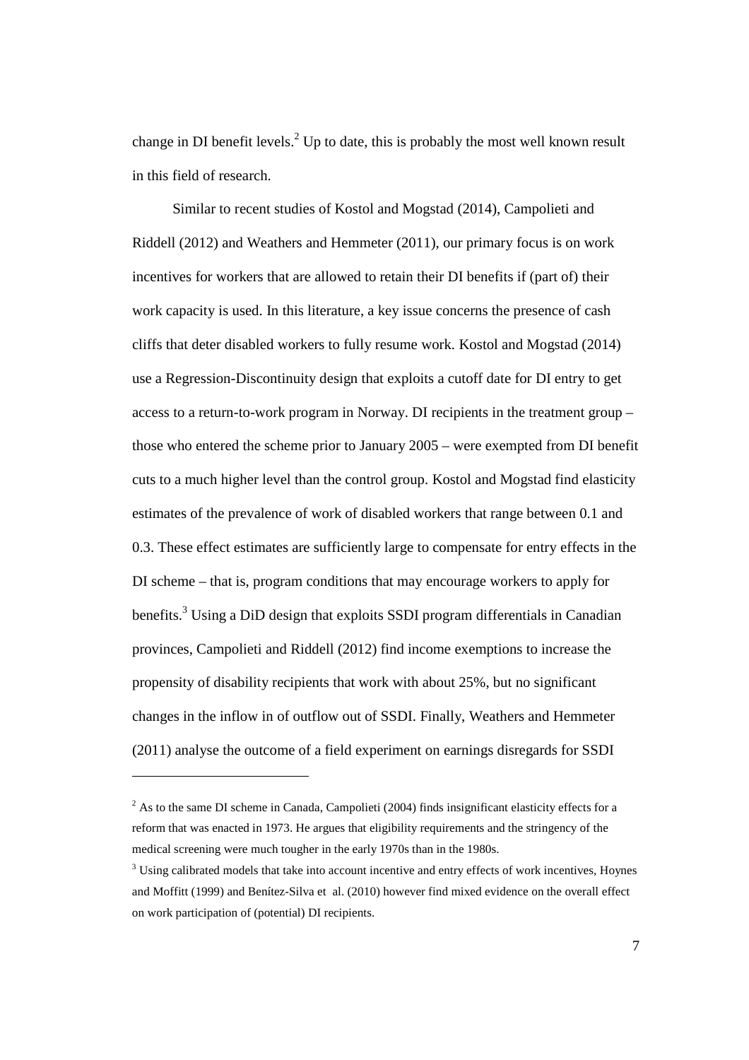change in DI benefit levels.[2] Up to date, this is probably the most well known result in this field of research.

Similar to recent studies of Kostol and Mogstad (2014), Campolieti and Riddell (2012) and Weathers and Hemmeter (2011), our primary focus is on work incentives for workers that are allowed to retain their DI benefits if (part of) their work capacity is used. In this literature, a key issue concerns the presence of cash cliffs that deter disabled workers to fully resume work. Kostol and Mogstad (2014) use a Regression-Discontinuity design that exploits a cutoff date for DI entry to get access to a return-to-work program in Norway. DI recipients in the treatment group – those who entered the scheme prior to January 2005 – were exempted from DI benefit cuts to a much higher level than the control group. Kostol and Mogstad find elasticity estimates of the prevalence of work of disabled workers that range between 0.1 and 0.3. These effect estimates are sufficiently large to compensate for entry effects in the DI scheme – that is, program conditions that may encourage workers to apply for benefits.[3] Using a DiD design that exploits SSDI program differentials in Canadian provinces, Campolieti and Riddell (2012) find income exemptions to increase the propensity of disability recipients that work with about 25%, but no significant changes in the inflow in of outflow out of SSDI. Finally, Weathers and Hemmeter (2011) analyse the outcome of a field experiment on earnings disregards for SSDI

---

[2] As to the same DI scheme in Canada, Campolieti (2004) finds insignificant elasticity effects for a reform that was enacted in 1973. He argues that eligibility requirements and the stringency of the medical screening were much tougher in the early 1970s than in the 1980s.

[3] Using calibrated models that take into account incentive and entry effects of work incentives, Hoynes and Moffitt (1999) and Benítez-Silva et al. (2010) however find mixed evidence on the overall effect on work participation of (potential) DI recipients.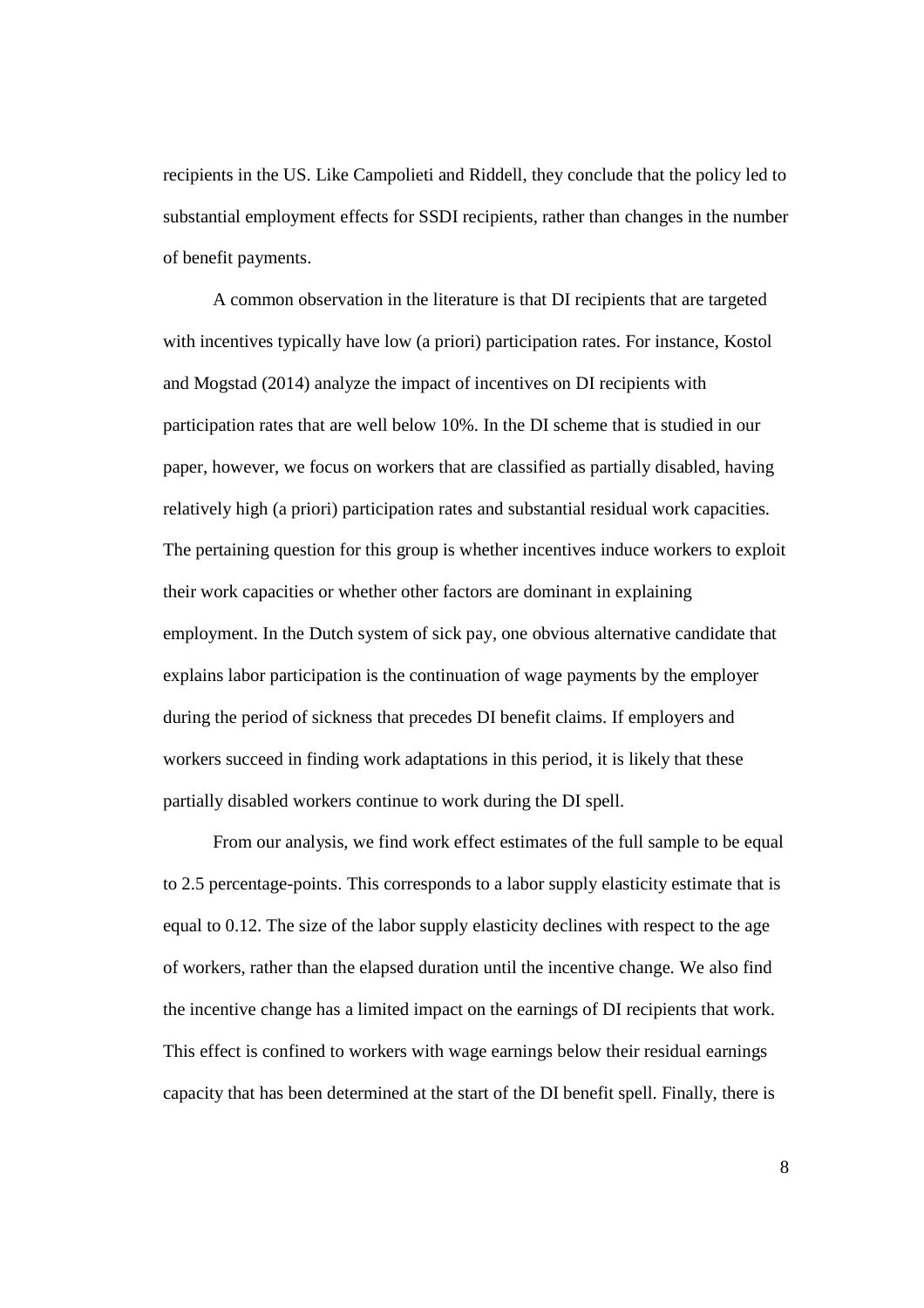recipients in the US. Like Campolieti and Riddell, they conclude that the policy led to substantial employment effects for SSDI recipients, rather than changes in the number of benefit payments.

A common observation in the literature is that DI recipients that are targeted with incentives typically have low (a priori) participation rates. For instance, Kostol and Mogstad (2014) analyze the impact of incentives on DI recipients with participation rates that are well below 10%. In the DI scheme that is studied in our paper, however, we focus on workers that are classified as partially disabled, having relatively high (a priori) participation rates and substantial residual work capacities. The pertaining question for this group is whether incentives induce workers to exploit their work capacities or whether other factors are dominant in explaining employment. In the Dutch system of sick pay, one obvious alternative candidate that explains labor participation is the continuation of wage payments by the employer during the period of sickness that precedes DI benefit claims. If employers and workers succeed in finding work adaptations in this period, it is likely that these partially disabled workers continue to work during the DI spell.

From our analysis, we find work effect estimates of the full sample to be equal to 2.5 percentage-points. This corresponds to a labor supply elasticity estimate that is equal to 0.12. The size of the labor supply elasticity declines with respect to the age of workers, rather than the elapsed duration until the incentive change. We also find the incentive change has a limited impact on the earnings of DI recipients that work. This effect is confined to workers with wage earnings below their residual earnings capacity that has been determined at the start of the DI benefit spell. Finally, there is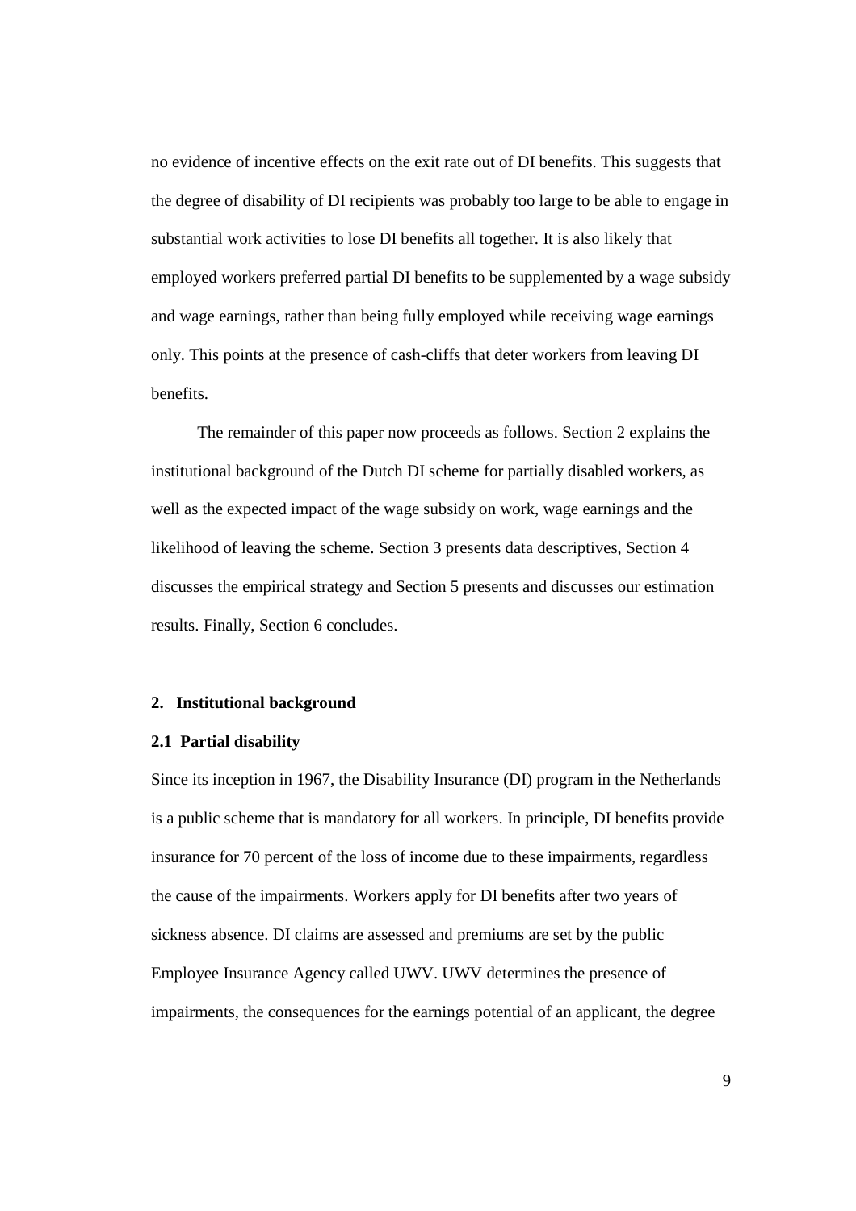no evidence of incentive effects on the exit rate out of DI benefits. This suggests that the degree of disability of DI recipients was probably too large to be able to engage in substantial work activities to lose DI benefits all together. It is also likely that employed workers preferred partial DI benefits to be supplemented by a wage subsidy and wage earnings, rather than being fully employed while receiving wage earnings only. This points at the presence of cash-cliffs that deter workers from leaving DI benefits.

The remainder of this paper now proceeds as follows. Section 2 explains the institutional background of the Dutch DI scheme for partially disabled workers, as well as the expected impact of the wage subsidy on work, wage earnings and the likelihood of leaving the scheme. Section 3 presents data descriptives, Section 4 discusses the empirical strategy and Section 5 presents and discusses our estimation results. Finally, Section 6 concludes.

## 2. Institutional background

### 2.1 Partial disability

Since its inception in 1967, the Disability Insurance (DI) program in the Netherlands is a public scheme that is mandatory for all workers. In principle, DI benefits provide insurance for 70 percent of the loss of income due to these impairments, regardless the cause of the impairments. Workers apply for DI benefits after two years of sickness absence. DI claims are assessed and premiums are set by the public Employee Insurance Agency called UWV. UWV determines the presence of impairments, the consequences for the earnings potential of an applicant, the degree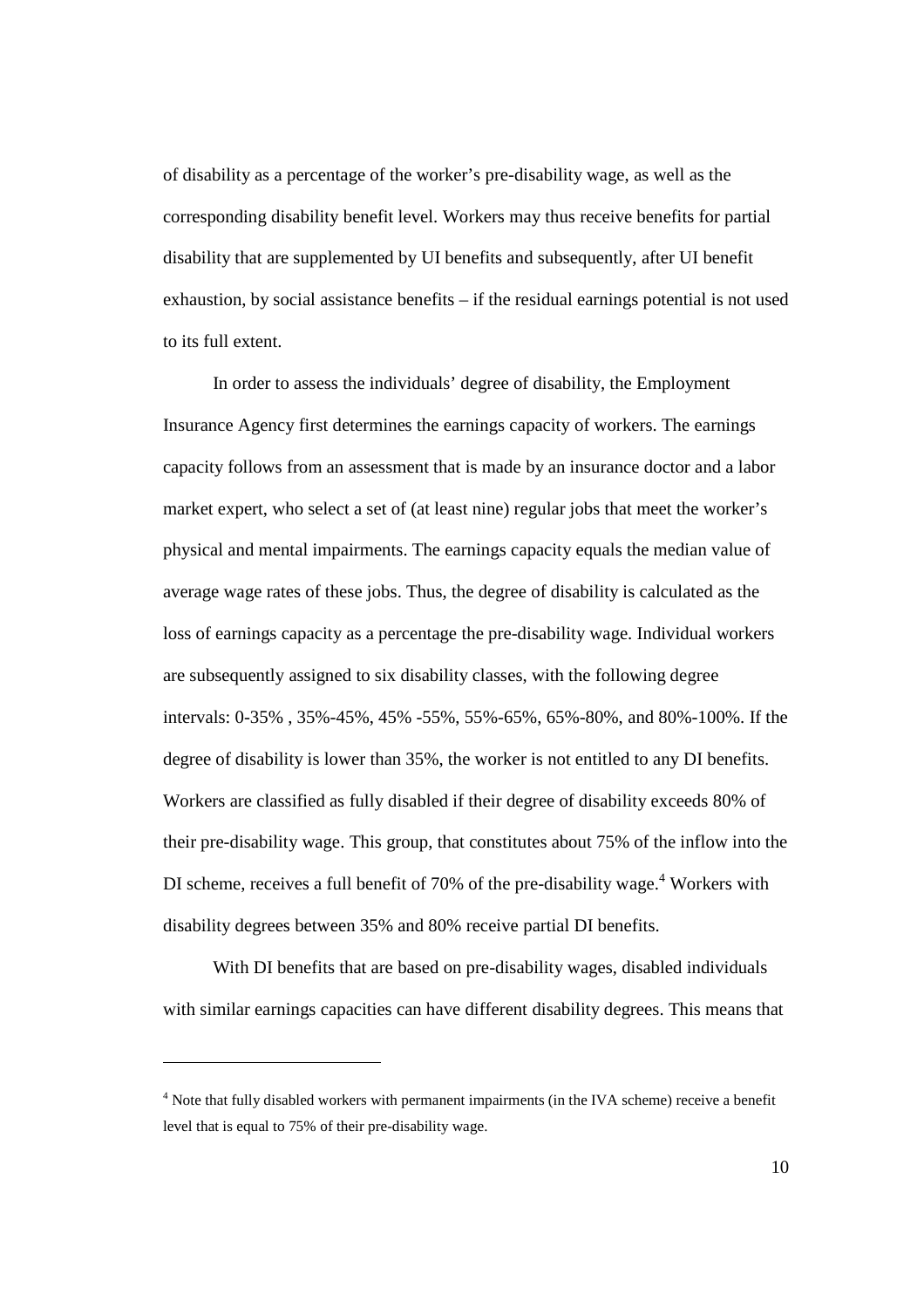of disability as a percentage of the worker's pre-disability wage, as well as the corresponding disability benefit level. Workers may thus receive benefits for partial disability that are supplemented by UI benefits and subsequently, after UI benefit exhaustion, by social assistance benefits – if the residual earnings potential is not used to its full extent.

In order to assess the individuals' degree of disability, the Employment Insurance Agency first determines the earnings capacity of workers. The earnings capacity follows from an assessment that is made by an insurance doctor and a labor market expert, who select a set of (at least nine) regular jobs that meet the worker's physical and mental impairments. The earnings capacity equals the median value of average wage rates of these jobs. Thus, the degree of disability is calculated as the loss of earnings capacity as a percentage the pre-disability wage. Individual workers are subsequently assigned to six disability classes, with the following degree intervals: 0-35% , 35%-45%, 45% -55%, 55%-65%, 65%-80%, and 80%-100%. If the degree of disability is lower than 35%, the worker is not entitled to any DI benefits. Workers are classified as fully disabled if their degree of disability exceeds 80% of their pre-disability wage. This group, that constitutes about 75% of the inflow into the DI scheme, receives a full benefit of 70% of the pre-disability wage.[4] Workers with disability degrees between 35% and 80% receive partial DI benefits.

With DI benefits that are based on pre-disability wages, disabled individuals with similar earnings capacities can have different disability degrees. This means that

---

[4] Note that fully disabled workers with permanent impairments (in the IVA scheme) receive a benefit level that is equal to 75% of their pre-disability wage.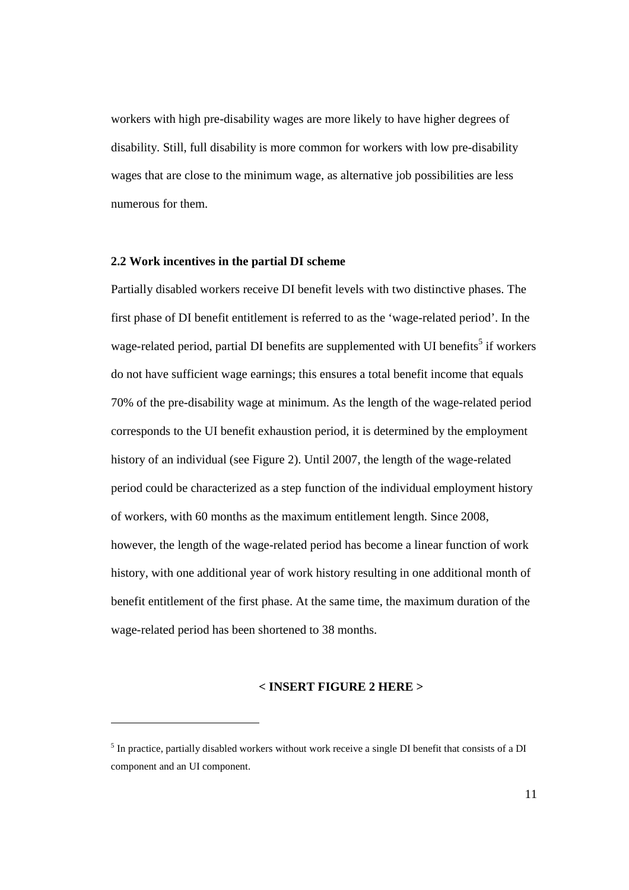workers with high pre-disability wages are more likely to have higher degrees of disability. Still, full disability is more common for workers with low pre-disability wages that are close to the minimum wage, as alternative job possibilities are less numerous for them.

### 2.2 Work incentives in the partial DI scheme

Partially disabled workers receive DI benefit levels with two distinctive phases. The first phase of DI benefit entitlement is referred to as the 'wage-related period'. In the wage-related period, partial DI benefits are supplemented with UI benefits[5] if workers do not have sufficient wage earnings; this ensures a total benefit income that equals 70% of the pre-disability wage at minimum. As the length of the wage-related period corresponds to the UI benefit exhaustion period, it is determined by the employment history of an individual (see Figure 2). Until 2007, the length of the wage-related period could be characterized as a step function of the individual employment history of workers, with 60 months as the maximum entitlement length. Since 2008, however, the length of the wage-related period has become a linear function of work history, with one additional year of work history resulting in one additional month of benefit entitlement of the first phase. At the same time, the maximum duration of the wage-related period has been shortened to 38 months.

**< INSERT FIGURE 2 HERE >**

[5] In practice, partially disabled workers without work receive a single DI benefit that consists of a DI component and an UI component.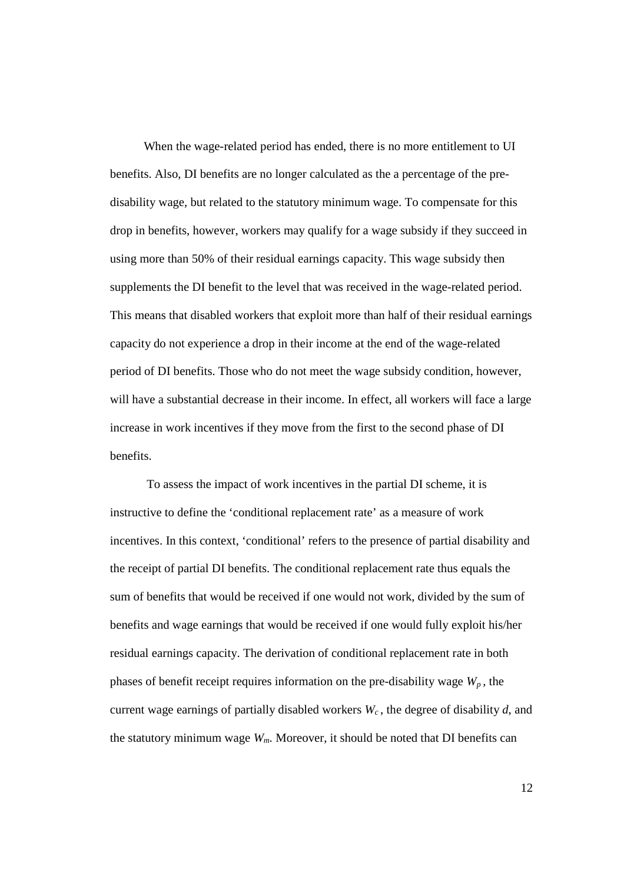When the wage-related period has ended, there is no more entitlement to UI benefits. Also, DI benefits are no longer calculated as the a percentage of the pre-disability wage, but related to the statutory minimum wage. To compensate for this drop in benefits, however, workers may qualify for a wage subsidy if they succeed in using more than 50% of their residual earnings capacity. This wage subsidy then supplements the DI benefit to the level that was received in the wage-related period. This means that disabled workers that exploit more than half of their residual earnings capacity do not experience a drop in their income at the end of the wage-related period of DI benefits. Those who do not meet the wage subsidy condition, however, will have a substantial decrease in their income. In effect, all workers will face a large increase in work incentives if they move from the first to the second phase of DI benefits.

To assess the impact of work incentives in the partial DI scheme, it is instructive to define the 'conditional replacement rate' as a measure of work incentives. In this context, 'conditional' refers to the presence of partial disability and the receipt of partial DI benefits. The conditional replacement rate thus equals the sum of benefits that would be received if one would not work, divided by the sum of benefits and wage earnings that would be received if one would fully exploit his/her residual earnings capacity. The derivation of conditional replacement rate in both phases of benefit receipt requires information on the pre-disability wage $W_p$, the current wage earnings of partially disabled workers $W_c$, the degree of disability $d$, and the statutory minimum wage $W_m$. Moreover, it should be noted that DI benefits can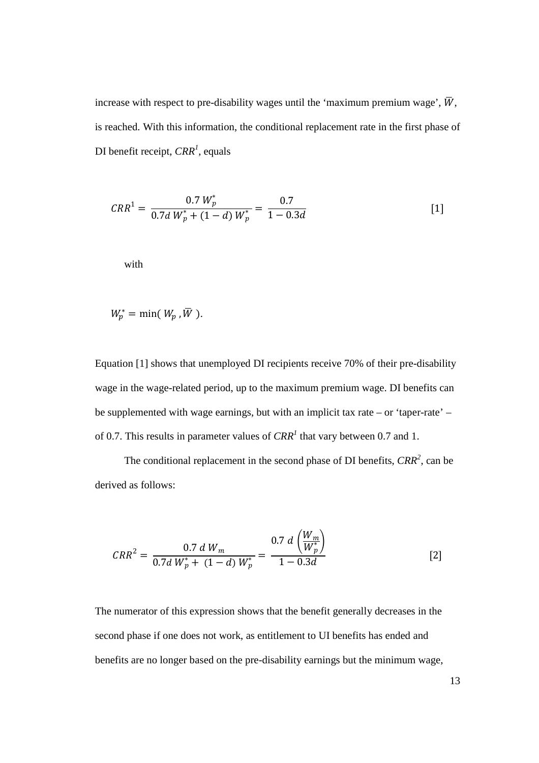increase with respect to pre-disability wages until the 'maximum premium wage', $\overline{W}$, is reached. With this information, the conditional replacement rate in the first phase of DI benefit receipt, $CRR^1$, equals

$$CRR^1 = \frac{0.7\, W_p^*}{0.7d\, W_p^* + (1-d)\, W_p^*} = \frac{0.7}{1-0.3d} \qquad [1]$$

with

$$W_p^* = \min(\, W_p\,, \overline{W}\,).$$

Equation [1] shows that unemployed DI recipients receive 70% of their pre-disability wage in the wage-related period, up to the maximum premium wage. DI benefits can be supplemented with wage earnings, but with an implicit tax rate – or 'taper-rate' – of 0.7. This results in parameter values of $CRR^1$ that vary between 0.7 and 1.

The conditional replacement in the second phase of DI benefits, $CRR^2$, can be derived as follows:

$$CRR^2 = \frac{0.7\, d\, W_m}{0.7d\, W_p^* + \,(1-d)\, W_p^*} = \frac{0.7\; d\, \left(\dfrac{W_m}{W_p^*}\right)}{1-0.3d} \qquad [2]$$

The numerator of this expression shows that the benefit generally decreases in the second phase if one does not work, as entitlement to UI benefits has ended and benefits are no longer based on the pre-disability earnings but the minimum wage,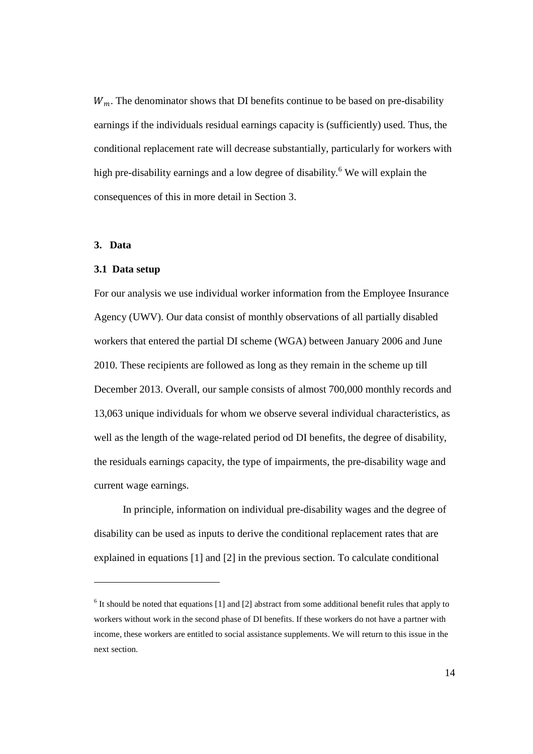$W_m$. The denominator shows that DI benefits continue to be based on pre-disability earnings if the individuals residual earnings capacity is (sufficiently) used. Thus, the conditional replacement rate will decrease substantially, particularly for workers with high pre-disability earnings and a low degree of disability.[6] We will explain the consequences of this in more detail in Section 3.

## 3. Data

### 3.1 Data setup

For our analysis we use individual worker information from the Employee Insurance Agency (UWV). Our data consist of monthly observations of all partially disabled workers that entered the partial DI scheme (WGA) between January 2006 and June 2010. These recipients are followed as long as they remain in the scheme up till December 2013. Overall, our sample consists of almost 700,000 monthly records and 13,063 unique individuals for whom we observe several individual characteristics, as well as the length of the wage-related period od DI benefits, the degree of disability, the residuals earnings capacity, the type of impairments, the pre-disability wage and current wage earnings.

In principle, information on individual pre-disability wages and the degree of disability can be used as inputs to derive the conditional replacement rates that are explained in equations [1] and [2] in the previous section. To calculate conditional

---

[6] It should be noted that equations [1] and [2] abstract from some additional benefit rules that apply to workers without work in the second phase of DI benefits. If these workers do not have a partner with income, these workers are entitled to social assistance supplements. We will return to this issue in the next section.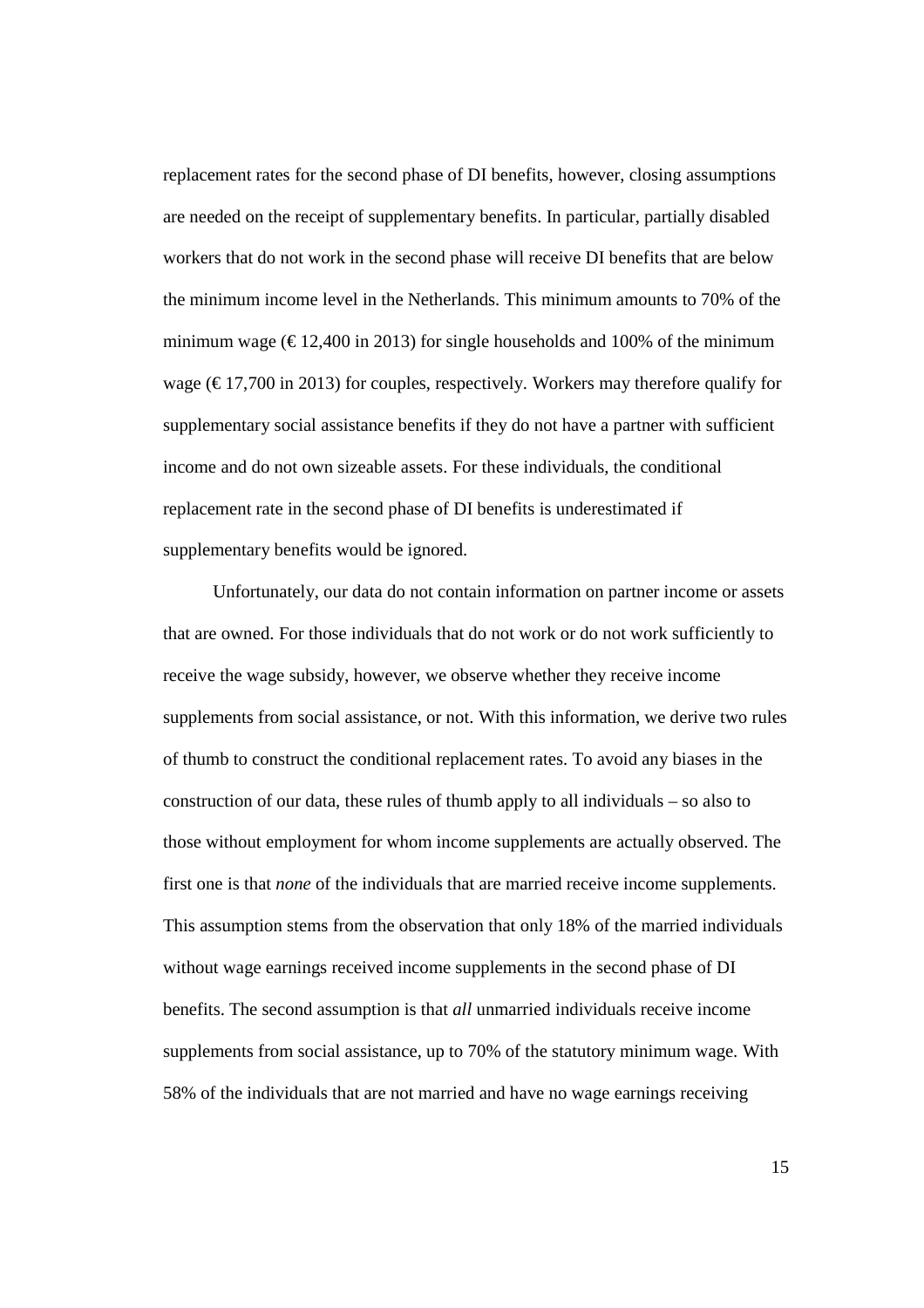replacement rates for the second phase of DI benefits, however, closing assumptions are needed on the receipt of supplementary benefits. In particular, partially disabled workers that do not work in the second phase will receive DI benefits that are below the minimum income level in the Netherlands. This minimum amounts to 70% of the minimum wage (€ 12,400 in 2013) for single households and 100% of the minimum wage (€ 17,700 in 2013) for couples, respectively. Workers may therefore qualify for supplementary social assistance benefits if they do not have a partner with sufficient income and do not own sizeable assets. For these individuals, the conditional replacement rate in the second phase of DI benefits is underestimated if supplementary benefits would be ignored.

Unfortunately, our data do not contain information on partner income or assets that are owned. For those individuals that do not work or do not work sufficiently to receive the wage subsidy, however, we observe whether they receive income supplements from social assistance, or not. With this information, we derive two rules of thumb to construct the conditional replacement rates. To avoid any biases in the construction of our data, these rules of thumb apply to all individuals – so also to those without employment for whom income supplements are actually observed. The first one is that *none* of the individuals that are married receive income supplements. This assumption stems from the observation that only 18% of the married individuals without wage earnings received income supplements in the second phase of DI benefits. The second assumption is that *all* unmarried individuals receive income supplements from social assistance, up to 70% of the statutory minimum wage. With 58% of the individuals that are not married and have no wage earnings receiving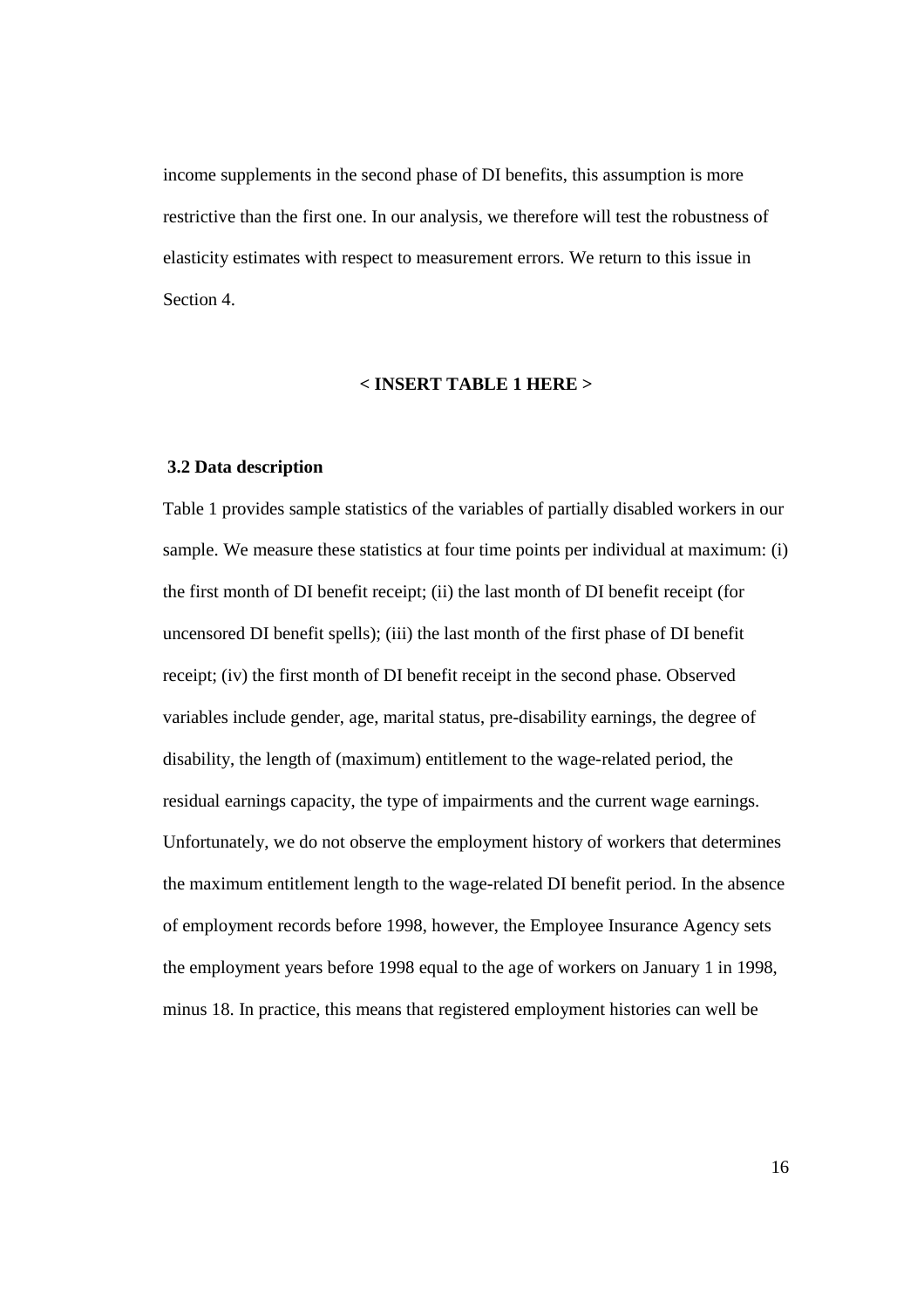income supplements in the second phase of DI benefits, this assumption is more restrictive than the first one. In our analysis, we therefore will test the robustness of elasticity estimates with respect to measurement errors. We return to this issue in Section 4.

**< INSERT TABLE 1 HERE >**

### 3.2 Data description

Table 1 provides sample statistics of the variables of partially disabled workers in our sample. We measure these statistics at four time points per individual at maximum: (i) the first month of DI benefit receipt; (ii) the last month of DI benefit receipt (for uncensored DI benefit spells); (iii) the last month of the first phase of DI benefit receipt; (iv) the first month of DI benefit receipt in the second phase. Observed variables include gender, age, marital status, pre-disability earnings, the degree of disability, the length of (maximum) entitlement to the wage-related period, the residual earnings capacity, the type of impairments and the current wage earnings. Unfortunately, we do not observe the employment history of workers that determines the maximum entitlement length to the wage-related DI benefit period. In the absence of employment records before 1998, however, the Employee Insurance Agency sets the employment years before 1998 equal to the age of workers on January 1 in 1998, minus 18. In practice, this means that registered employment histories can well be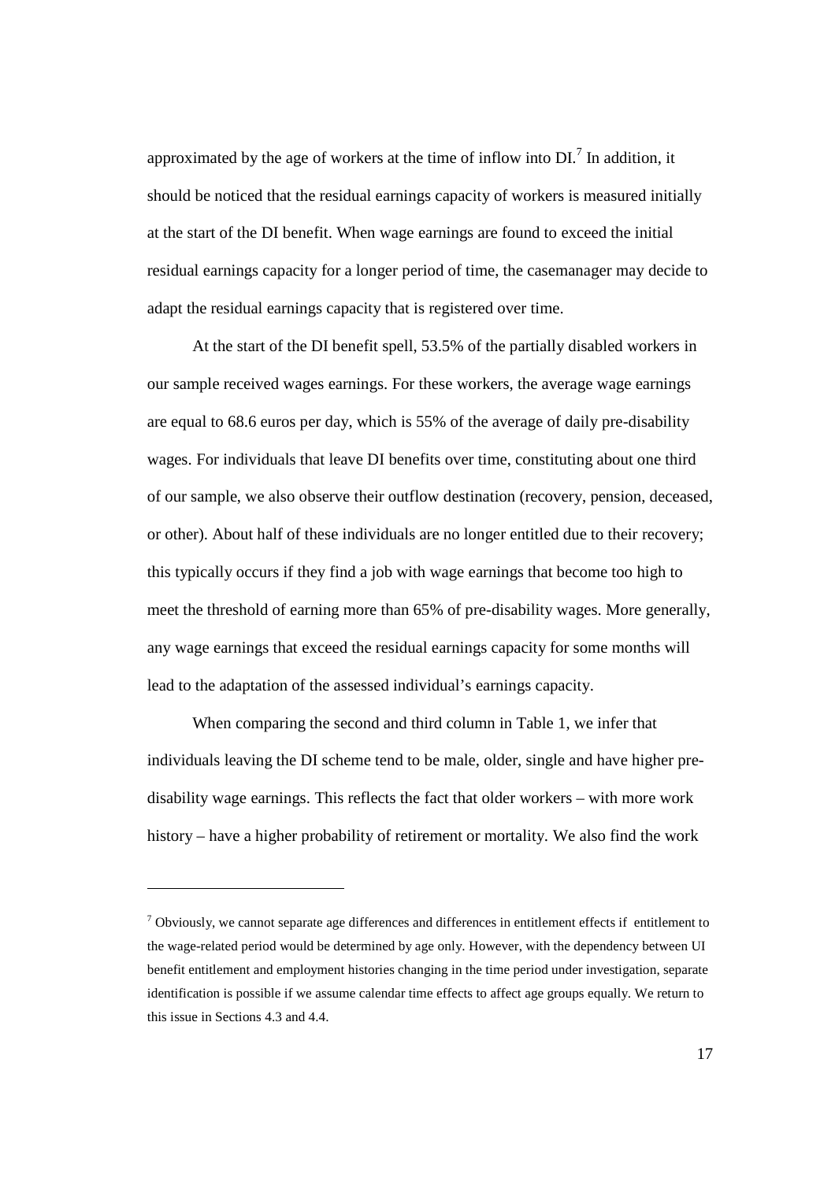approximated by the age of workers at the time of inflow into DI.[7] In addition, it should be noticed that the residual earnings capacity of workers is measured initially at the start of the DI benefit. When wage earnings are found to exceed the initial residual earnings capacity for a longer period of time, the casemanager may decide to adapt the residual earnings capacity that is registered over time.

At the start of the DI benefit spell, 53.5% of the partially disabled workers in our sample received wages earnings. For these workers, the average wage earnings are equal to 68.6 euros per day, which is 55% of the average of daily pre-disability wages. For individuals that leave DI benefits over time, constituting about one third of our sample, we also observe their outflow destination (recovery, pension, deceased, or other). About half of these individuals are no longer entitled due to their recovery; this typically occurs if they find a job with wage earnings that become too high to meet the threshold of earning more than 65% of pre-disability wages. More generally, any wage earnings that exceed the residual earnings capacity for some months will lead to the adaptation of the assessed individual's earnings capacity.

When comparing the second and third column in Table 1, we infer that individuals leaving the DI scheme tend to be male, older, single and have higher pre-disability wage earnings. This reflects the fact that older workers – with more work history – have a higher probability of retirement or mortality. We also find the work

---

[7] Obviously, we cannot separate age differences and differences in entitlement effects if entitlement to the wage-related period would be determined by age only. However, with the dependency between UI benefit entitlement and employment histories changing in the time period under investigation, separate identification is possible if we assume calendar time effects to affect age groups equally. We return to this issue in Sections 4.3 and 4.4.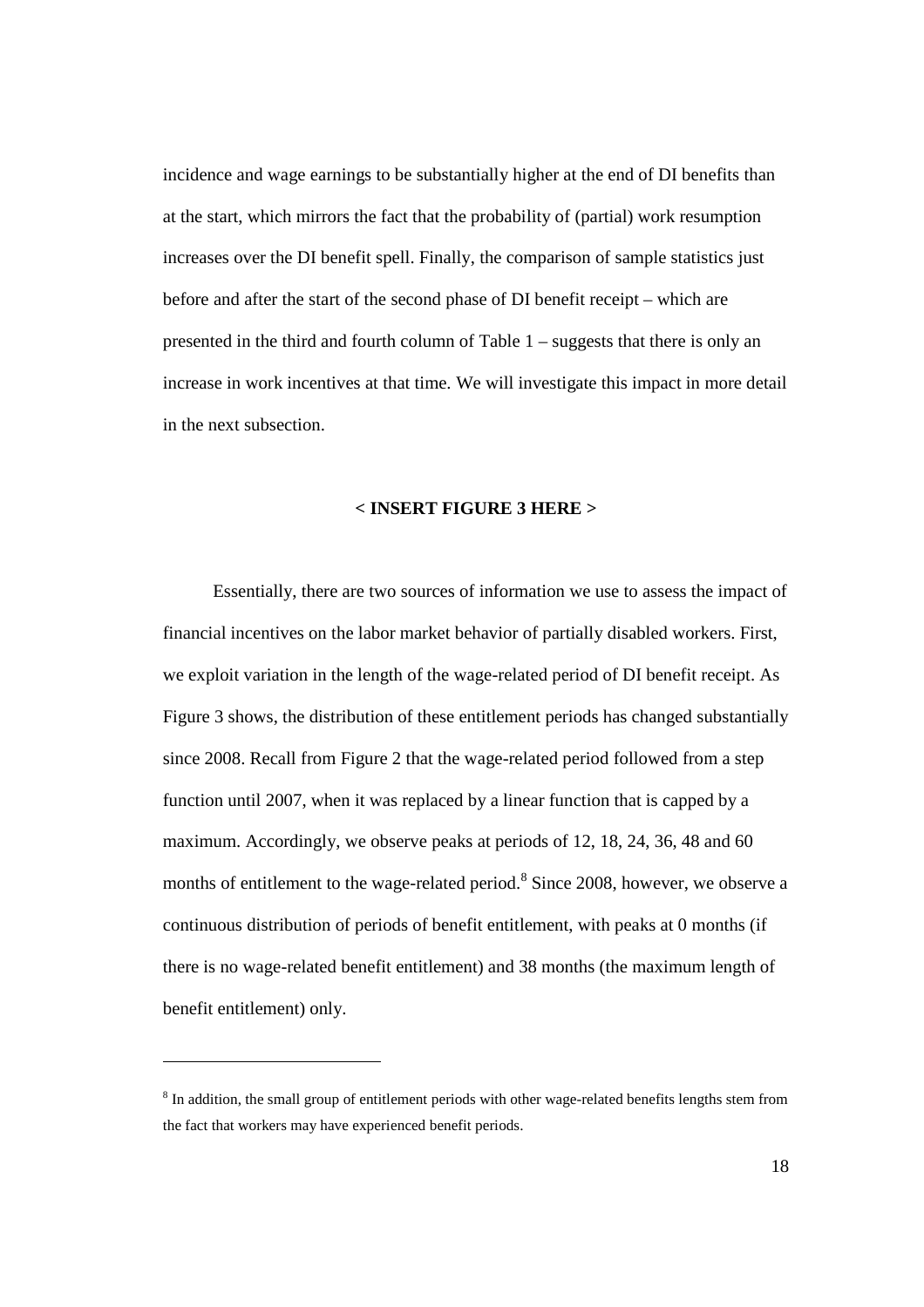incidence and wage earnings to be substantially higher at the end of DI benefits than at the start, which mirrors the fact that the probability of (partial) work resumption increases over the DI benefit spell. Finally, the comparison of sample statistics just before and after the start of the second phase of DI benefit receipt – which are presented in the third and fourth column of Table 1 – suggests that there is only an increase in work incentives at that time. We will investigate this impact in more detail in the next subsection.

**< INSERT FIGURE 3 HERE >**

Essentially, there are two sources of information we use to assess the impact of financial incentives on the labor market behavior of partially disabled workers. First, we exploit variation in the length of the wage-related period of DI benefit receipt. As Figure 3 shows, the distribution of these entitlement periods has changed substantially since 2008. Recall from Figure 2 that the wage-related period followed from a step function until 2007, when it was replaced by a linear function that is capped by a maximum. Accordingly, we observe peaks at periods of 12, 18, 24, 36, 48 and 60 months of entitlement to the wage-related period.[8] Since 2008, however, we observe a continuous distribution of periods of benefit entitlement, with peaks at 0 months (if there is no wage-related benefit entitlement) and 38 months (the maximum length of benefit entitlement) only.

---

[8] In addition, the small group of entitlement periods with other wage-related benefits lengths stem from the fact that workers may have experienced benefit periods.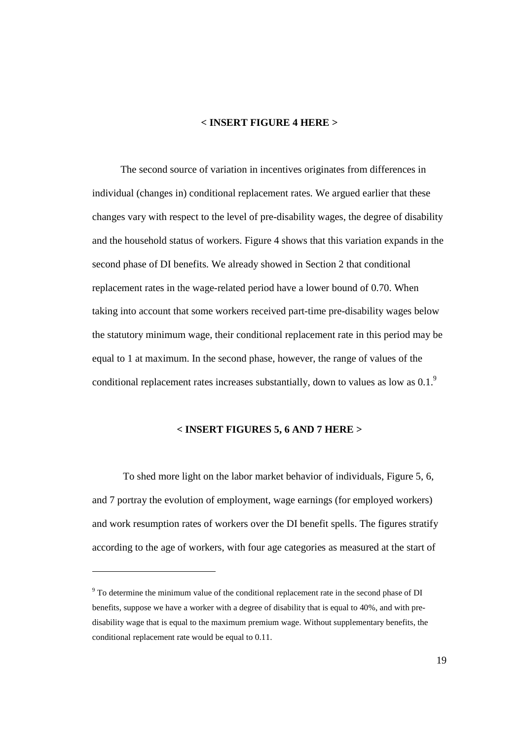**< INSERT FIGURE 4 HERE >**

The second source of variation in incentives originates from differences in individual (changes in) conditional replacement rates. We argued earlier that these changes vary with respect to the level of pre-disability wages, the degree of disability and the household status of workers. Figure 4 shows that this variation expands in the second phase of DI benefits. We already showed in Section 2 that conditional replacement rates in the wage-related period have a lower bound of 0.70. When taking into account that some workers received part-time pre-disability wages below the statutory minimum wage, their conditional replacement rate in this period may be equal to 1 at maximum. In the second phase, however, the range of values of the conditional replacement rates increases substantially, down to values as low as 0.1.[9]

**< INSERT FIGURES 5, 6 AND 7 HERE >**

To shed more light on the labor market behavior of individuals, Figure 5, 6, and 7 portray the evolution of employment, wage earnings (for employed workers) and work resumption rates of workers over the DI benefit spells. The figures stratify according to the age of workers, with four age categories as measured at the start of

---

[9] To determine the minimum value of the conditional replacement rate in the second phase of DI benefits, suppose we have a worker with a degree of disability that is equal to 40%, and with pre-disability wage that is equal to the maximum premium wage. Without supplementary benefits, the conditional replacement rate would be equal to 0.11.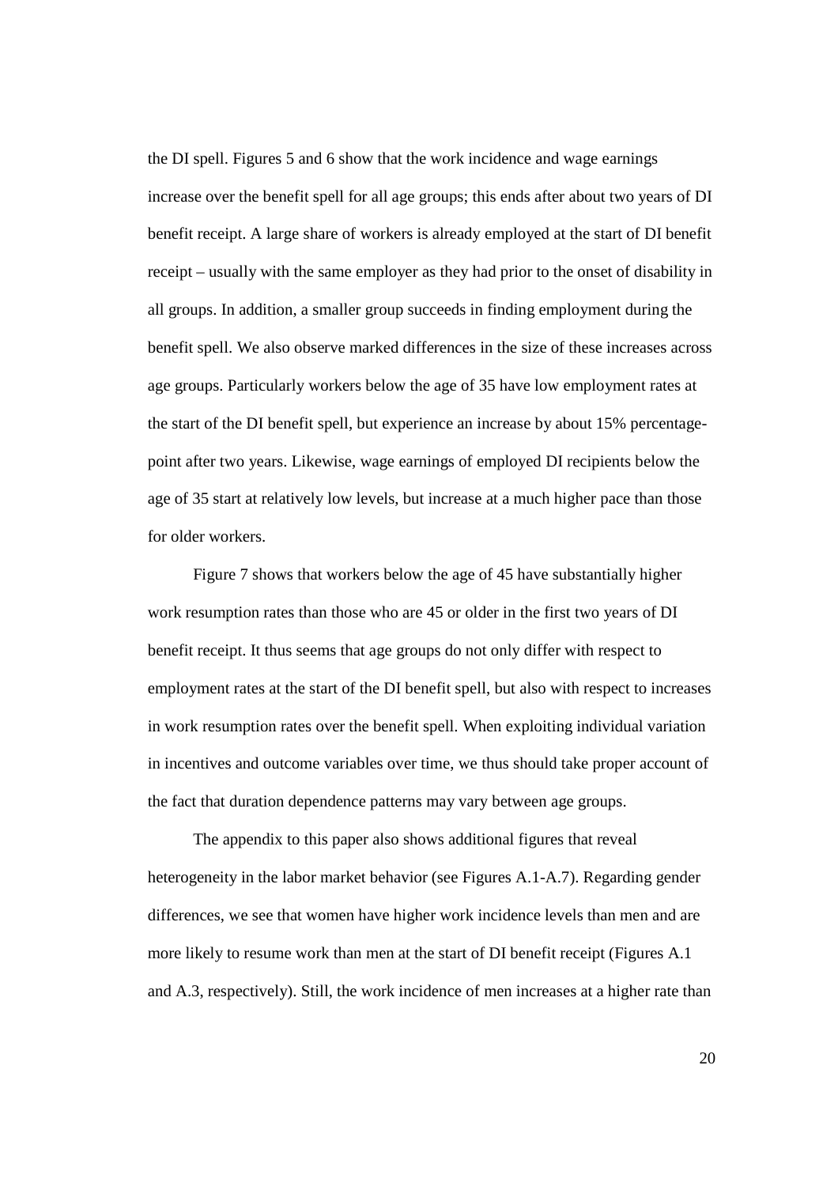the DI spell. Figures 5 and 6 show that the work incidence and wage earnings increase over the benefit spell for all age groups; this ends after about two years of DI benefit receipt. A large share of workers is already employed at the start of DI benefit receipt – usually with the same employer as they had prior to the onset of disability in all groups. In addition, a smaller group succeeds in finding employment during the benefit spell. We also observe marked differences in the size of these increases across age groups. Particularly workers below the age of 35 have low employment rates at the start of the DI benefit spell, but experience an increase by about 15% percentage-point after two years. Likewise, wage earnings of employed DI recipients below the age of 35 start at relatively low levels, but increase at a much higher pace than those for older workers.

Figure 7 shows that workers below the age of 45 have substantially higher work resumption rates than those who are 45 or older in the first two years of DI benefit receipt. It thus seems that age groups do not only differ with respect to employment rates at the start of the DI benefit spell, but also with respect to increases in work resumption rates over the benefit spell. When exploiting individual variation in incentives and outcome variables over time, we thus should take proper account of the fact that duration dependence patterns may vary between age groups.

The appendix to this paper also shows additional figures that reveal heterogeneity in the labor market behavior (see Figures A.1-A.7). Regarding gender differences, we see that women have higher work incidence levels than men and are more likely to resume work than men at the start of DI benefit receipt (Figures A.1 and A.3, respectively). Still, the work incidence of men increases at a higher rate than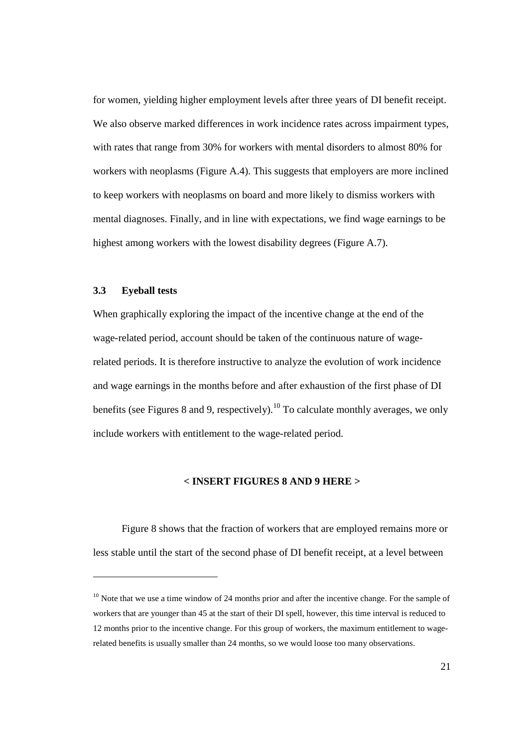for women, yielding higher employment levels after three years of DI benefit receipt. We also observe marked differences in work incidence rates across impairment types, with rates that range from 30% for workers with mental disorders to almost 80% for workers with neoplasms (Figure A.4). This suggests that employers are more inclined to keep workers with neoplasms on board and more likely to dismiss workers with mental diagnoses. Finally, and in line with expectations, we find wage earnings to be highest among workers with the lowest disability degrees (Figure A.7).

### 3.3 Eyeball tests

When graphically exploring the impact of the incentive change at the end of the wage-related period, account should be taken of the continuous nature of wage-related periods. It is therefore instructive to analyze the evolution of work incidence and wage earnings in the months before and after exhaustion of the first phase of DI benefits (see Figures 8 and 9, respectively).[10] To calculate monthly averages, we only include workers with entitlement to the wage-related period.

**< INSERT FIGURES 8 AND 9 HERE >**

Figure 8 shows that the fraction of workers that are employed remains more or less stable until the start of the second phase of DI benefit receipt, at a level between

[10] Note that we use a time window of 24 months prior and after the incentive change. For the sample of workers that are younger than 45 at the start of their DI spell, however, this time interval is reduced to 12 months prior to the incentive change. For this group of workers, the maximum entitlement to wage-related benefits is usually smaller than 24 months, so we would loose too many observations.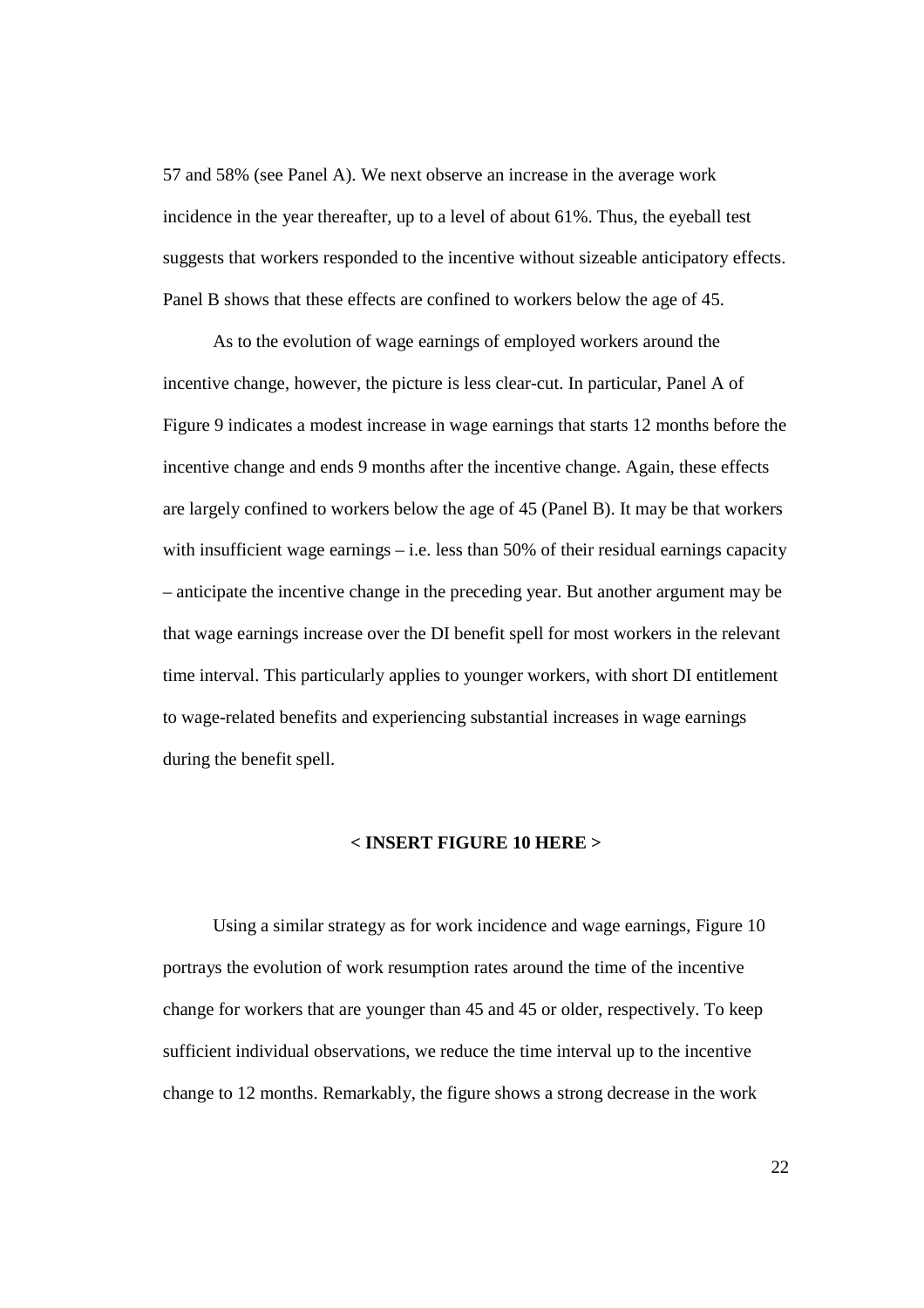57 and 58% (see Panel A). We next observe an increase in the average work incidence in the year thereafter, up to a level of about 61%. Thus, the eyeball test suggests that workers responded to the incentive without sizeable anticipatory effects. Panel B shows that these effects are confined to workers below the age of 45.

As to the evolution of wage earnings of employed workers around the incentive change, however, the picture is less clear-cut. In particular, Panel A of Figure 9 indicates a modest increase in wage earnings that starts 12 months before the incentive change and ends 9 months after the incentive change. Again, these effects are largely confined to workers below the age of 45 (Panel B). It may be that workers with insufficient wage earnings – i.e. less than 50% of their residual earnings capacity – anticipate the incentive change in the preceding year. But another argument may be that wage earnings increase over the DI benefit spell for most workers in the relevant time interval. This particularly applies to younger workers, with short DI entitlement to wage-related benefits and experiencing substantial increases in wage earnings during the benefit spell.

**< INSERT FIGURE 10 HERE >**

Using a similar strategy as for work incidence and wage earnings, Figure 10 portrays the evolution of work resumption rates around the time of the incentive change for workers that are younger than 45 and 45 or older, respectively. To keep sufficient individual observations, we reduce the time interval up to the incentive change to 12 months. Remarkably, the figure shows a strong decrease in the work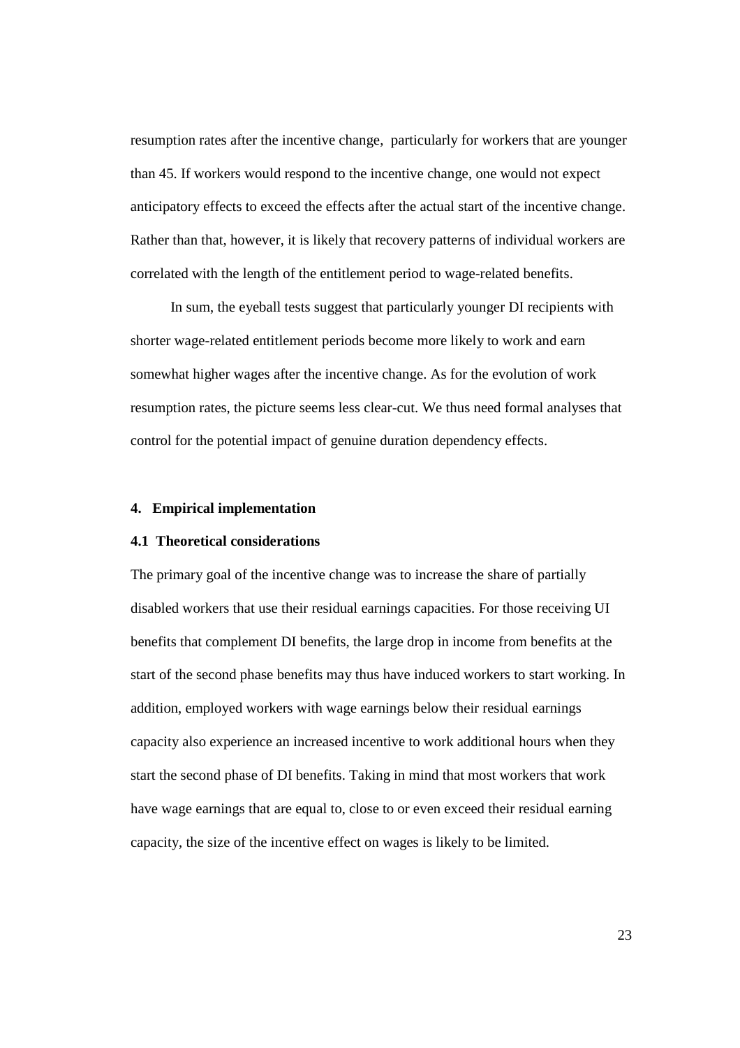resumption rates after the incentive change,  particularly for workers that are younger than 45. If workers would respond to the incentive change, one would not expect anticipatory effects to exceed the effects after the actual start of the incentive change. Rather than that, however, it is likely that recovery patterns of individual workers are correlated with the length of the entitlement period to wage-related benefits.

In sum, the eyeball tests suggest that particularly younger DI recipients with shorter wage-related entitlement periods become more likely to work and earn somewhat higher wages after the incentive change. As for the evolution of work resumption rates, the picture seems less clear-cut. We thus need formal analyses that control for the potential impact of genuine duration dependency effects.

## 4. Empirical implementation

### 4.1 Theoretical considerations

The primary goal of the incentive change was to increase the share of partially disabled workers that use their residual earnings capacities. For those receiving UI benefits that complement DI benefits, the large drop in income from benefits at the start of the second phase benefits may thus have induced workers to start working. In addition, employed workers with wage earnings below their residual earnings capacity also experience an increased incentive to work additional hours when they start the second phase of DI benefits. Taking in mind that most workers that work have wage earnings that are equal to, close to or even exceed their residual earning capacity, the size of the incentive effect on wages is likely to be limited.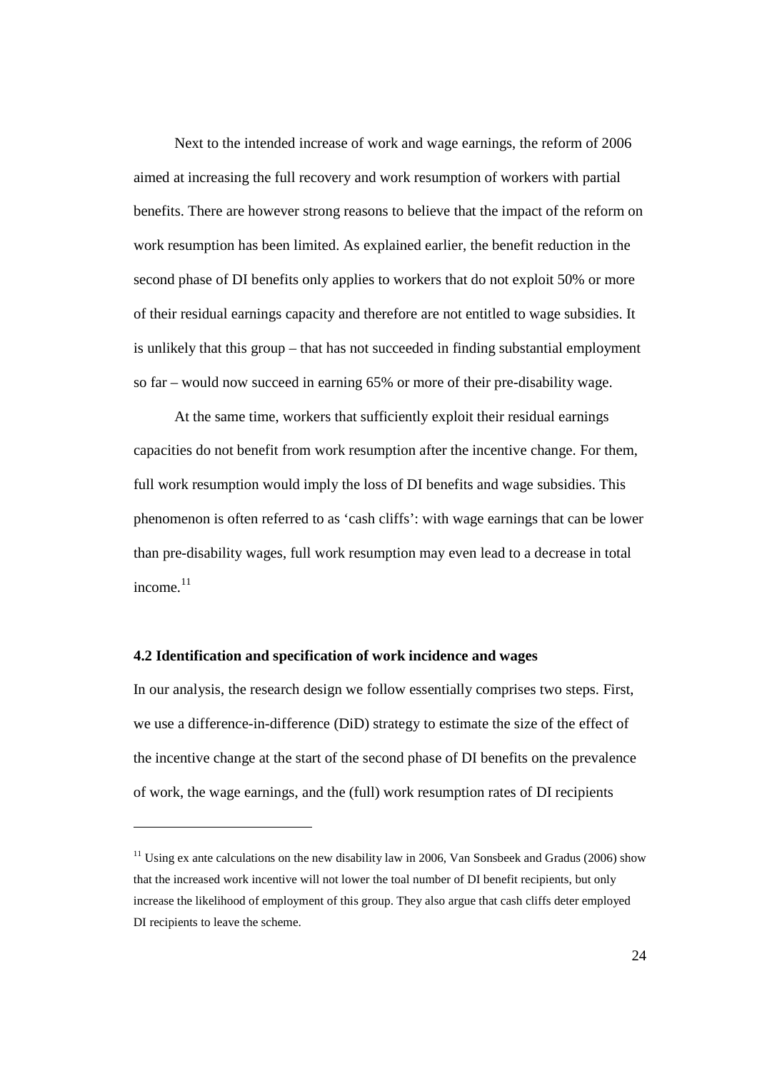Next to the intended increase of work and wage earnings, the reform of 2006 aimed at increasing the full recovery and work resumption of workers with partial benefits. There are however strong reasons to believe that the impact of the reform on work resumption has been limited. As explained earlier, the benefit reduction in the second phase of DI benefits only applies to workers that do not exploit 50% or more of their residual earnings capacity and therefore are not entitled to wage subsidies. It is unlikely that this group – that has not succeeded in finding substantial employment so far – would now succeed in earning 65% or more of their pre-disability wage.

At the same time, workers that sufficiently exploit their residual earnings capacities do not benefit from work resumption after the incentive change. For them, full work resumption would imply the loss of DI benefits and wage subsidies. This phenomenon is often referred to as 'cash cliffs': with wage earnings that can be lower than pre-disability wages, full work resumption may even lead to a decrease in total income.[11]

**4.2 Identification and specification of work incidence and wages**

In our analysis, the research design we follow essentially comprises two steps. First, we use a difference-in-difference (DiD) strategy to estimate the size of the effect of the incentive change at the start of the second phase of DI benefits on the prevalence of work, the wage earnings, and the (full) work resumption rates of DI recipients

---

[11] Using ex ante calculations on the new disability law in 2006, Van Sonsbeek and Gradus (2006) show that the increased work incentive will not lower the toal number of DI benefit recipients, but only increase the likelihood of employment of this group. They also argue that cash cliffs deter employed DI recipients to leave the scheme.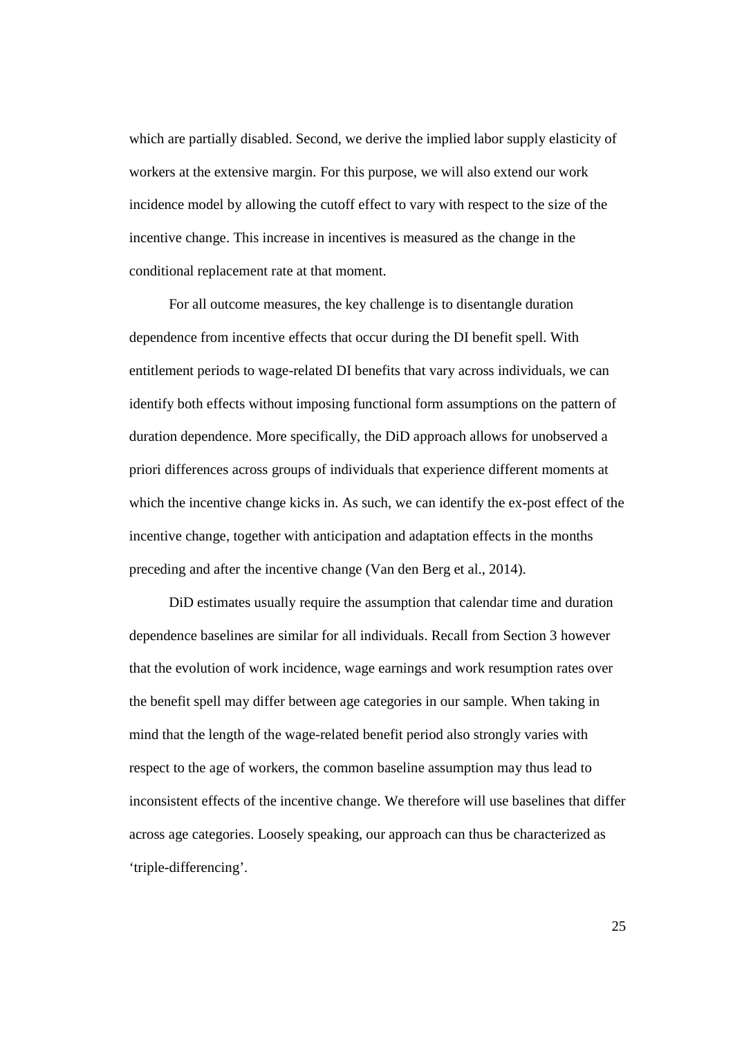which are partially disabled. Second, we derive the implied labor supply elasticity of workers at the extensive margin. For this purpose, we will also extend our work incidence model by allowing the cutoff effect to vary with respect to the size of the incentive change. This increase in incentives is measured as the change in the conditional replacement rate at that moment.

For all outcome measures, the key challenge is to disentangle duration dependence from incentive effects that occur during the DI benefit spell. With entitlement periods to wage-related DI benefits that vary across individuals, we can identify both effects without imposing functional form assumptions on the pattern of duration dependence. More specifically, the DiD approach allows for unobserved a priori differences across groups of individuals that experience different moments at which the incentive change kicks in. As such, we can identify the ex-post effect of the incentive change, together with anticipation and adaptation effects in the months preceding and after the incentive change (Van den Berg et al., 2014).

DiD estimates usually require the assumption that calendar time and duration dependence baselines are similar for all individuals. Recall from Section 3 however that the evolution of work incidence, wage earnings and work resumption rates over the benefit spell may differ between age categories in our sample. When taking in mind that the length of the wage-related benefit period also strongly varies with respect to the age of workers, the common baseline assumption may thus lead to inconsistent effects of the incentive change. We therefore will use baselines that differ across age categories. Loosely speaking, our approach can thus be characterized as 'triple-differencing'.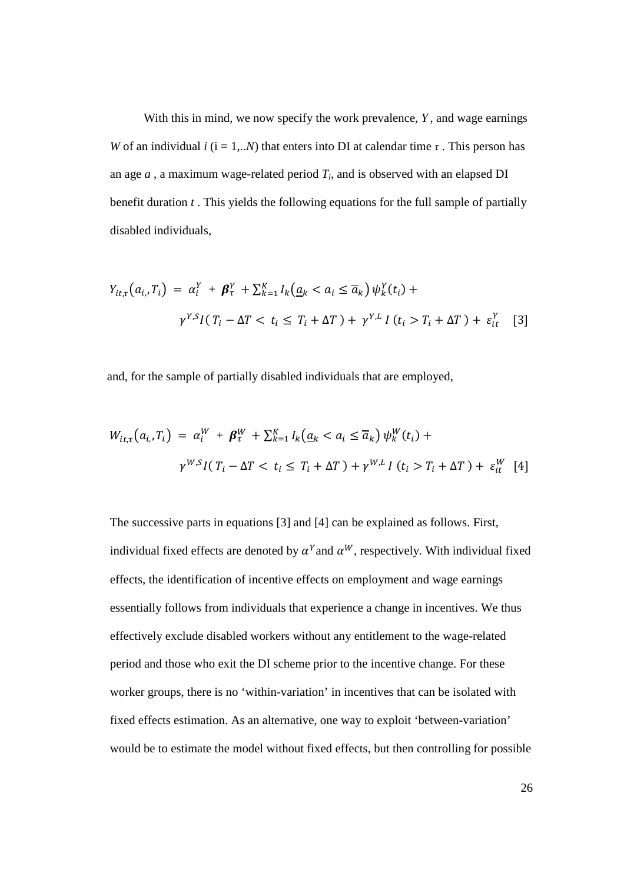With this in mind, we now specify the work prevalence, $Y$, and wage earnings $W$ of an individual $i$ ($i = 1,..N$) that enters into DI at calendar time $\tau$. This person has an age $a$, a maximum wage-related period $T_i$, and is observed with an elapsed DI benefit duration $t$. This yields the following equations for the full sample of partially disabled individuals,

$$Y_{it,\tau}\big(a_{i,}, T_i\big) \;=\; \alpha_i^Y \;+\; \boldsymbol{\beta}_\tau^Y \;+ \sum_{k=1}^{K} I_k\big(\underline{a}_k < a_i \le \overline{a}_k\big)\,\psi_k^Y(t_i) \;+$$
$$\gamma^{Y,S} I(\,T_i - \Delta T < \; t_i \le \; T_i + \Delta T\,) + \;\gamma^{Y,L}\, I\,(t_i > T_i + \Delta T\,) + \;\varepsilon_{it}^Y \quad [3]$$

and, for the sample of partially disabled individuals that are employed,

$$W_{it,\tau}\big(a_{i,}, T_i\big) \;=\; \alpha_i^W \;+\; \boldsymbol{\beta}_\tau^W \;+ \sum_{k=1}^{K} I_k\big(\underline{a}_k < a_i \le \overline{a}_k\big)\,\psi_k^W(t_i) \;+$$
$$\gamma^{W,S} I(\,T_i - \Delta T < \; t_i \le \; T_i + \Delta T\,) + \gamma^{W,L}\, I\,(t_i > T_i + \Delta T\,) + \;\varepsilon_{it}^W \quad [4]$$

The successive parts in equations [3] and [4] can be explained as follows. First, individual fixed effects are denoted by $\alpha^Y$ and $\alpha^W$, respectively. With individual fixed effects, the identification of incentive effects on employment and wage earnings essentially follows from individuals that experience a change in incentives. We thus effectively exclude disabled workers without any entitlement to the wage-related period and those who exit the DI scheme prior to the incentive change. For these worker groups, there is no 'within-variation' in incentives that can be isolated with fixed effects estimation. As an alternative, one way to exploit 'between-variation' would be to estimate the model without fixed effects, but then controlling for possible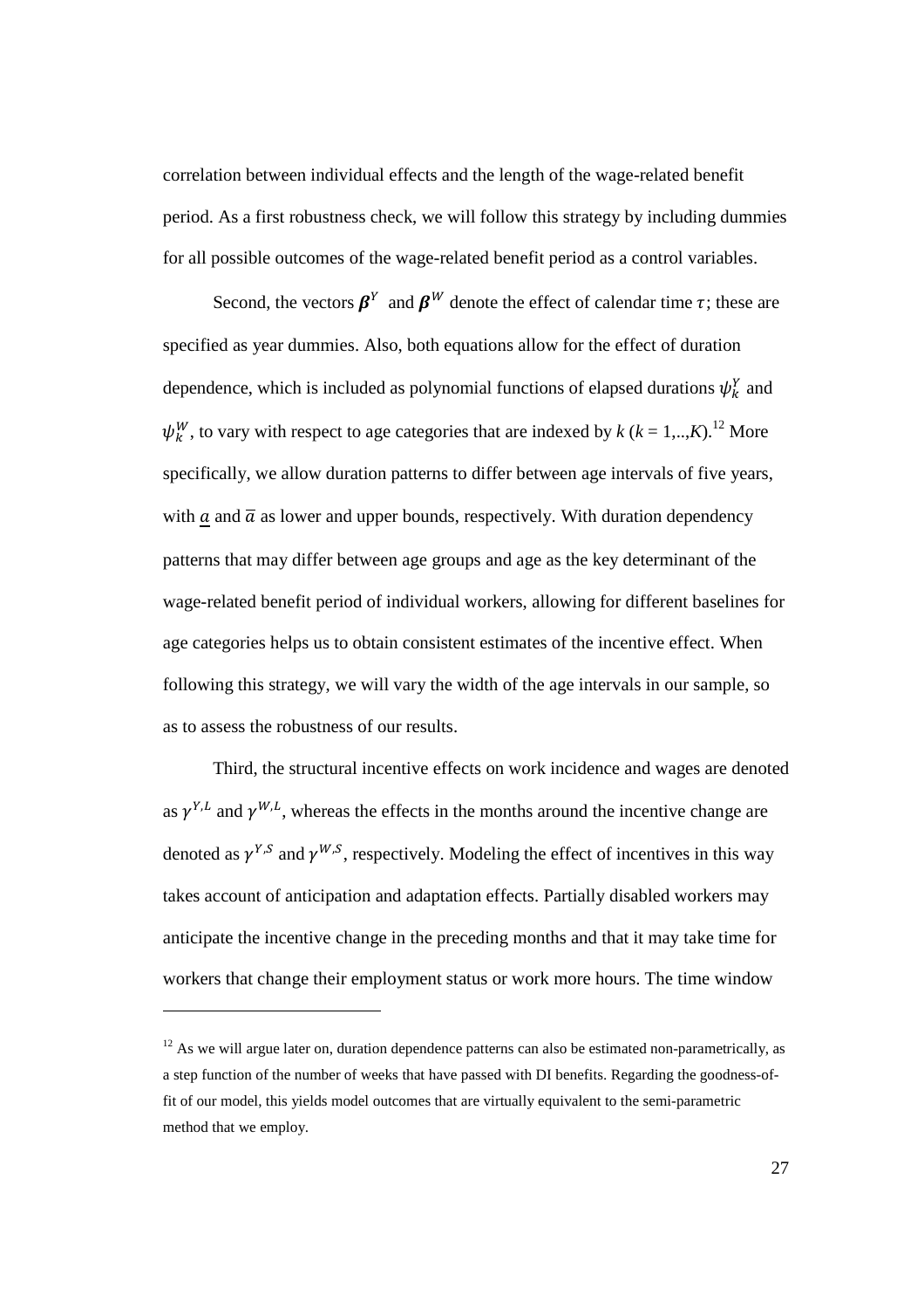correlation between individual effects and the length of the wage-related benefit period. As a first robustness check, we will follow this strategy by including dummies for all possible outcomes of the wage-related benefit period as a control variables.

Second, the vectors $\boldsymbol{\beta}^{Y}$ and $\boldsymbol{\beta}^{W}$ denote the effect of calendar time $\tau$; these are specified as year dummies. Also, both equations allow for the effect of duration dependence, which is included as polynomial functions of elapsed durations $\psi_k^Y$ and $\psi_k^W$, to vary with respect to age categories that are indexed by $k$ ($k = 1,..,K$).[12] More specifically, we allow duration patterns to differ between age intervals of five years, with $\underline{a}$ and $\overline{a}$ as lower and upper bounds, respectively. With duration dependency patterns that may differ between age groups and age as the key determinant of the wage-related benefit period of individual workers, allowing for different baselines for age categories helps us to obtain consistent estimates of the incentive effect. When following this strategy, we will vary the width of the age intervals in our sample, so as to assess the robustness of our results.

Third, the structural incentive effects on work incidence and wages are denoted as $\gamma^{Y,L}$ and $\gamma^{W,L}$, whereas the effects in the months around the incentive change are denoted as $\gamma^{Y,S}$ and $\gamma^{W,S}$, respectively. Modeling the effect of incentives in this way takes account of anticipation and adaptation effects. Partially disabled workers may anticipate the incentive change in the preceding months and that it may take time for workers that change their employment status or work more hours. The time window

[12] As we will argue later on, duration dependence patterns can also be estimated non-parametrically, as a step function of the number of weeks that have passed with DI benefits. Regarding the goodness-of-fit of our model, this yields model outcomes that are virtually equivalent to the semi-parametric method that we employ.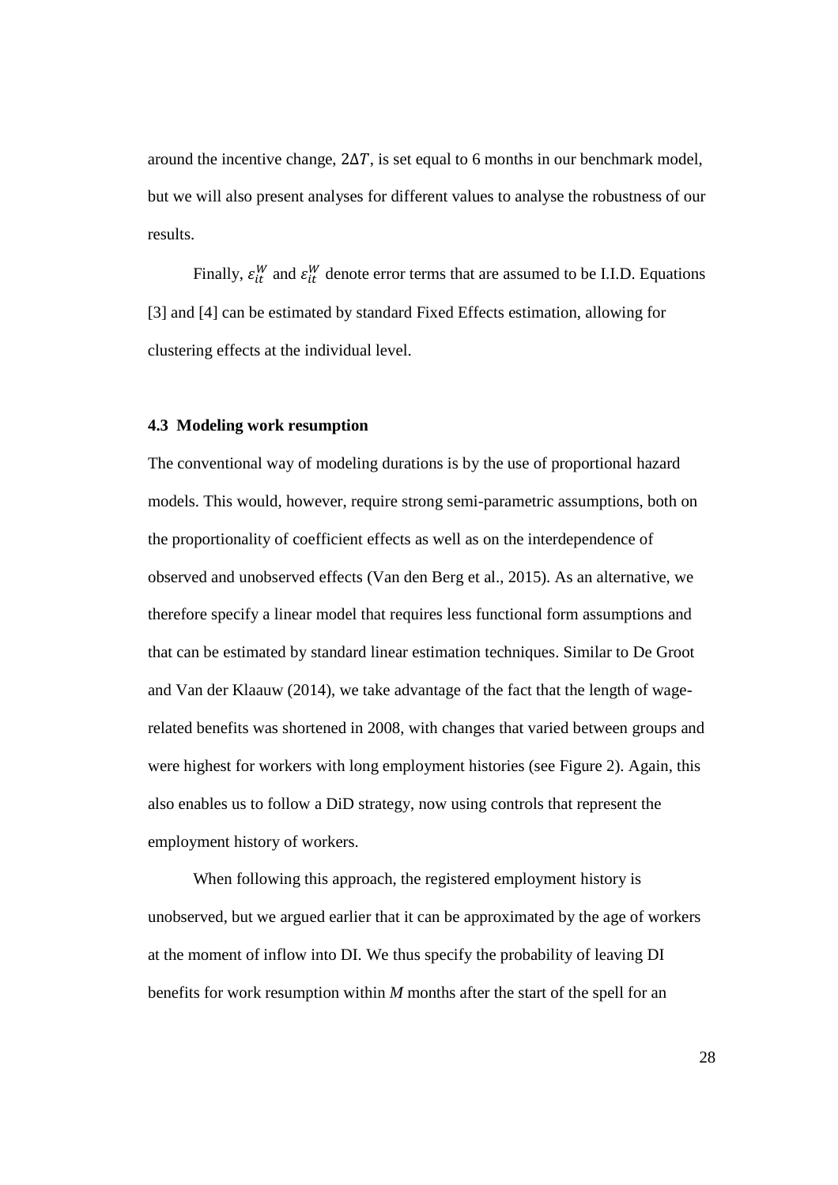around the incentive change, $2\Delta T$, is set equal to 6 months in our benchmark model, but we will also present analyses for different values to analyse the robustness of our results.

Finally, $\varepsilon_{it}^{W}$ and $\varepsilon_{it}^{W}$ denote error terms that are assumed to be I.I.D. Equations [3] and [4] can be estimated by standard Fixed Effects estimation, allowing for clustering effects at the individual level.

### 4.3 Modeling work resumption

The conventional way of modeling durations is by the use of proportional hazard models. This would, however, require strong semi-parametric assumptions, both on the proportionality of coefficient effects as well as on the interdependence of observed and unobserved effects (Van den Berg et al., 2015). As an alternative, we therefore specify a linear model that requires less functional form assumptions and that can be estimated by standard linear estimation techniques. Similar to De Groot and Van der Klaauw (2014), we take advantage of the fact that the length of wage-related benefits was shortened in 2008, with changes that varied between groups and were highest for workers with long employment histories (see Figure 2). Again, this also enables us to follow a DiD strategy, now using controls that represent the employment history of workers.

When following this approach, the registered employment history is unobserved, but we argued earlier that it can be approximated by the age of workers at the moment of inflow into DI. We thus specify the probability of leaving DI benefits for work resumption within *M* months after the start of the spell for an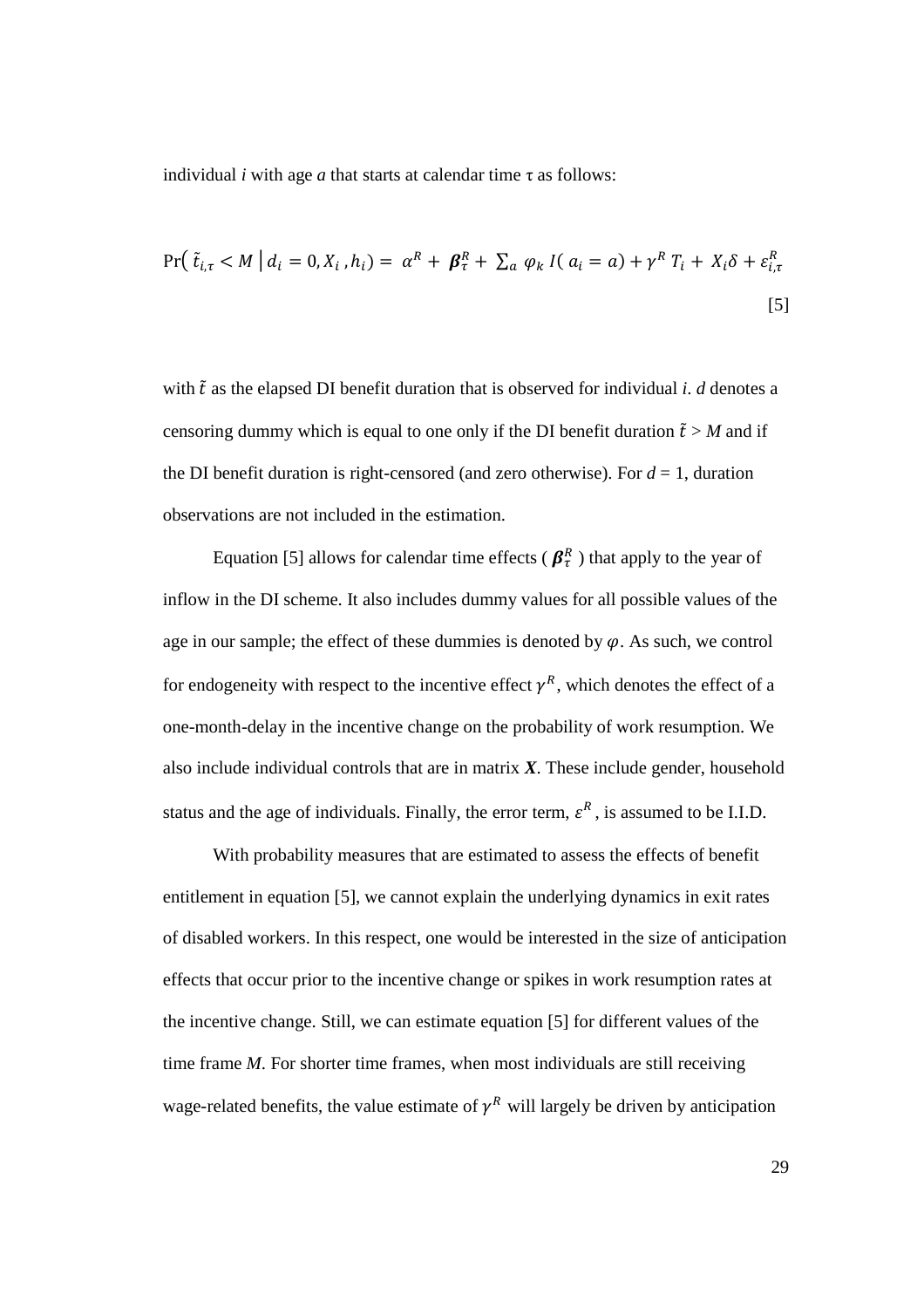individual *i* with age *a* that starts at calendar time τ as follows:

$$\Pr\left( \tilde{t}_{i,\tau} < M \mid d_i = 0, X_i , h_i \right) = \alpha^R + \boldsymbol{\beta}_\tau^R + \sum_a \varphi_k \, I( a_i = a) + \gamma^R \, T_i + X_i \delta + \varepsilon_{i,\tau}^R \quad [5]$$

with $\tilde{t}$ as the elapsed DI benefit duration that is observed for individual *i*. *d* denotes a censoring dummy which is equal to one only if the DI benefit duration $\tilde{t} > M$ and if the DI benefit duration is right-censored (and zero otherwise). For $d = 1$, duration observations are not included in the estimation.

Equation [5] allows for calendar time effects ( $\boldsymbol{\beta}_\tau^R$ ) that apply to the year of inflow in the DI scheme. It also includes dummy values for all possible values of the age in our sample; the effect of these dummies is denoted by $\varphi$. As such, we control for endogeneity with respect to the incentive effect $\gamma^R$, which denotes the effect of a one-month-delay in the incentive change on the probability of work resumption. We also include individual controls that are in matrix $\boldsymbol{X}$. These include gender, household status and the age of individuals. Finally, the error term, $\varepsilon^R$ , is assumed to be I.I.D.

With probability measures that are estimated to assess the effects of benefit entitlement in equation [5], we cannot explain the underlying dynamics in exit rates of disabled workers. In this respect, one would be interested in the size of anticipation effects that occur prior to the incentive change or spikes in work resumption rates at the incentive change. Still, we can estimate equation [5] for different values of the time frame *M*. For shorter time frames, when most individuals are still receiving wage-related benefits, the value estimate of $\gamma^R$ will largely be driven by anticipation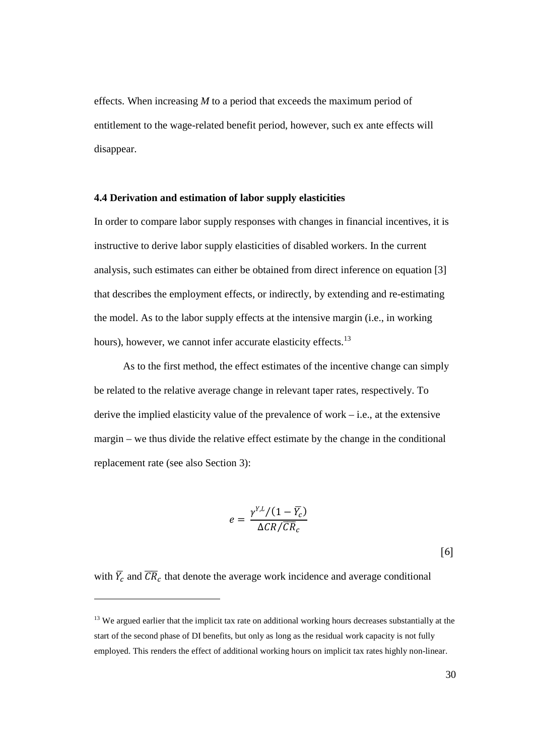effects. When increasing *M* to a period that exceeds the maximum period of entitlement to the wage-related benefit period, however, such ex ante effects will disappear.

### 4.4 Derivation and estimation of labor supply elasticities

In order to compare labor supply responses with changes in financial incentives, it is instructive to derive labor supply elasticities of disabled workers. In the current analysis, such estimates can either be obtained from direct inference on equation [3] that describes the employment effects, or indirectly, by extending and re-estimating the model. As to the labor supply effects at the intensive margin (i.e., in working hours), however, we cannot infer accurate elasticity effects.[13]

As to the first method, the effect estimates of the incentive change can simply be related to the relative average change in relevant taper rates, respectively. To derive the implied elasticity value of the prevalence of work – i.e., at the extensive margin – we thus divide the relative effect estimate by the change in the conditional replacement rate (see also Section 3):

$$e = \frac{\gamma^{Y,L}/(1-\overline{Y}_c)}{\Delta CR/\overline{CR}_c} \qquad [6]$$

with $\overline{Y}_c$ and $\overline{CR}_c$ that denote the average work incidence and average conditional

[13] We argued earlier that the implicit tax rate on additional working hours decreases substantially at the start of the second phase of DI benefits, but only as long as the residual work capacity is not fully employed. This renders the effect of additional working hours on implicit tax rates highly non-linear.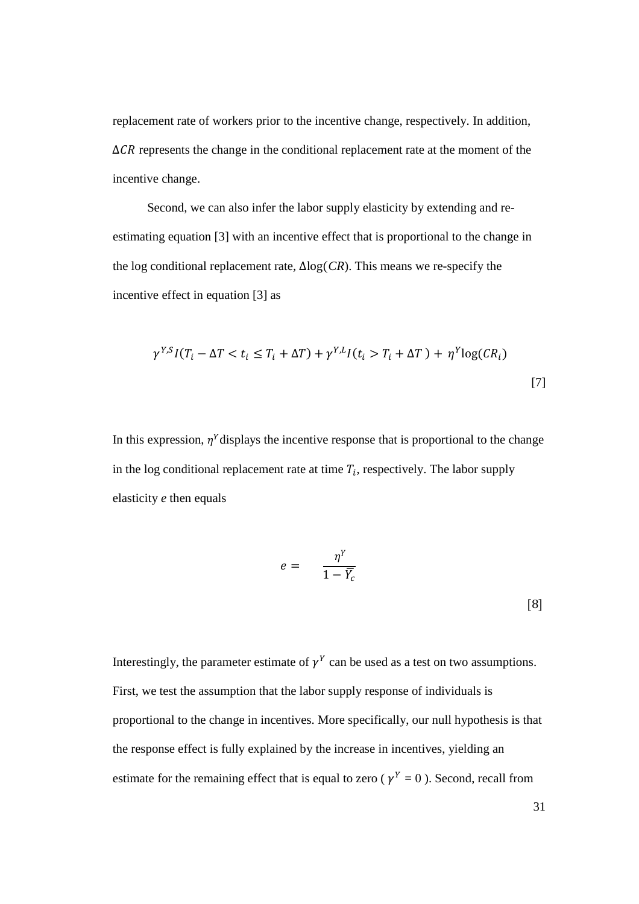replacement rate of workers prior to the incentive change, respectively. In addition, $\Delta CR$ represents the change in the conditional replacement rate at the moment of the incentive change.

Second, we can also infer the labor supply elasticity by extending and re-estimating equation [3] with an incentive effect that is proportional to the change in the log conditional replacement rate, $\Delta\log(CR)$. This means we re-specify the incentive effect in equation [3] as

$$\gamma^{Y,S} I(T_i - \Delta T < t_i \leq T_i + \Delta T) + \gamma^{Y,L} I(t_i > T_i + \Delta T\,) + \,\eta^{Y}\log(CR_i) \tag{7}$$

In this expression, $\eta^{Y}$ displays the incentive response that is proportional to the change in the log conditional replacement rate at time $T_i$, respectively. The labor supply elasticity *e* then equals

$$e = \frac{\eta^{Y}}{1 - \overline{Y}_c} \tag{8}$$

Interestingly, the parameter estimate of $\gamma^{Y}$ can be used as a test on two assumptions. First, we test the assumption that the labor supply response of individuals is proportional to the change in incentives. More specifically, our null hypothesis is that the response effect is fully explained by the increase in incentives, yielding an estimate for the remaining effect that is equal to zero ( $\gamma^{Y} = 0$ ). Second, recall from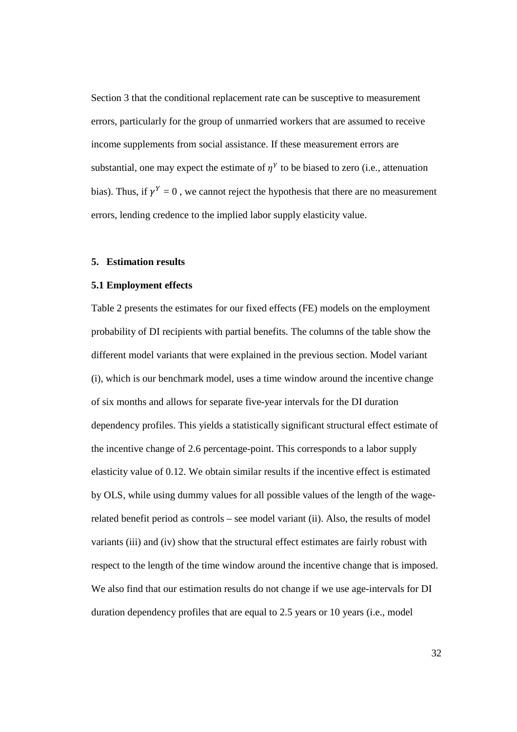Section 3 that the conditional replacement rate can be susceptive to measurement errors, particularly for the group of unmarried workers that are assumed to receive income supplements from social assistance. If these measurement errors are substantial, one may expect the estimate of $\eta^Y$ to be biased to zero (i.e., attenuation bias). Thus, if $\gamma^Y = 0$ , we cannot reject the hypothesis that there are no measurement errors, lending credence to the implied labor supply elasticity value.

## 5. Estimation results

### 5.1 Employment effects

Table 2 presents the estimates for our fixed effects (FE) models on the employment probability of DI recipients with partial benefits. The columns of the table show the different model variants that were explained in the previous section. Model variant (i), which is our benchmark model, uses a time window around the incentive change of six months and allows for separate five-year intervals for the DI duration dependency profiles. This yields a statistically significant structural effect estimate of the incentive change of 2.6 percentage-point. This corresponds to a labor supply elasticity value of 0.12. We obtain similar results if the incentive effect is estimated by OLS, while using dummy values for all possible values of the length of the wage-related benefit period as controls – see model variant (ii). Also, the results of model variants (iii) and (iv) show that the structural effect estimates are fairly robust with respect to the length of the time window around the incentive change that is imposed. We also find that our estimation results do not change if we use age-intervals for DI duration dependency profiles that are equal to 2.5 years or 10 years (i.e., model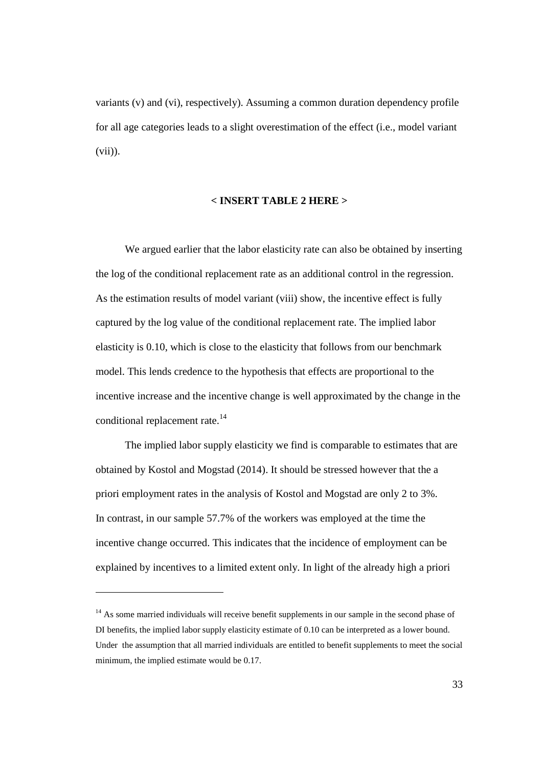variants (v) and (vi), respectively). Assuming a common duration dependency profile for all age categories leads to a slight overestimation of the effect (i.e., model variant (vii)).

**< INSERT TABLE 2 HERE >**

We argued earlier that the labor elasticity rate can also be obtained by inserting the log of the conditional replacement rate as an additional control in the regression. As the estimation results of model variant (viii) show, the incentive effect is fully captured by the log value of the conditional replacement rate. The implied labor elasticity is 0.10, which is close to the elasticity that follows from our benchmark model. This lends credence to the hypothesis that effects are proportional to the incentive increase and the incentive change is well approximated by the change in the conditional replacement rate.[14]

The implied labor supply elasticity we find is comparable to estimates that are obtained by Kostol and Mogstad (2014). It should be stressed however that the a priori employment rates in the analysis of Kostol and Mogstad are only 2 to 3%. In contrast, in our sample 57.7% of the workers was employed at the time the incentive change occurred. This indicates that the incidence of employment can be explained by incentives to a limited extent only. In light of the already high a priori

---

[14] As some married individuals will receive benefit supplements in our sample in the second phase of DI benefits, the implied labor supply elasticity estimate of 0.10 can be interpreted as a lower bound. Under the assumption that all married individuals are entitled to benefit supplements to meet the social minimum, the implied estimate would be 0.17.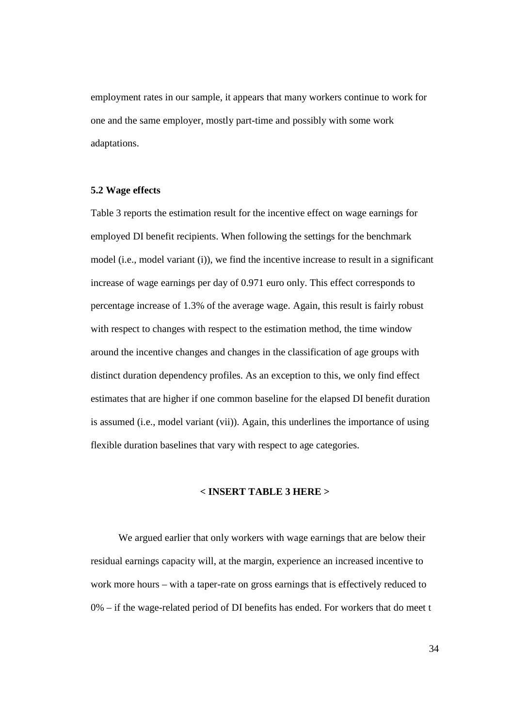employment rates in our sample, it appears that many workers continue to work for one and the same employer, mostly part-time and possibly with some work adaptations.

### 5.2 Wage effects

Table 3 reports the estimation result for the incentive effect on wage earnings for employed DI benefit recipients. When following the settings for the benchmark model (i.e., model variant (i)), we find the incentive increase to result in a significant increase of wage earnings per day of 0.971 euro only. This effect corresponds to percentage increase of 1.3% of the average wage. Again, this result is fairly robust with respect to changes with respect to the estimation method, the time window around the incentive changes and changes in the classification of age groups with distinct duration dependency profiles. As an exception to this, we only find effect estimates that are higher if one common baseline for the elapsed DI benefit duration is assumed (i.e., model variant (vii)). Again, this underlines the importance of using flexible duration baselines that vary with respect to age categories.

**< INSERT TABLE 3 HERE >**

We argued earlier that only workers with wage earnings that are below their residual earnings capacity will, at the margin, experience an increased incentive to work more hours – with a taper-rate on gross earnings that is effectively reduced to 0% – if the wage-related period of DI benefits has ended. For workers that do meet t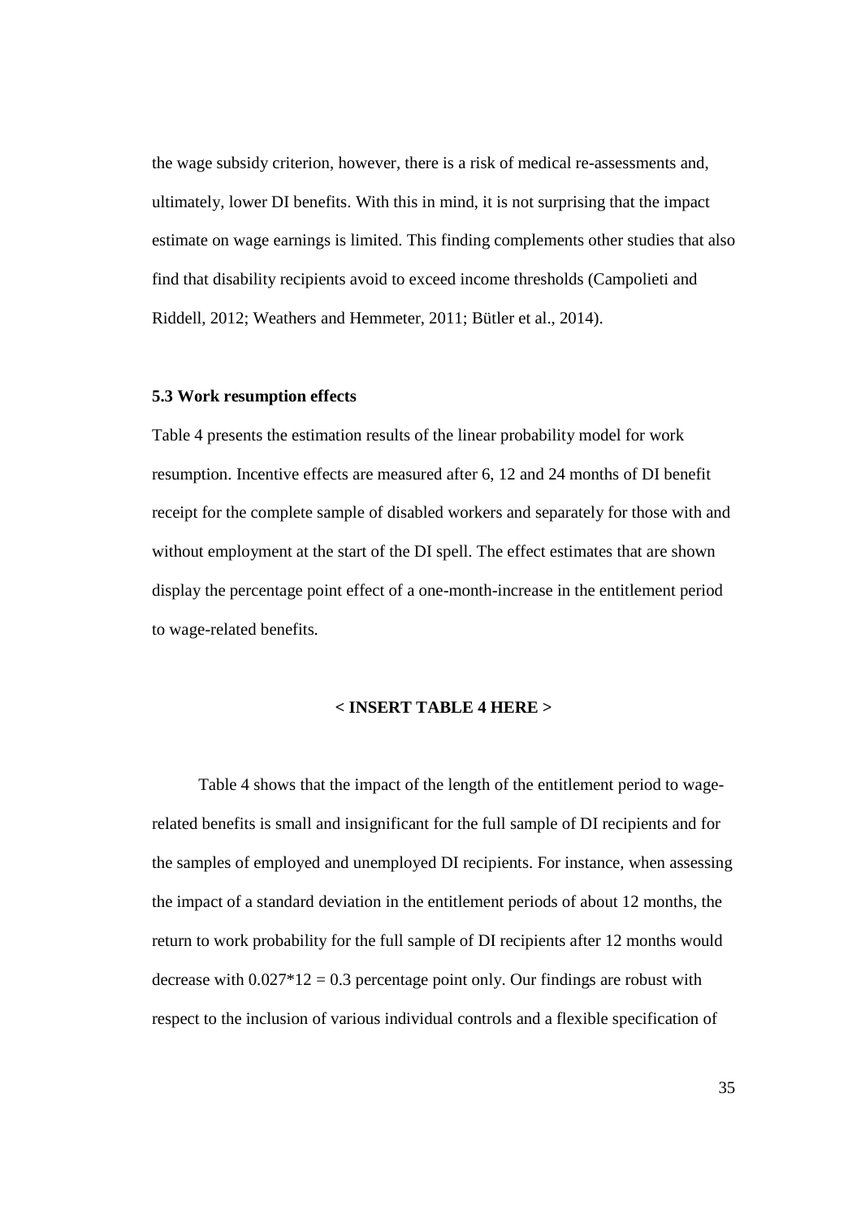the wage subsidy criterion, however, there is a risk of medical re-assessments and, ultimately, lower DI benefits. With this in mind, it is not surprising that the impact estimate on wage earnings is limited. This finding complements other studies that also find that disability recipients avoid to exceed income thresholds (Campolieti and Riddell, 2012; Weathers and Hemmeter, 2011; Bütler et al., 2014).

### 5.3 Work resumption effects

Table 4 presents the estimation results of the linear probability model for work resumption. Incentive effects are measured after 6, 12 and 24 months of DI benefit receipt for the complete sample of disabled workers and separately for those with and without employment at the start of the DI spell. The effect estimates that are shown display the percentage point effect of a one-month-increase in the entitlement period to wage-related benefits.

**< INSERT TABLE 4 HERE >**

Table 4 shows that the impact of the length of the entitlement period to wage-related benefits is small and insignificant for the full sample of DI recipients and for the samples of employed and unemployed DI recipients. For instance, when assessing the impact of a standard deviation in the entitlement periods of about 12 months, the return to work probability for the full sample of DI recipients after 12 months would decrease with $0.027*12 = 0.3$ percentage point only. Our findings are robust with respect to the inclusion of various individual controls and a flexible specification of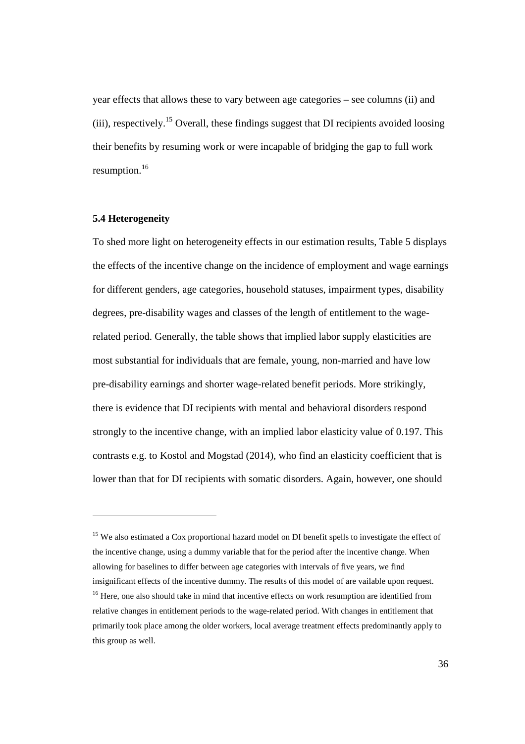year effects that allows these to vary between age categories – see columns (ii) and (iii), respectively.[15] Overall, these findings suggest that DI recipients avoided loosing their benefits by resuming work or were incapable of bridging the gap to full work resumption.[16]

### 5.4 Heterogeneity

To shed more light on heterogeneity effects in our estimation results, Table 5 displays the effects of the incentive change on the incidence of employment and wage earnings for different genders, age categories, household statuses, impairment types, disability degrees, pre-disability wages and classes of the length of entitlement to the wage-related period. Generally, the table shows that implied labor supply elasticities are most substantial for individuals that are female, young, non-married and have low pre-disability earnings and shorter wage-related benefit periods. More strikingly, there is evidence that DI recipients with mental and behavioral disorders respond strongly to the incentive change, with an implied labor elasticity value of 0.197. This contrasts e.g. to Kostol and Mogstad (2014), who find an elasticity coefficient that is lower than that for DI recipients with somatic disorders. Again, however, one should

---

[15] We also estimated a Cox proportional hazard model on DI benefit spells to investigate the effect of the incentive change, using a dummy variable that for the period after the incentive change. When allowing for baselines to differ between age categories with intervals of five years, we find insignificant effects of the incentive dummy. The results of this model of are vailable upon request.

[16] Here, one also should take in mind that incentive effects on work resumption are identified from relative changes in entitlement periods to the wage-related period. With changes in entitlement that primarily took place among the older workers, local average treatment effects predominantly apply to this group as well.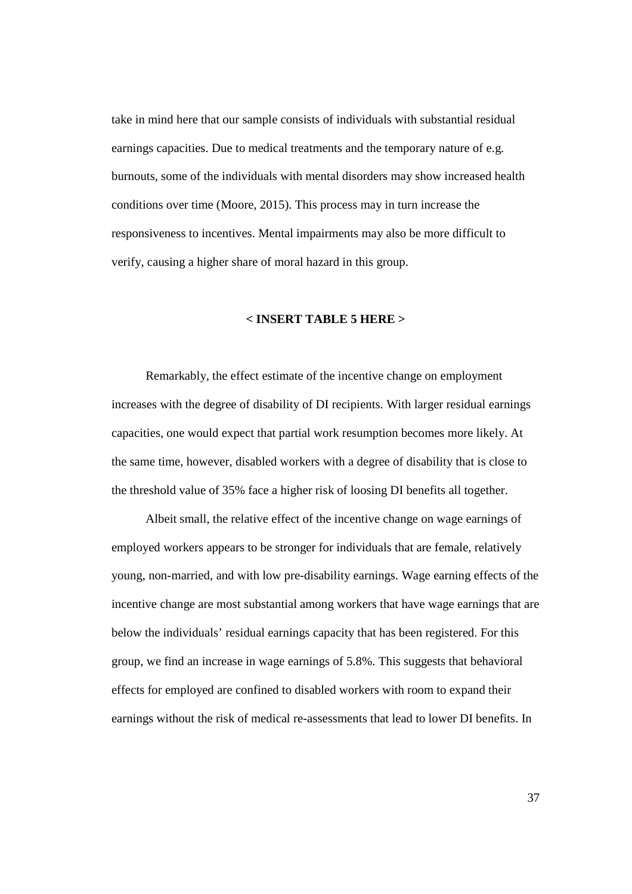take in mind here that our sample consists of individuals with substantial residual earnings capacities. Due to medical treatments and the temporary nature of e.g. burnouts, some of the individuals with mental disorders may show increased health conditions over time (Moore, 2015). This process may in turn increase the responsiveness to incentives. Mental impairments may also be more difficult to verify, causing a higher share of moral hazard in this group.

**< INSERT TABLE 5 HERE >**

Remarkably, the effect estimate of the incentive change on employment increases with the degree of disability of DI recipients. With larger residual earnings capacities, one would expect that partial work resumption becomes more likely. At the same time, however, disabled workers with a degree of disability that is close to the threshold value of 35% face a higher risk of loosing DI benefits all together.

Albeit small, the relative effect of the incentive change on wage earnings of employed workers appears to be stronger for individuals that are female, relatively young, non-married, and with low pre-disability earnings. Wage earning effects of the incentive change are most substantial among workers that have wage earnings that are below the individuals' residual earnings capacity that has been registered. For this group, we find an increase in wage earnings of 5.8%. This suggests that behavioral effects for employed are confined to disabled workers with room to expand their earnings without the risk of medical re-assessments that lead to lower DI benefits. In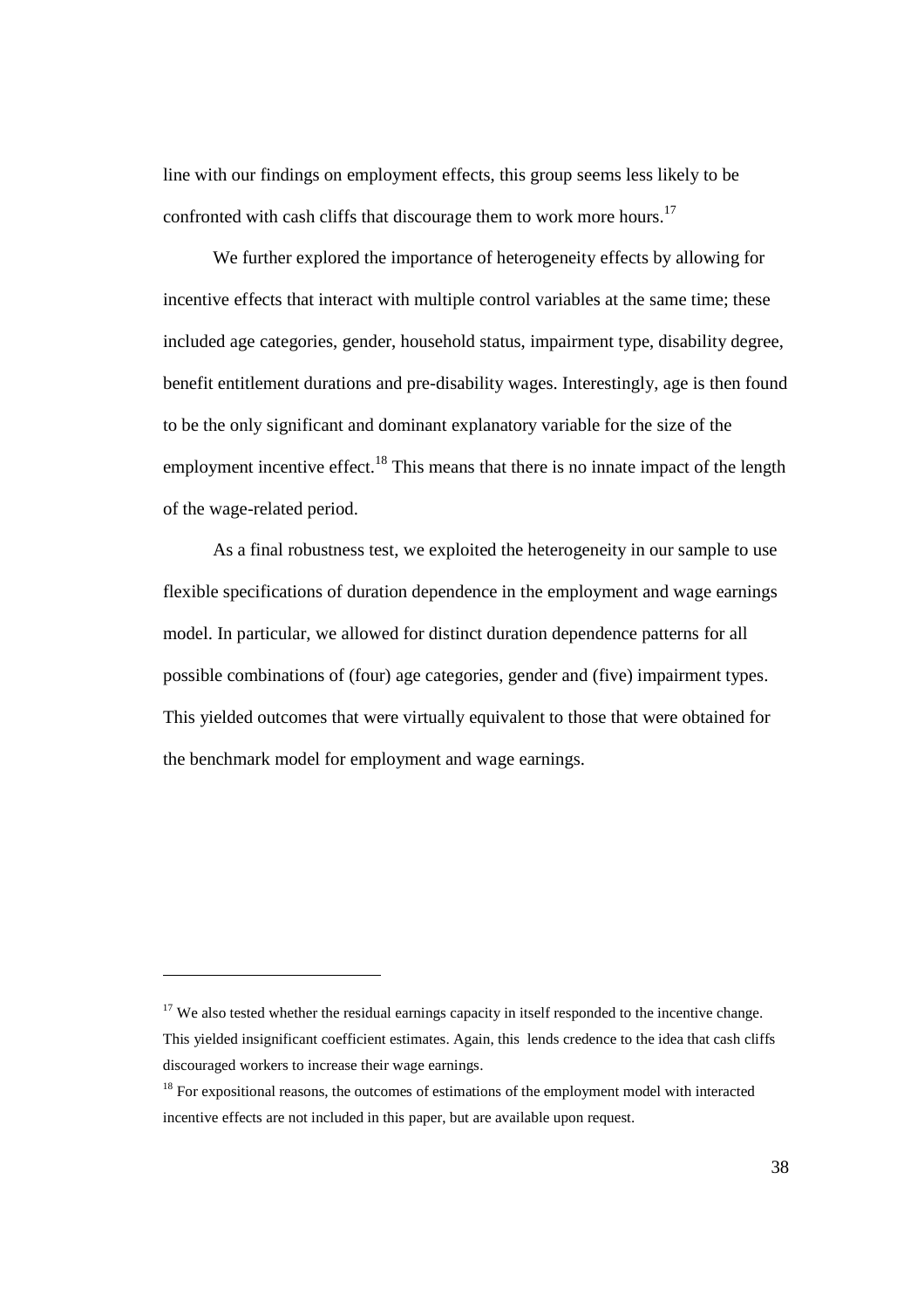line with our findings on employment effects, this group seems less likely to be confronted with cash cliffs that discourage them to work more hours.[17]

We further explored the importance of heterogeneity effects by allowing for incentive effects that interact with multiple control variables at the same time; these included age categories, gender, household status, impairment type, disability degree, benefit entitlement durations and pre-disability wages. Interestingly, age is then found to be the only significant and dominant explanatory variable for the size of the employment incentive effect.[18] This means that there is no innate impact of the length of the wage-related period.

As a final robustness test, we exploited the heterogeneity in our sample to use flexible specifications of duration dependence in the employment and wage earnings model. In particular, we allowed for distinct duration dependence patterns for all possible combinations of (four) age categories, gender and (five) impairment types. This yielded outcomes that were virtually equivalent to those that were obtained for the benchmark model for employment and wage earnings.

---

[17] We also tested whether the residual earnings capacity in itself responded to the incentive change. This yielded insignificant coefficient estimates. Again, this lends credence to the idea that cash cliffs discouraged workers to increase their wage earnings.

[18] For expositional reasons, the outcomes of estimations of the employment model with interacted incentive effects are not included in this paper, but are available upon request.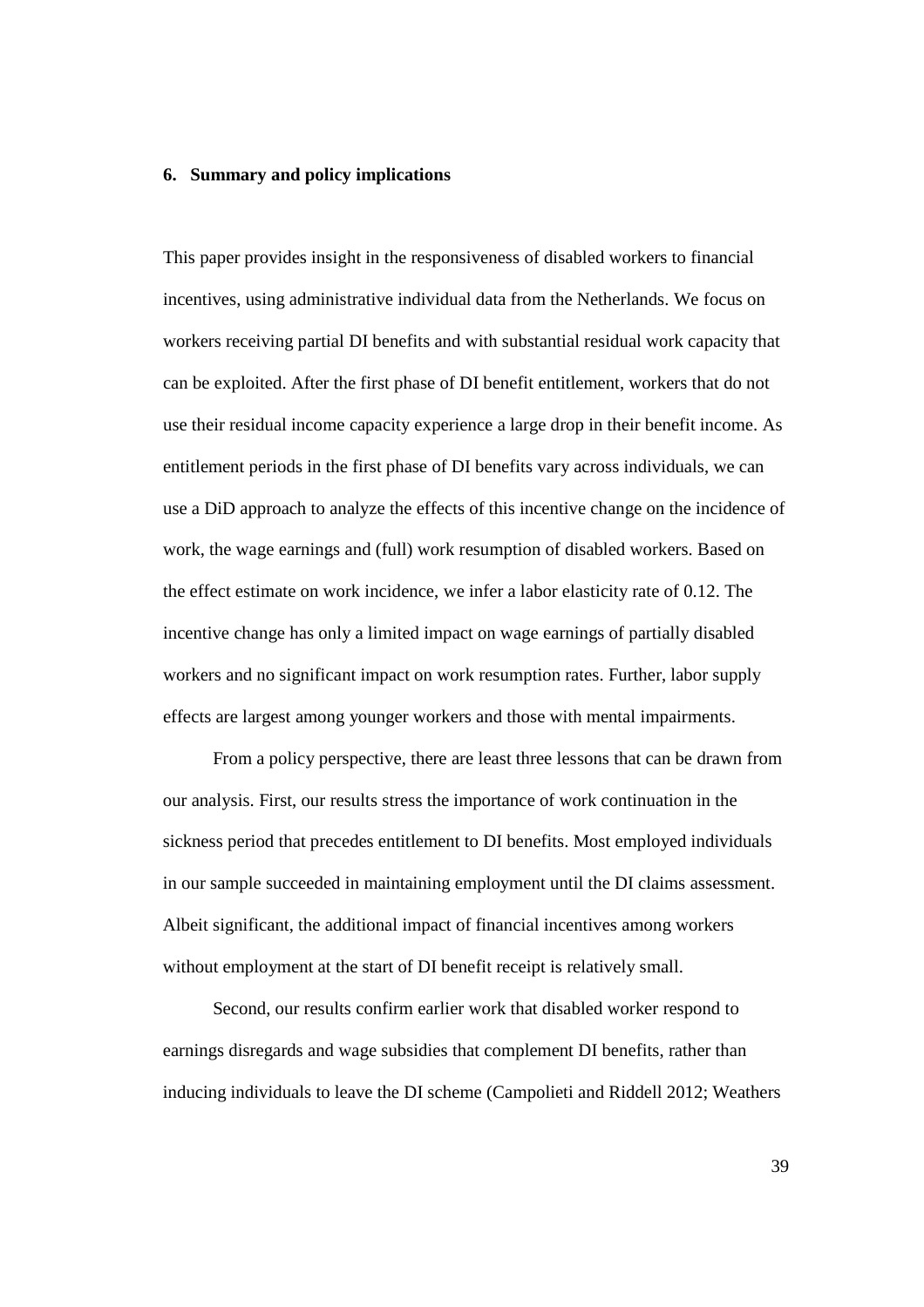## 6. Summary and policy implications

This paper provides insight in the responsiveness of disabled workers to financial incentives, using administrative individual data from the Netherlands. We focus on workers receiving partial DI benefits and with substantial residual work capacity that can be exploited. After the first phase of DI benefit entitlement, workers that do not use their residual income capacity experience a large drop in their benefit income. As entitlement periods in the first phase of DI benefits vary across individuals, we can use a DiD approach to analyze the effects of this incentive change on the incidence of work, the wage earnings and (full) work resumption of disabled workers. Based on the effect estimate on work incidence, we infer a labor elasticity rate of 0.12. The incentive change has only a limited impact on wage earnings of partially disabled workers and no significant impact on work resumption rates. Further, labor supply effects are largest among younger workers and those with mental impairments.

From a policy perspective, there are least three lessons that can be drawn from our analysis. First, our results stress the importance of work continuation in the sickness period that precedes entitlement to DI benefits. Most employed individuals in our sample succeeded in maintaining employment until the DI claims assessment. Albeit significant, the additional impact of financial incentives among workers without employment at the start of DI benefit receipt is relatively small.

Second, our results confirm earlier work that disabled worker respond to earnings disregards and wage subsidies that complement DI benefits, rather than inducing individuals to leave the DI scheme (Campolieti and Riddell 2012; Weathers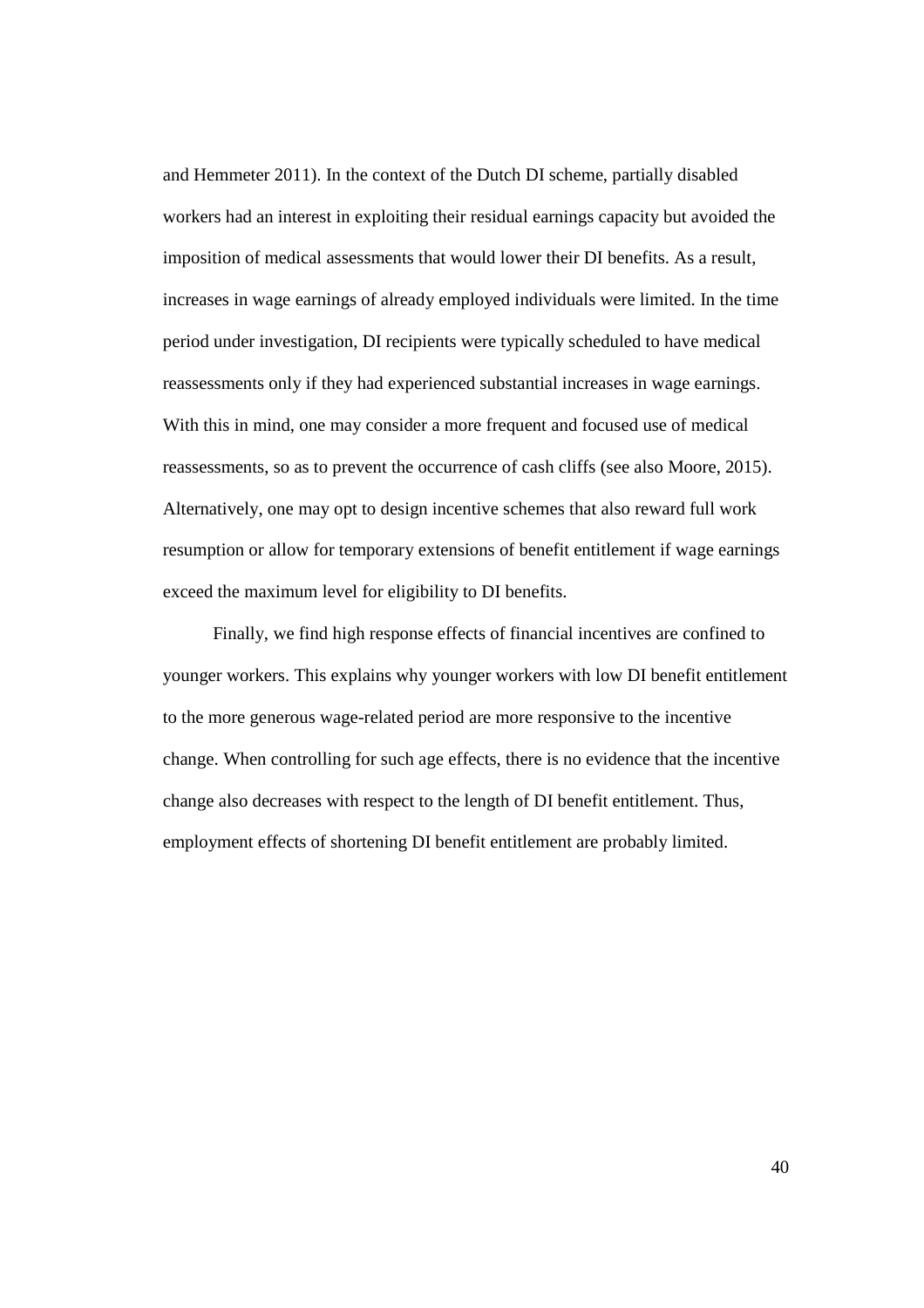and Hemmeter 2011). In the context of the Dutch DI scheme, partially disabled workers had an interest in exploiting their residual earnings capacity but avoided the imposition of medical assessments that would lower their DI benefits. As a result, increases in wage earnings of already employed individuals were limited. In the time period under investigation, DI recipients were typically scheduled to have medical reassessments only if they had experienced substantial increases in wage earnings. With this in mind, one may consider a more frequent and focused use of medical reassessments, so as to prevent the occurrence of cash cliffs (see also Moore, 2015). Alternatively, one may opt to design incentive schemes that also reward full work resumption or allow for temporary extensions of benefit entitlement if wage earnings exceed the maximum level for eligibility to DI benefits.

Finally, we find high response effects of financial incentives are confined to younger workers. This explains why younger workers with low DI benefit entitlement to the more generous wage-related period are more responsive to the incentive change. When controlling for such age effects, there is no evidence that the incentive change also decreases with respect to the length of DI benefit entitlement. Thus, employment effects of shortening DI benefit entitlement are probably limited.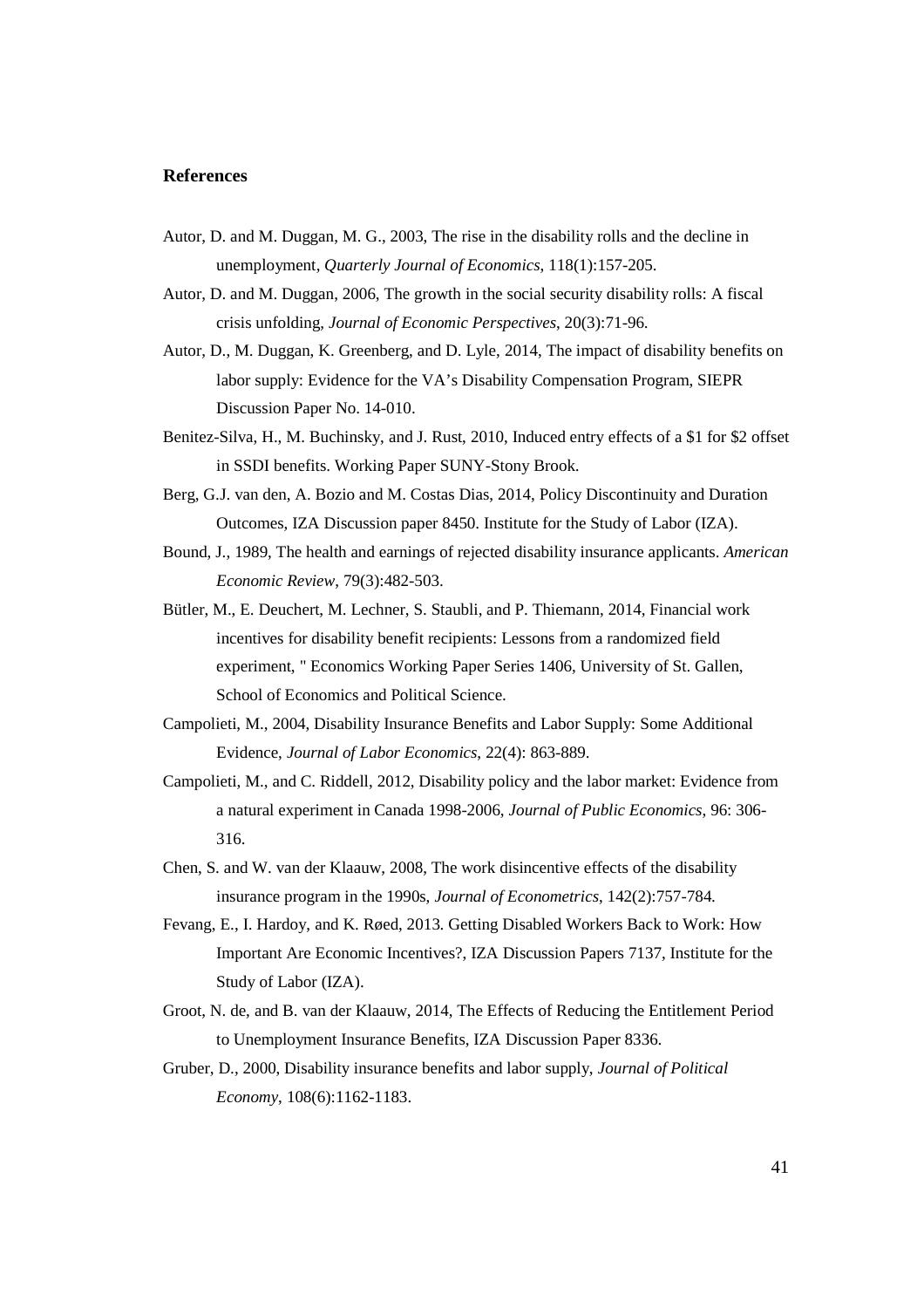## References

Autor, D. and M. Duggan, M. G., 2003, The rise in the disability rolls and the decline in unemployment, *Quarterly Journal of Economics*, 118(1):157-205.

Autor, D. and M. Duggan, 2006, The growth in the social security disability rolls: A fiscal crisis unfolding, *Journal of Economic Perspectives*, 20(3):71-96.

Autor, D., M. Duggan, K. Greenberg, and D. Lyle, 2014, The impact of disability benefits on labor supply: Evidence for the VA's Disability Compensation Program, SIEPR Discussion Paper No. 14-010.

Benitez-Silva, H., M. Buchinsky, and J. Rust, 2010, Induced entry effects of a $1 for $2 offset in SSDI benefits. Working Paper SUNY-Stony Brook.

Berg, G.J. van den, A. Bozio and M. Costas Dias, 2014, Policy Discontinuity and Duration Outcomes, IZA Discussion paper 8450. Institute for the Study of Labor (IZA).

Bound, J., 1989, The health and earnings of rejected disability insurance applicants. *American Economic Review*, 79(3):482-503.

Bütler, M., E. Deuchert, M. Lechner, S. Staubli, and P. Thiemann, 2014, Financial work incentives for disability benefit recipients: Lessons from a randomized field experiment, " Economics Working Paper Series 1406, University of St. Gallen, School of Economics and Political Science.

Campolieti, M., 2004, Disability Insurance Benefits and Labor Supply: Some Additional Evidence, *Journal of Labor Economics*, 22(4): 863-889.

Campolieti, M., and C. Riddell, 2012, Disability policy and the labor market: Evidence from a natural experiment in Canada 1998-2006, *Journal of Public Economics*, 96: 306-316.

Chen, S. and W. van der Klaauw, 2008, The work disincentive effects of the disability insurance program in the 1990s, *Journal of Econometrics*, 142(2):757-784.

Fevang, E., I. Hardoy, and K. Røed, 2013. Getting Disabled Workers Back to Work: How Important Are Economic Incentives?, IZA Discussion Papers 7137, Institute for the Study of Labor (IZA).

Groot, N. de, and B. van der Klaauw, 2014, The Effects of Reducing the Entitlement Period to Unemployment Insurance Benefits, IZA Discussion Paper 8336.

Gruber, D., 2000, Disability insurance benefits and labor supply, *Journal of Political Economy*, 108(6):1162-1183.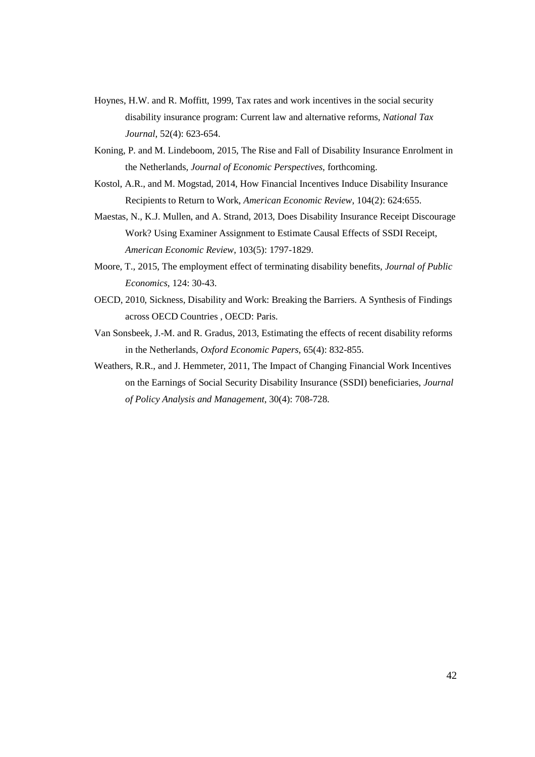Hoynes, H.W. and R. Moffitt, 1999, Tax rates and work incentives in the social security disability insurance program: Current law and alternative reforms, *National Tax Journal*, 52(4): 623-654.

Koning, P. and M. Lindeboom, 2015, The Rise and Fall of Disability Insurance Enrolment in the Netherlands, *Journal of Economic Perspectives*, forthcoming.

Kostol, A.R., and M. Mogstad, 2014, How Financial Incentives Induce Disability Insurance Recipients to Return to Work, *American Economic Review*, 104(2): 624:655.

Maestas, N., K.J. Mullen, and A. Strand, 2013, Does Disability Insurance Receipt Discourage Work? Using Examiner Assignment to Estimate Causal Effects of SSDI Receipt, *American Economic Review*, 103(5): 1797-1829.

Moore, T., 2015, The employment effect of terminating disability benefits, *Journal of Public Economics*, 124: 30-43.

OECD, 2010, Sickness, Disability and Work: Breaking the Barriers. A Synthesis of Findings across OECD Countries , OECD: Paris.

Van Sonsbeek, J.-M. and R. Gradus, 2013, Estimating the effects of recent disability reforms in the Netherlands, *Oxford Economic Papers*, 65(4): 832-855.

Weathers, R.R., and J. Hemmeter, 2011, The Impact of Changing Financial Work Incentives on the Earnings of Social Security Disability Insurance (SSDI) beneficiaries, *Journal of Policy Analysis and Management*, 30(4): 708-728.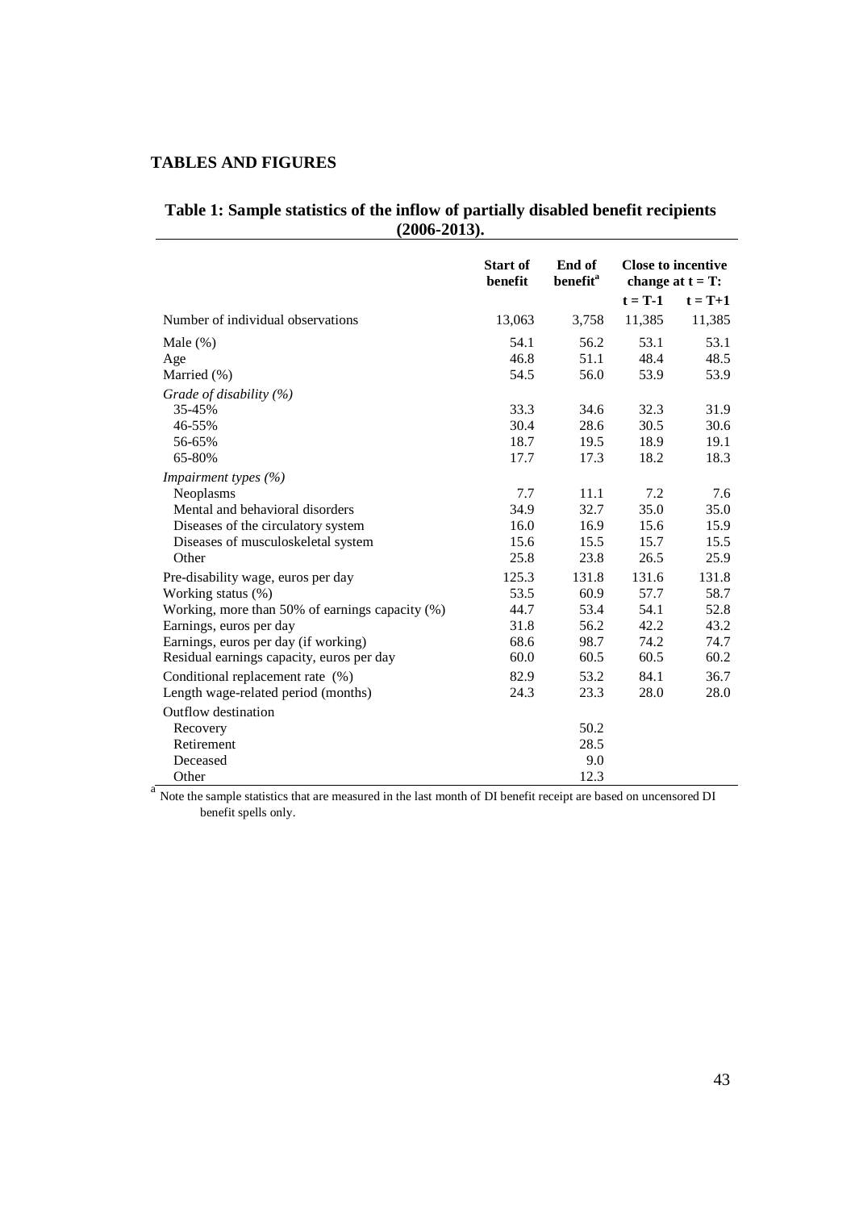## TABLES AND FIGURES

**Table 1: Sample statistics of the inflow of partially disabled benefit recipients (2006-2013).**

| | **Start of benefit** | **End of benefit**[a] | **Close to incentive change at t = T:** | |
|---|---|---|---|---|
| | | | **t = T-1** | **t = T+1** |
| Number of individual observations | 13,063 | 3,758 | 11,385 | 11,385 |
| Male (%) | 54.1 | 56.2 | 53.1 | 53.1 |
| Age | 46.8 | 51.1 | 48.4 | 48.5 |
| Married (%) | 54.5 | 56.0 | 53.9 | 53.9 |
| *Grade of disability (%)* | | | | |
| 35-45% | 33.3 | 34.6 | 32.3 | 31.9 |
| 46-55% | 30.4 | 28.6 | 30.5 | 30.6 |
| 56-65% | 18.7 | 19.5 | 18.9 | 19.1 |
| 65-80% | 17.7 | 17.3 | 18.2 | 18.3 |
| *Impairment types (%)* | | | | |
| Neoplasms | 7.7 | 11.1 | 7.2 | 7.6 |
| Mental and behavioral disorders | 34.9 | 32.7 | 35.0 | 35.0 |
| Diseases of the circulatory system | 16.0 | 16.9 | 15.6 | 15.9 |
| Diseases of musculoskeletal system | 15.6 | 15.5 | 15.7 | 15.5 |
| Other | 25.8 | 23.8 | 26.5 | 25.9 |
| Pre-disability wage, euros per day | 125.3 | 131.8 | 131.6 | 131.8 |
| Working status (%) | 53.5 | 60.9 | 57.7 | 58.7 |
| Working, more than 50% of earnings capacity (%) | 44.7 | 53.4 | 54.1 | 52.8 |
| Earnings, euros per day | 31.8 | 56.2 | 42.2 | 43.2 |
| Earnings, euros per day (if working) | 68.6 | 98.7 | 74.2 | 74.7 |
| Residual earnings capacity, euros per day | 60.0 | 60.5 | 60.5 | 60.2 |
| Conditional replacement rate (%) | 82.9 | 53.2 | 84.1 | 36.7 |
| Length wage-related period (months) | 24.3 | 23.3 | 28.0 | 28.0 |
| Outflow destination | | | | |
| Recovery | | 50.2 | | |
| Retirement | | 28.5 | | |
| Deceased | | 9.0 | | |
| Other | | 12.3 | | |

[a] Note the sample statistics that are measured in the last month of DI benefit receipt are based on uncensored DI benefit spells only.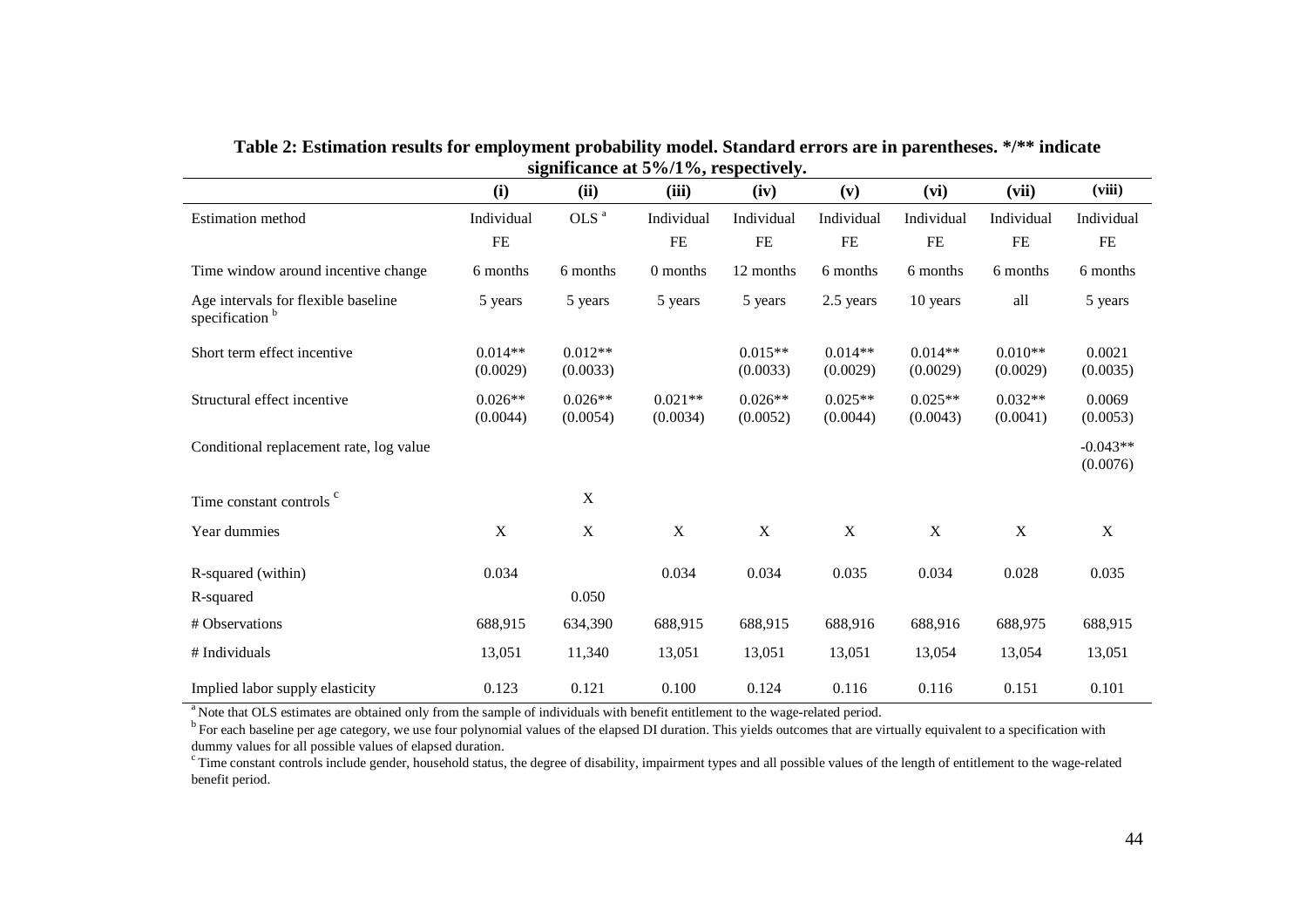**Table 2: Estimation results for employment probability model. Standard errors are in parentheses. \*/\*\* indicate significance at 5%/1%, respectively.**

| | (i) | (ii) | (iii) | (iv) | (v) | (vi) | (vii) | (viii) |
|---|---|---|---|---|---|---|---|---|
| Estimation method | Individual FE | OLS [a] | Individual FE | Individual FE | Individual FE | Individual FE | Individual FE | Individual FE |
| Time window around incentive change | 6 months | 6 months | 0 months | 12 months | 6 months | 6 months | 6 months | 6 months |
| Age intervals for flexible baseline specification [b] | 5 years | 5 years | 5 years | 5 years | 2.5 years | 10 years | all | 5 years |
| Short term effect incentive | 0.014\*\* (0.0029) | 0.012\*\* (0.0033) | | 0.015\*\* (0.0033) | 0.014\*\* (0.0029) | 0.014\*\* (0.0029) | 0.010\*\* (0.0029) | 0.0021 (0.0035) |
| Structural effect incentive | 0.026\*\* (0.0044) | 0.026\*\* (0.0054) | 0.021\*\* (0.0034) | 0.026\*\* (0.0052) | 0.025\*\* (0.0044) | 0.025\*\* (0.0043) | 0.032\*\* (0.0041) | 0.0069 (0.0053) |
| Conditional replacement rate, log value | | | | | | | | -0.043\*\* (0.0076) |
| Time constant controls [c] | | X | | | | | | |
| Year dummies | X | X | X | X | X | X | X | X |
| R-squared (within) | 0.034 | | 0.034 | 0.034 | 0.035 | 0.034 | 0.028 | 0.035 |
| R-squared | | 0.050 | | | | | | |
| # Observations | 688,915 | 634,390 | 688,915 | 688,915 | 688,916 | 688,916 | 688,975 | 688,915 |
| # Individuals | 13,051 | 11,340 | 13,051 | 13,051 | 13,051 | 13,054 | 13,054 | 13,051 |
| Implied labor supply elasticity | 0.123 | 0.121 | 0.100 | 0.124 | 0.116 | 0.116 | 0.151 | 0.101 |

[a] Note that OLS estimates are obtained only from the sample of individuals with benefit entitlement to the wage-related period.

[b] For each baseline per age category, we use four polynomial values of the elapsed DI duration. This yields outcomes that are virtually equivalent to a specification with dummy values for all possible values of elapsed duration.

[c] Time constant controls include gender, household status, the degree of disability, impairment types and all possible values of the length of entitlement to the wage-related benefit period.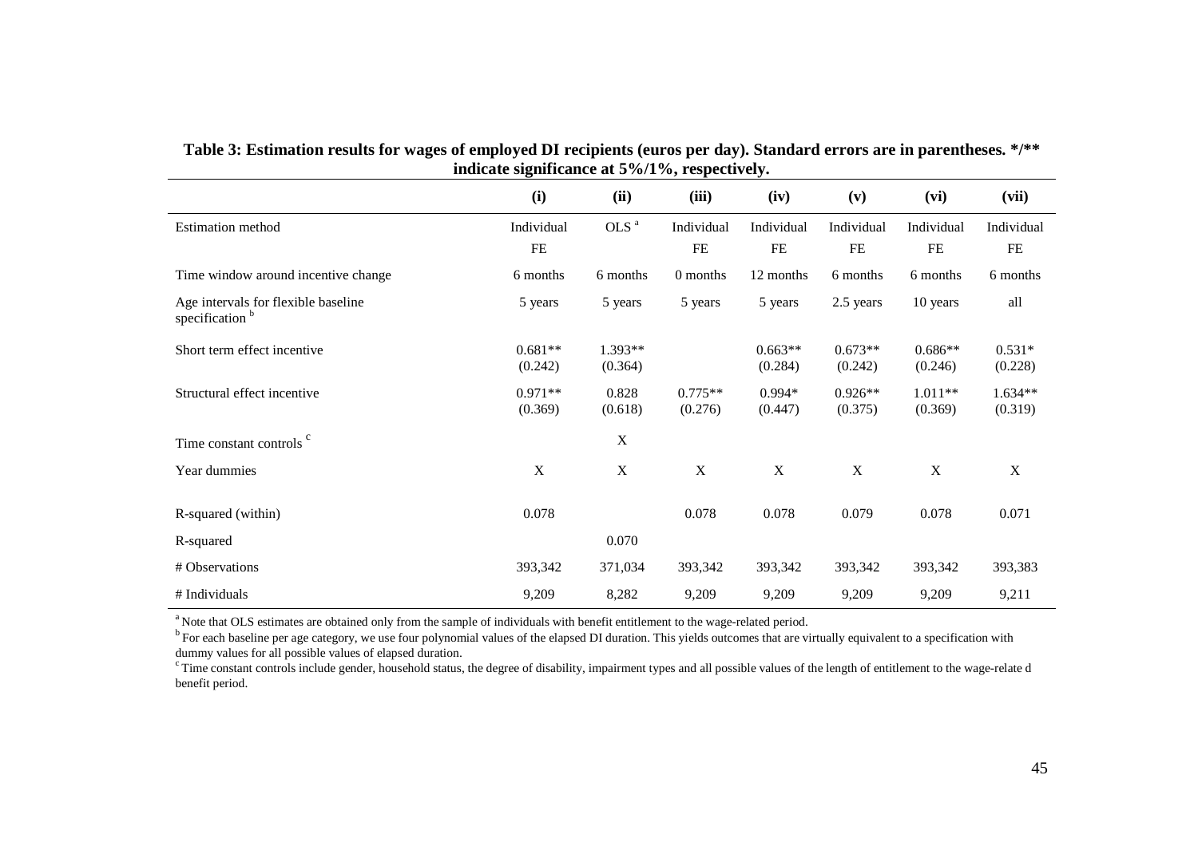**Table 3: Estimation results for wages of employed DI recipients (euros per day). Standard errors are in parentheses. \*/\*\* indicate significance at 5%/1%, respectively.**

| | (i) | (ii) | (iii) | (iv) | (v) | (vi) | (vii) |
|---|---|---|---|---|---|---|---|
| Estimation method | Individual FE | OLS [a] | Individual FE | Individual FE | Individual FE | Individual FE | Individual FE |
| Time window around incentive change | 6 months | 6 months | 0 months | 12 months | 6 months | 6 months | 6 months |
| Age intervals for flexible baseline specification [b] | 5 years | 5 years | 5 years | 5 years | 2.5 years | 10 years | all |
| Short term effect incentive | 0.681** (0.242) | 1.393** (0.364) | | 0.663** (0.284) | 0.673** (0.242) | 0.686** (0.246) | 0.531* (0.228) |
| Structural effect incentive | 0.971** (0.369) | 0.828 (0.618) | 0.775** (0.276) | 0.994* (0.447) | 0.926** (0.375) | 1.011** (0.369) | 1.634** (0.319) |
| Time constant controls [c] | | X | | | | | |
| Year dummies | X | X | X | X | X | X | X |
| R-squared (within) | 0.078 | | 0.078 | 0.078 | 0.079 | 0.078 | 0.071 |
| R-squared | | 0.070 | | | | | |
| # Observations | 393,342 | 371,034 | 393,342 | 393,342 | 393,342 | 393,342 | 393,383 |
| # Individuals | 9,209 | 8,282 | 9,209 | 9,209 | 9,209 | 9,209 | 9,211 |

[a] Note that OLS estimates are obtained only from the sample of individuals with benefit entitlement to the wage-related period.

[b] For each baseline per age category, we use four polynomial values of the elapsed DI duration. This yields outcomes that are virtually equivalent to a specification with dummy values for all possible values of elapsed duration.

[c] Time constant controls include gender, household status, the degree of disability, impairment types and all possible values of the length of entitlement to the wage-relate d benefit period.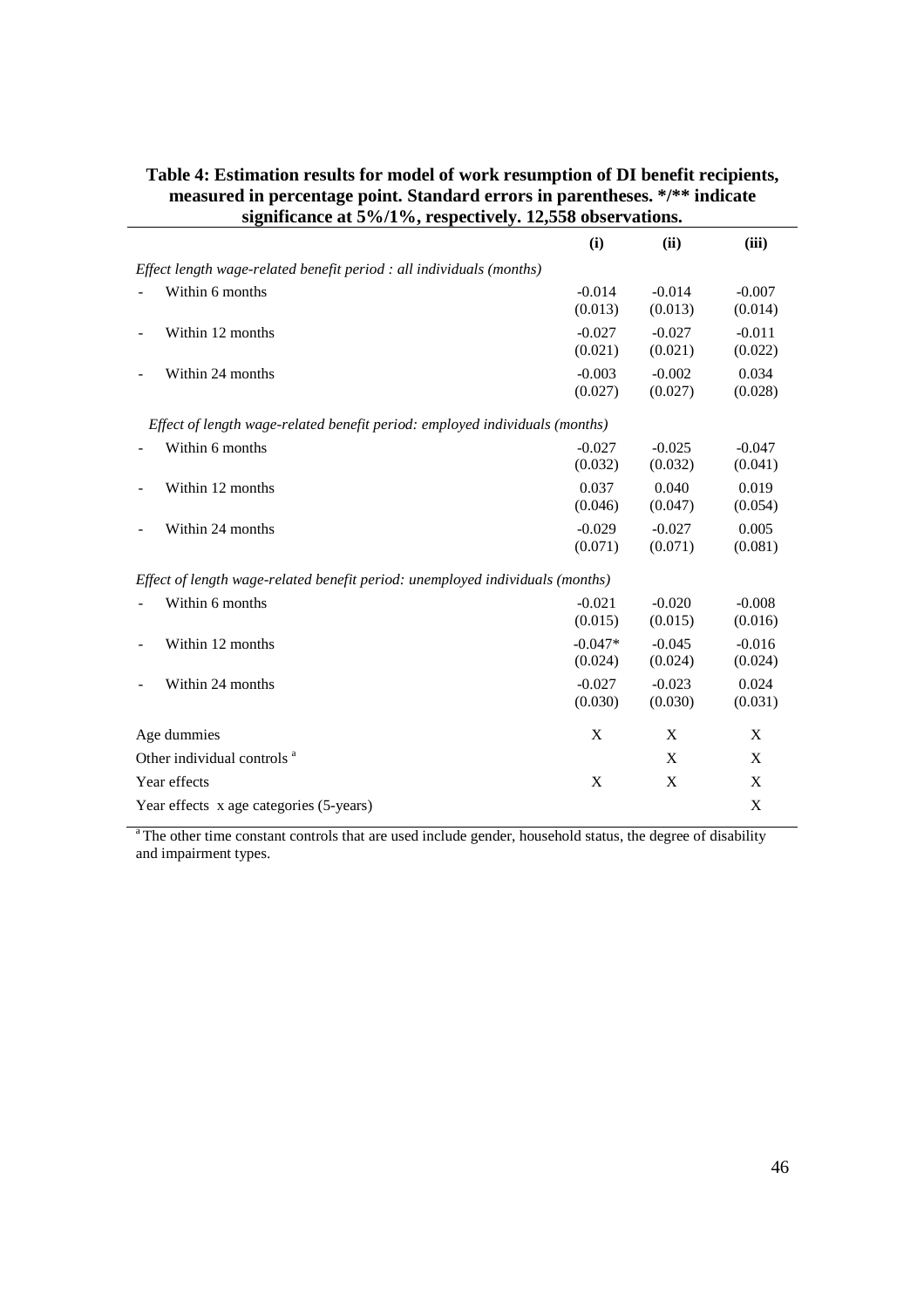**Table 4: Estimation results for model of work resumption of DI benefit recipients, measured in percentage point. Standard errors in parentheses. \*/\*\* indicate significance at 5%/1%, respectively. 12,558 observations.**

| | (i) | (ii) | (iii) |
|---|---|---|---|
| *Effect length wage-related benefit period : all individuals (months)* | | | |
| - Within 6 months | -0.014<br>(0.013) | -0.014<br>(0.013) | -0.007<br>(0.014) |
| - Within 12 months | -0.027<br>(0.021) | -0.027<br>(0.021) | -0.011<br>(0.022) |
| - Within 24 months | -0.003<br>(0.027) | -0.002<br>(0.027) | 0.034<br>(0.028) |
| *Effect of length wage-related benefit period: employed individuals (months)* | | | |
| - Within 6 months | -0.027<br>(0.032) | -0.025<br>(0.032) | -0.047<br>(0.041) |
| - Within 12 months | 0.037<br>(0.046) | 0.040<br>(0.047) | 0.019<br>(0.054) |
| - Within 24 months | -0.029<br>(0.071) | -0.027<br>(0.071) | 0.005<br>(0.081) |
| *Effect of length wage-related benefit period: unemployed individuals (months)* | | | |
| - Within 6 months | -0.021<br>(0.015) | -0.020<br>(0.015) | -0.008<br>(0.016) |
| - Within 12 months | -0.047\*<br>(0.024) | -0.045<br>(0.024) | -0.016<br>(0.024) |
| - Within 24 months | -0.027<br>(0.030) | -0.023<br>(0.030) | 0.024<br>(0.031) |
| Age dummies | X | X | X |
| Other individual controls [a] | | X | X |
| Year effects | X | X | X |
| Year effects x age categories (5-years) | | | X |

[a] The other time constant controls that are used include gender, household status, the degree of disability and impairment types.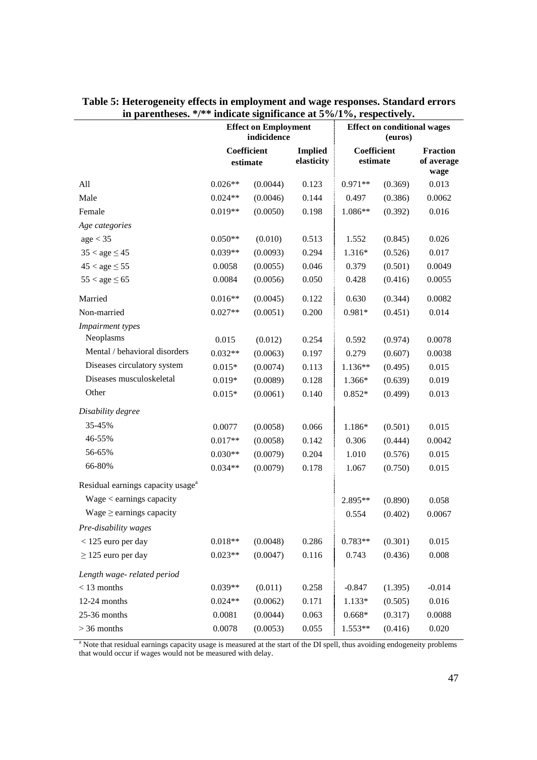**Table 5: Heterogeneity effects in employment and wage responses. Standard errors in parentheses. */** indicate significance at 5%/1%, respectively.**

| | Effect on Employment indicidence | | | Effect on conditional wages (euros) | | |
|---|---|---|---|---|---|---|
| | Coefficient estimate | | Implied elasticity | Coefficient estimate | | Fraction of average wage |
| All | 0.026** | (0.0044) | 0.123 | 0.971** | (0.369) | 0.013 |
| Male | 0.024** | (0.0046) | 0.144 | 0.497 | (0.386) | 0.0062 |
| Female | 0.019** | (0.0050) | 0.198 | 1.086** | (0.392) | 0.016 |
| *Age categories* | | | | | | |
| age < 35 | 0.050** | (0.010) | 0.513 | 1.552 | (0.845) | 0.026 |
| 35 < age ≤ 45 | 0.039** | (0.0093) | 0.294 | 1.316* | (0.526) | 0.017 |
| 45 < age ≤ 55 | 0.0058 | (0.0055) | 0.046 | 0.379 | (0.501) | 0.0049 |
| 55 < age ≤ 65 | 0.0084 | (0.0056) | 0.050 | 0.428 | (0.416) | 0.0055 |
| Married | 0.016** | (0.0045) | 0.122 | 0.630 | (0.344) | 0.0082 |
| Non-married | 0.027** | (0.0051) | 0.200 | 0.981* | (0.451) | 0.014 |
| *Impairment types* | | | | | | |
| Neoplasms | 0.015 | (0.012) | 0.254 | 0.592 | (0.974) | 0.0078 |
| Mental / behavioral disorders | 0.032** | (0.0063) | 0.197 | 0.279 | (0.607) | 0.0038 |
| Diseases circulatory system | 0.015* | (0.0074) | 0.113 | 1.136** | (0.495) | 0.015 |
| Diseases musculoskeletal | 0.019* | (0.0089) | 0.128 | 1.366* | (0.639) | 0.019 |
| Other | 0.015* | (0.0061) | 0.140 | 0.852* | (0.499) | 0.013 |
| *Disability degree* | | | | | | |
| 35-45% | 0.0077 | (0.0058) | 0.066 | 1.186* | (0.501) | 0.015 |
| 46-55% | 0.017** | (0.0058) | 0.142 | 0.306 | (0.444) | 0.0042 |
| 56-65% | 0.030** | (0.0079) | 0.204 | 1.010 | (0.576) | 0.015 |
| 66-80% | 0.034** | (0.0079) | 0.178 | 1.067 | (0.750) | 0.015 |
| Residual earnings capacity usage[a] | | | | | | |
| Wage < earnings capacity | | | | 2.895** | (0.890) | 0.058 |
| Wage ≥ earnings capacity | | | | 0.554 | (0.402) | 0.0067 |
| *Pre-disability wages* | | | | | | |
| < 125 euro per day | 0.018** | (0.0048) | 0.286 | 0.783** | (0.301) | 0.015 |
| ≥ 125 euro per day | 0.023** | (0.0047) | 0.116 | 0.743 | (0.436) | 0.008 |
| *Length wage- related period* | | | | | | |
| < 13 months | 0.039** | (0.011) | 0.258 | -0.847 | (1.395) | -0.014 |
| 12-24 months | 0.024** | (0.0062) | 0.171 | 1.133* | (0.505) | 0.016 |
| 25-36 months | 0.0081 | (0.0044) | 0.063 | 0.668* | (0.317) | 0.0088 |
| > 36 months | 0.0078 | (0.0053) | 0.055 | 1.553** | (0.416) | 0.020 |

[a] Note that residual earnings capacity usage is measured at the start of the DI spell, thus avoiding endogeneity problems that would occur if wages would not be measured with delay.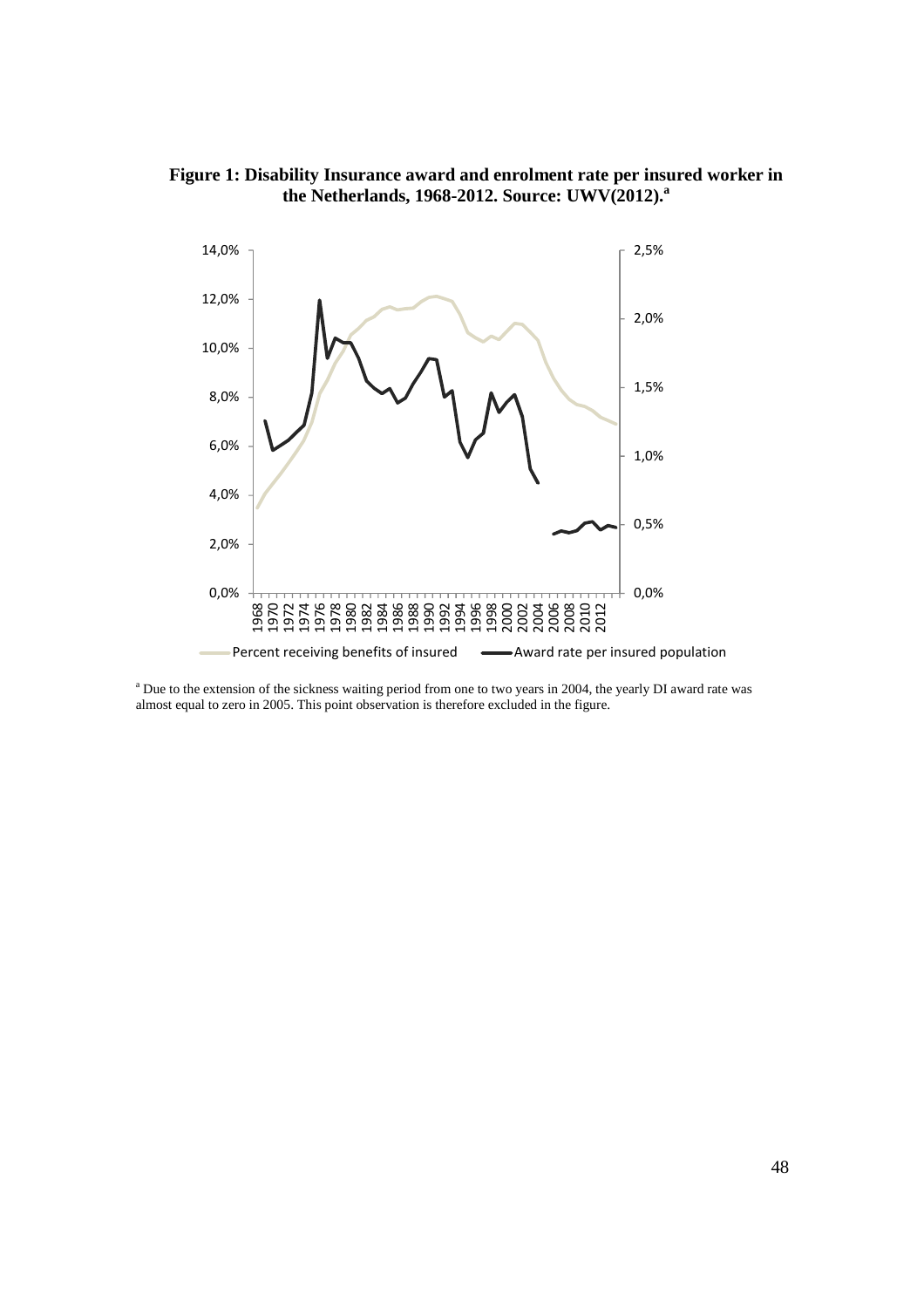**Figure 1: Disability Insurance award and enrolment rate per insured worker in the Netherlands, 1968-2012. Source: UWV(2012).[a]**

[a] Due to the extension of the sickness waiting period from one to two years in 2004, the yearly DI award rate was almost equal to zero in 2005. This point observation is therefore excluded in the figure.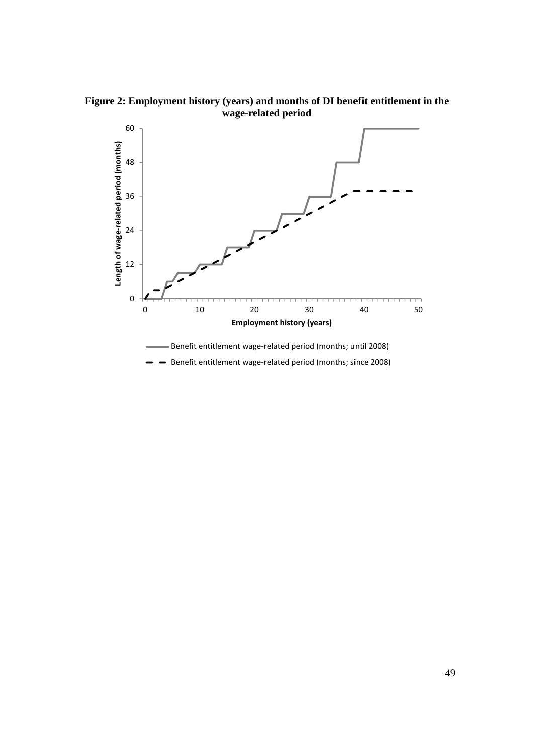**Figure 2: Employment history (years) and months of DI benefit entitlement in the wage-related period**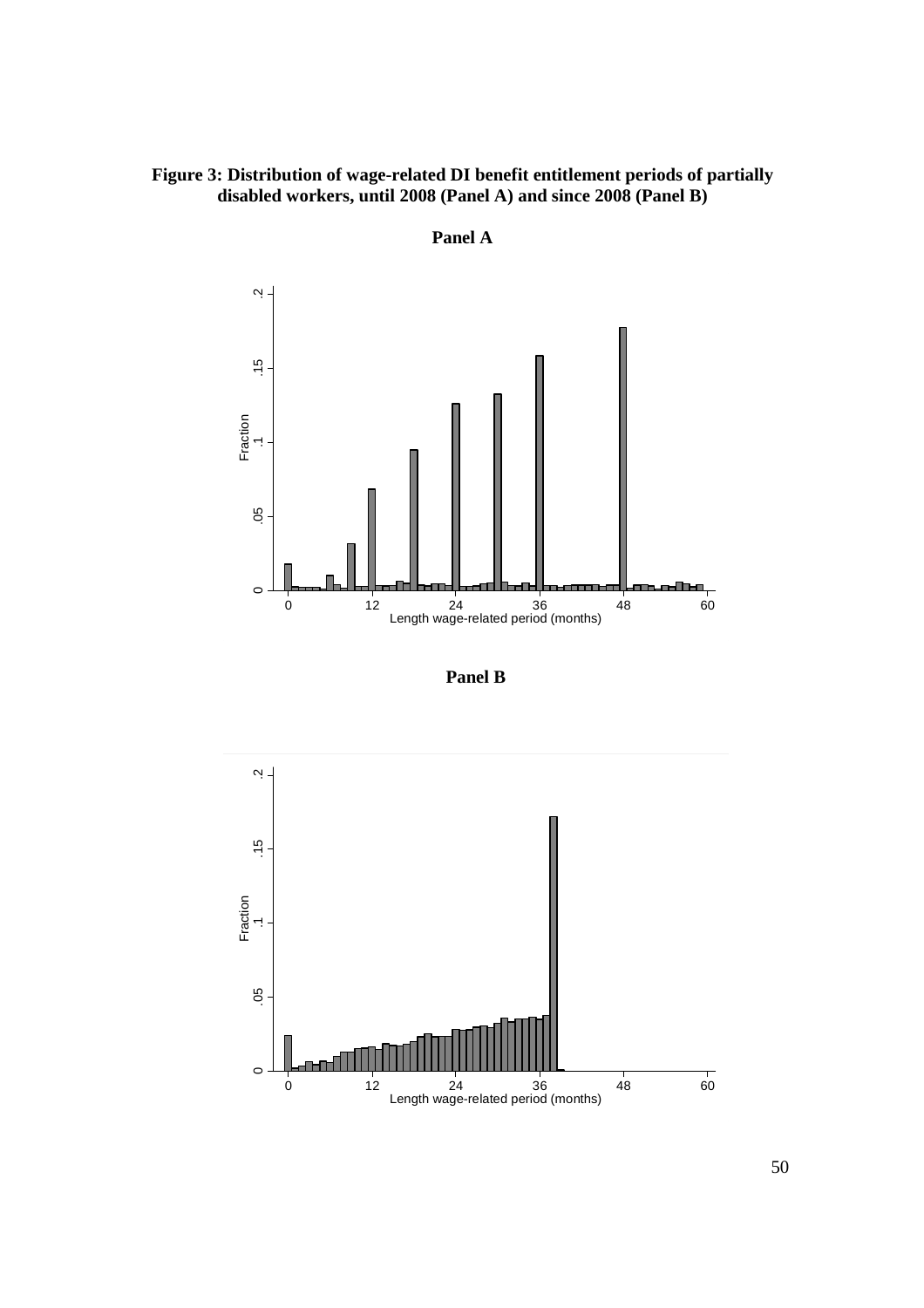**Figure 3: Distribution of wage-related DI benefit entitlement periods of partially disabled workers, until 2008 (Panel A) and since 2008 (Panel B)**

**Panel A**

**Panel B**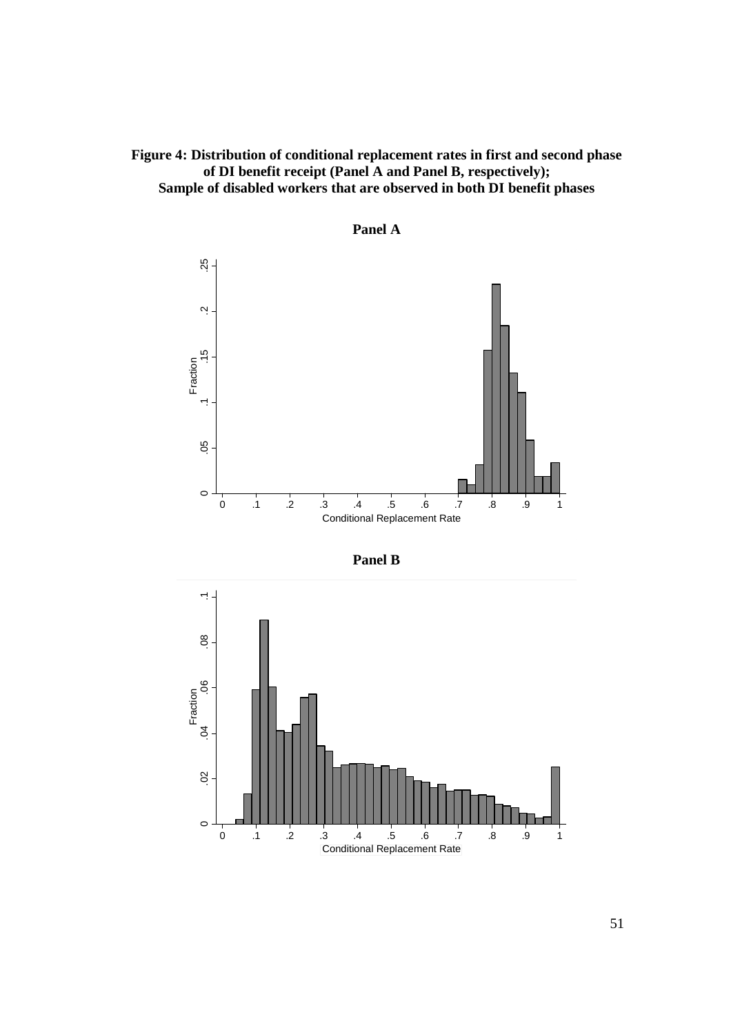**Figure 4: Distribution of conditional replacement rates in first and second phase of DI benefit receipt (Panel A and Panel B, respectively); Sample of disabled workers that are observed in both DI benefit phases**

**Panel A**

**Panel B**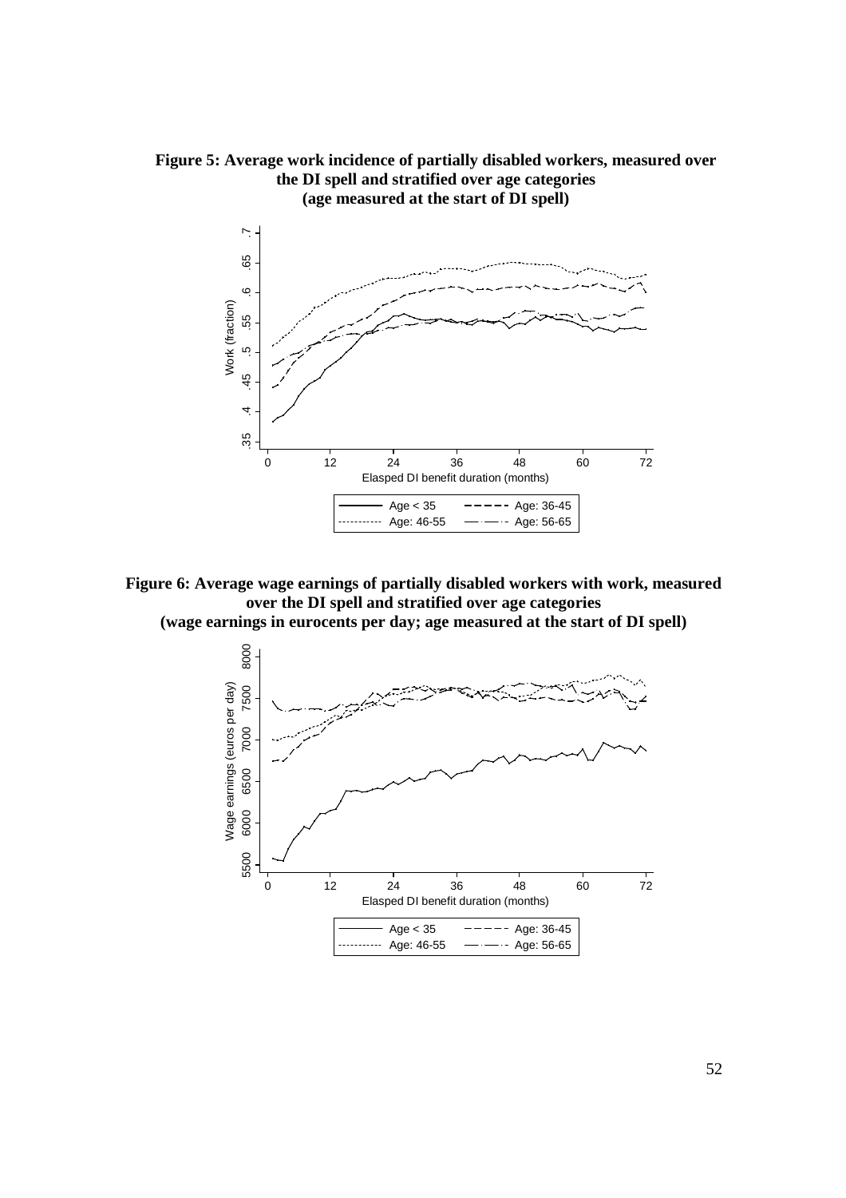**Figure 5: Average work incidence of partially disabled workers, measured over the DI spell and stratified over age categories (age measured at the start of DI spell)**

**Figure 6: Average wage earnings of partially disabled workers with work, measured over the DI spell and stratified over age categories (wage earnings in eurocents per day; age measured at the start of DI spell)**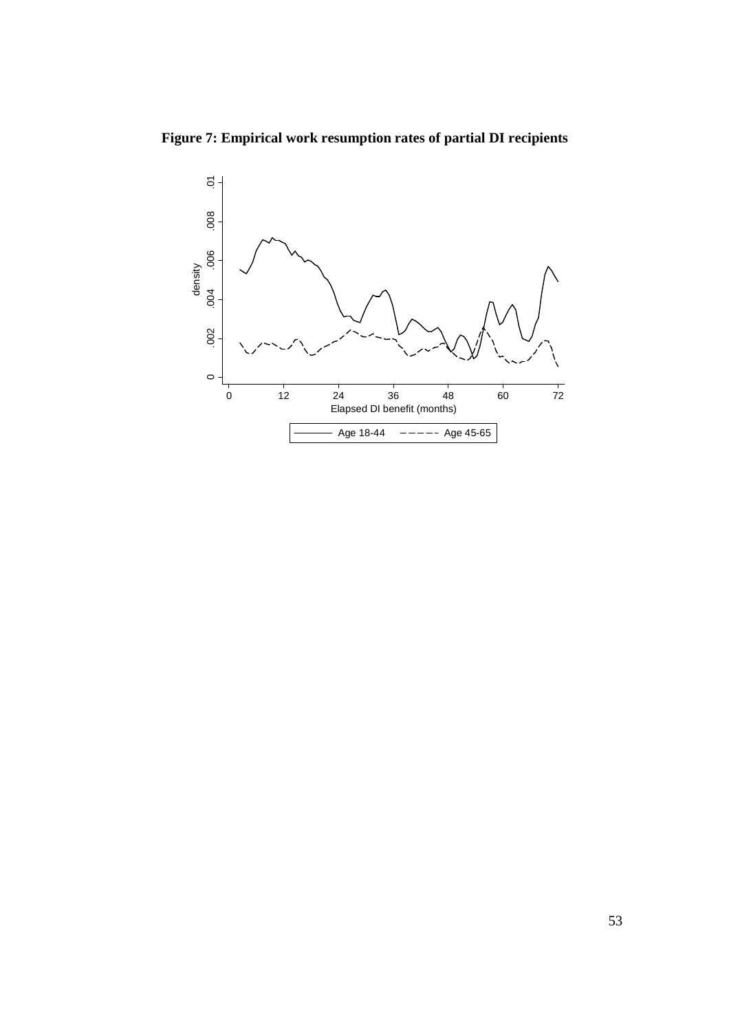**Figure 7: Empirical work resumption rates of partial DI recipients**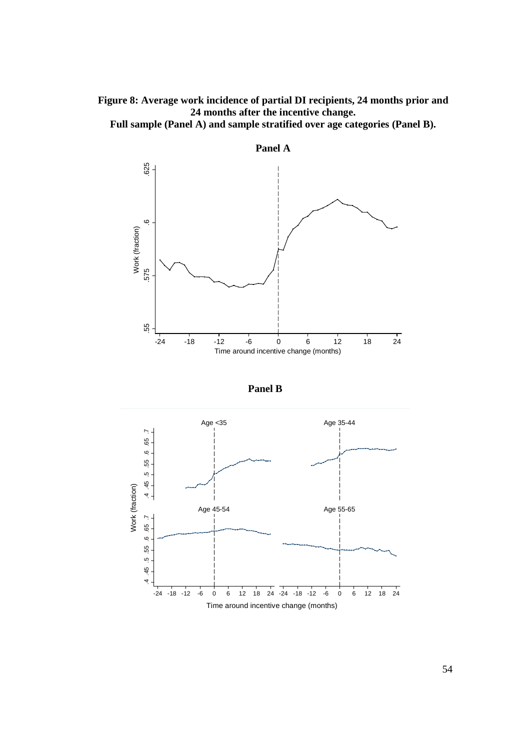**Figure 8: Average work incidence of partial DI recipients, 24 months prior and 24 months after the incentive change.**
**Full sample (Panel A) and sample stratified over age categories (Panel B).**

**Panel A**

**Panel B**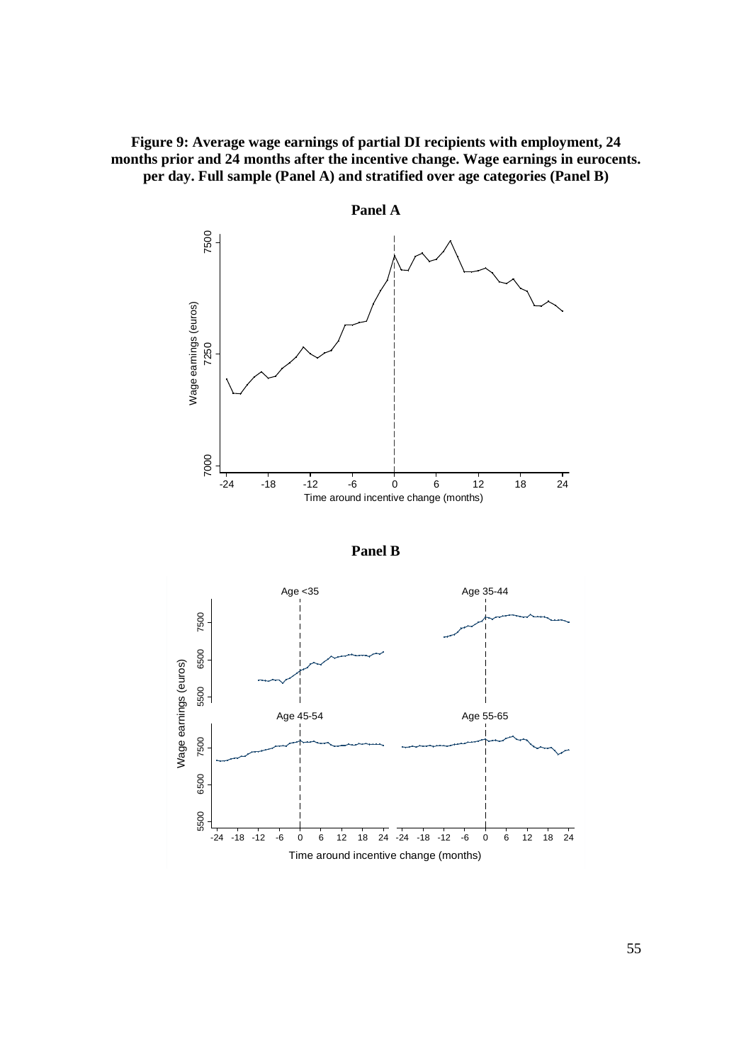**Figure 9: Average wage earnings of partial DI recipients with employment, 24 months prior and 24 months after the incentive change. Wage earnings in eurocents. per day. Full sample (Panel A) and stratified over age categories (Panel B)**

**Panel A**

**Panel B**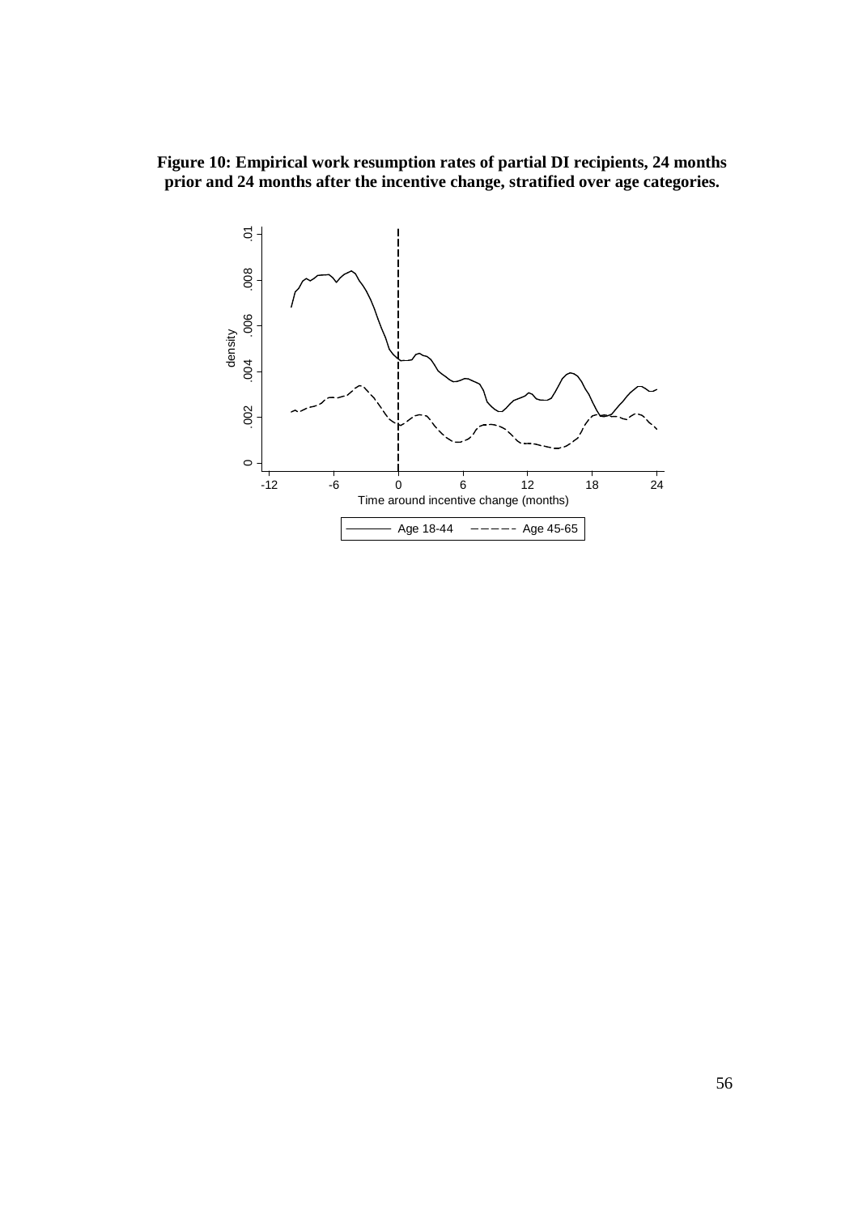**Figure 10: Empirical work resumption rates of partial DI recipients, 24 months prior and 24 months after the incentive change, stratified over age categories.**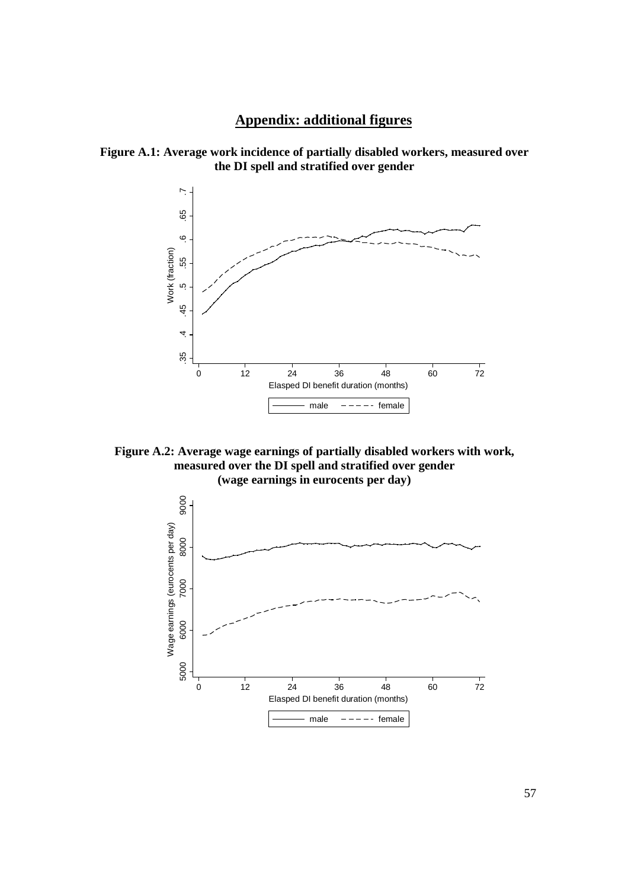## Appendix: additional figures

**Figure A.1: Average work incidence of partially disabled workers, measured over the DI spell and stratified over gender**

**Figure A.2: Average wage earnings of partially disabled workers with work, measured over the DI spell and stratified over gender (wage earnings in eurocents per day)**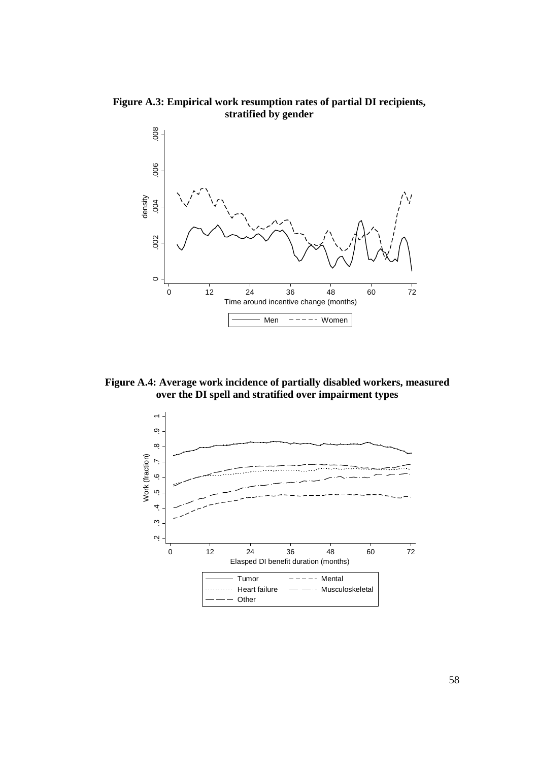**Figure A.3: Empirical work resumption rates of partial DI recipients, stratified by gender**

**Figure A.4: Average work incidence of partially disabled workers, measured over the DI spell and stratified over impairment types**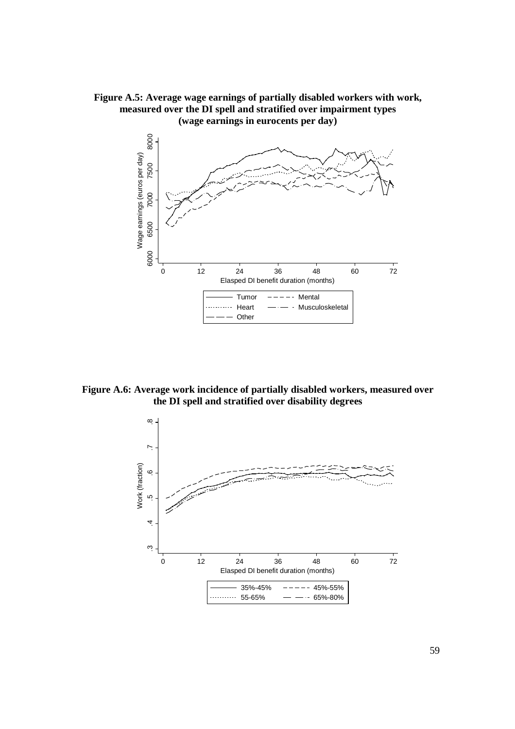**Figure A.5: Average wage earnings of partially disabled workers with work, measured over the DI spell and stratified over impairment types (wage earnings in eurocents per day)**

**Figure A.6: Average work incidence of partially disabled workers, measured over the DI spell and stratified over disability degrees**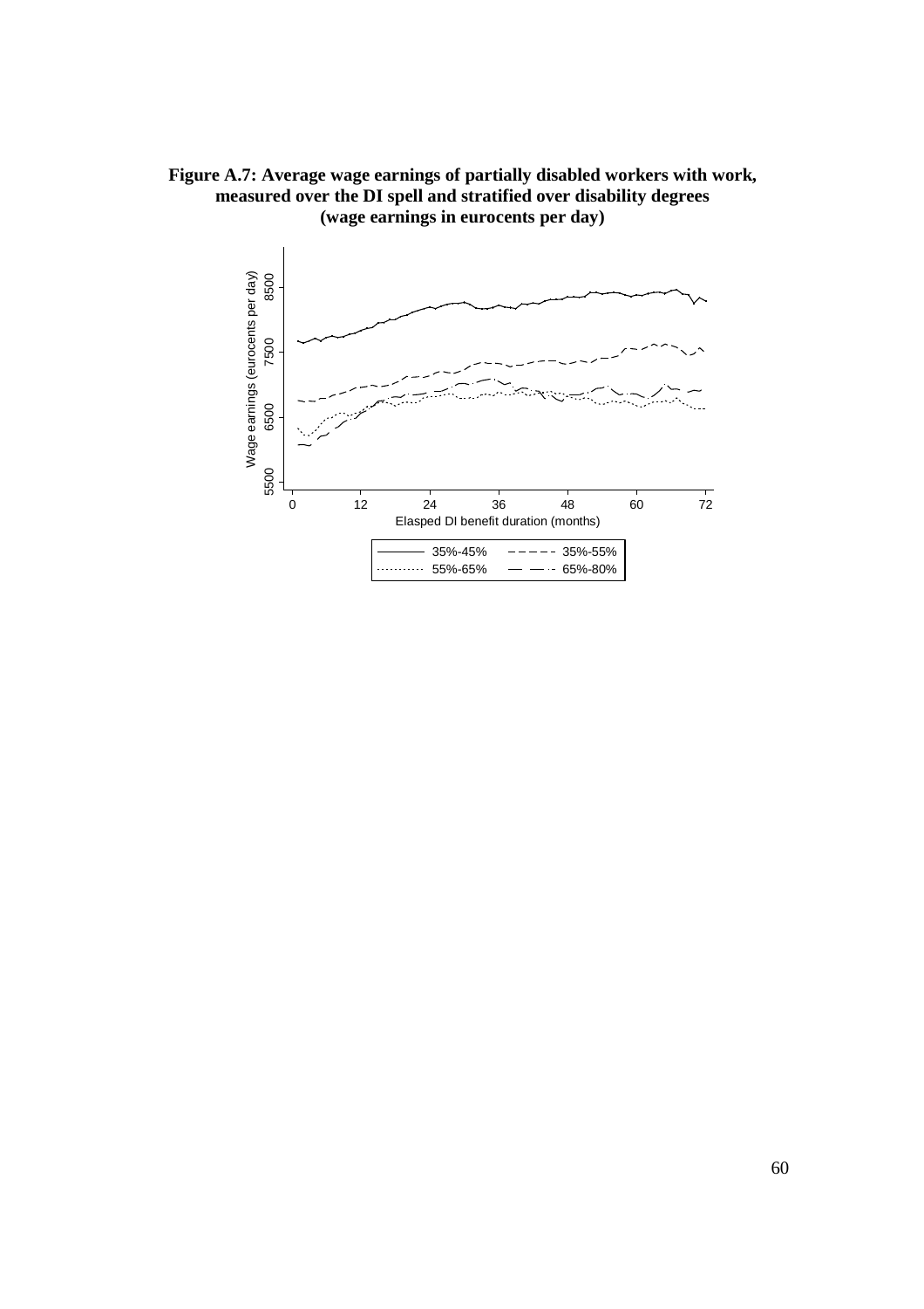**Figure A.7: Average wage earnings of partially disabled workers with work, measured over the DI spell and stratified over disability degrees (wage earnings in eurocents per day)**

Wage earnings (eurocents per day)

5500
6500
7500
8500

0
12
24
36
48
60
72

Elasped DI benefit duration (months)

35%-45%
35%-55%
55%-65%
65%-80%